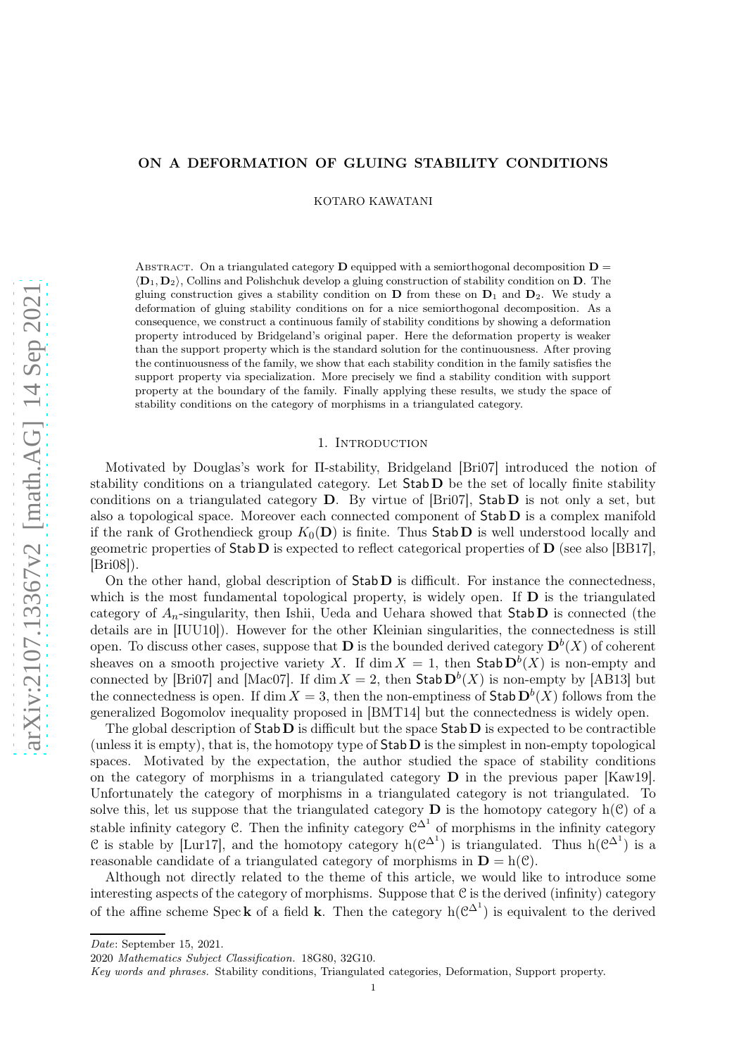# ON A DEFORMATION OF GLUING STABILITY CONDITIONS

KOTARO KAWATANI

Abstract. On a triangulated category $\mathbf{D}$ equipped with a semiorthogonal decomposition $\mathbf{D} = \langle \mathbf{D}_1, \mathbf{D}_2 \rangle$, Collins and Polishchuk develop a gluing construction of stability condition on $\mathbf{D}$. The gluing construction gives a stability condition on $\mathbf{D}$ from these on $\mathbf{D}_1$ and $\mathbf{D}_2$. We study a deformation of gluing stability conditions on for a nice semiorthogonal decomposition. As a consequence, we construct a continuous family of stability conditions by showing a deformation property introduced by Bridgeland's original paper. Here the deformation property is weaker than the support property which is the standard solution for the continuousness. After proving the continuousness of the family, we show that each stability condition in the family satisfies the support property via specialization. More precisely we find a stability condition with support property at the boundary of the family. Finally applying these results, we study the space of stability conditions on the category of morphisms in a triangulated category.

## 1. Introduction

Motivated by Douglas's work for Π-stability, Bridgeland [Bri07] introduced the notion of stability conditions on a triangulated category. Let $\mathsf{Stab}\,\mathbf{D}$ be the set of locally finite stability conditions on a triangulated category $\mathbf{D}$. By virtue of [Bri07], $\mathsf{Stab}\,\mathbf{D}$ is not only a set, but also a topological space. Moreover each connected component of $\mathsf{Stab}\,\mathbf{D}$ is a complex manifold if the rank of Grothendieck group $K_0(\mathbf{D})$ is finite. Thus $\mathsf{Stab}\,\mathbf{D}$ is well understood locally and geometric properties of $\mathsf{Stab}\,\mathbf{D}$ is expected to reflect categorical properties of $\mathbf{D}$ (see also [BB17], [Bri08]).

On the other hand, global description of $\mathsf{Stab}\,\mathbf{D}$ is difficult. For instance the connectedness, which is the most fundamental topological property, is widely open. If $\mathbf{D}$ is the triangulated category of $A_n$-singularity, then Ishii, Ueda and Uehara showed that $\mathsf{Stab}\,\mathbf{D}$ is connected (the details are in [IUU10]). However for the other Kleinian singularities, the connectedness is still open. To discuss other cases, suppose that $\mathbf{D}$ is the bounded derived category $\mathbf{D}^b(X)$ of coherent sheaves on a smooth projective variety $X$. If $\dim X = 1$, then $\mathsf{Stab}\,\mathbf{D}^b(X)$ is non-empty and connected by [Bri07] and [Mac07]. If $\dim X = 2$, then $\mathsf{Stab}\,\mathbf{D}^b(X)$ is non-empty by [AB13] but the connectedness is open. If $\dim X = 3$, then the non-emptiness of $\mathsf{Stab}\,\mathbf{D}^b(X)$ follows from the generalized Bogomolov inequality proposed in [BMT14] but the connectedness is widely open.

The global description of $\mathsf{Stab}\,\mathbf{D}$ is difficult but the space $\mathsf{Stab}\,\mathbf{D}$ is expected to be contractible (unless it is empty), that is, the homotopy type of $\mathsf{Stab}\,\mathbf{D}$ is the simplest in non-empty topological spaces. Motivated by the expectation, the author studied the space of stability conditions on the category of morphisms in a triangulated category $\mathbf{D}$ in the previous paper [Kaw19]. Unfortunately the category of morphisms in a triangulated category is not triangulated. To solve this, let us suppose that the triangulated category $\mathbf{D}$ is the homotopy category $\mathrm{h}(\mathcal{C})$ of a stable infinity category $\mathcal{C}$. Then the infinity category $\mathcal{C}^{\Delta^1}$ of morphisms in the infinity category $\mathcal{C}$ is stable by [Lur17], and the homotopy category $\mathrm{h}(\mathcal{C}^{\Delta^1})$ is triangulated. Thus $\mathrm{h}(\mathcal{C}^{\Delta^1})$ is a reasonable candidate of a triangulated category of morphisms in $\mathbf{D} = \mathrm{h}(\mathcal{C})$.

Although not directly related to the theme of this article, we would like to introduce some interesting aspects of the category of morphisms. Suppose that $\mathcal{C}$ is the derived (infinity) category of the affine scheme $\operatorname{Spec}\mathbf{k}$ of a field $\mathbf{k}$. Then the category $\mathrm{h}(\mathcal{C}^{\Delta^1})$ is equivalent to the derived

---

*Date*: September 15, 2021.

2020 *Mathematics Subject Classification.* 18G80, 32G10.

*Key words and phrases.* Stability conditions, Triangulated categories, Deformation, Support property.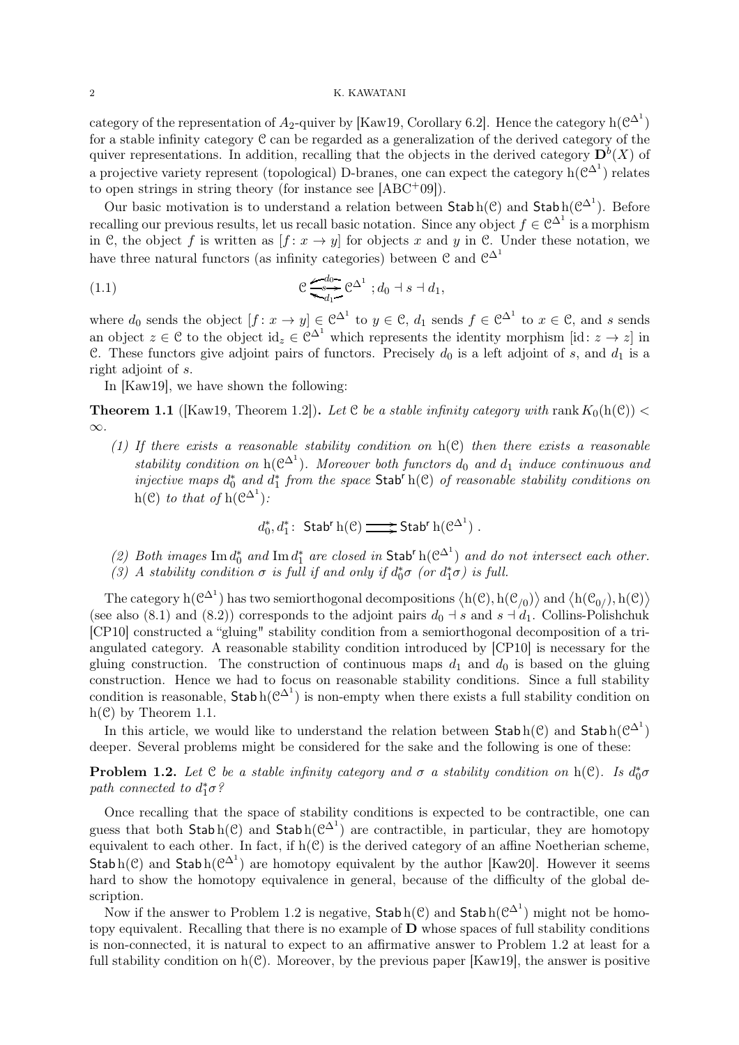category of the representation of $A_2$-quiver by [Kaw19, Corollary 6.2]. Hence the category $\mathrm{h}(\mathcal{C}^{\Delta^1})$ for a stable infinity category $\mathcal{C}$ can be regarded as a generalization of the derived category of the quiver representations. In addition, recalling that the objects in the derived category $\mathbf{D}^b(X)$ of a projective variety represent (topological) D-branes, one can expect the category $\mathrm{h}(\mathcal{C}^{\Delta^1})$ relates to open strings in string theory (for instance see [ABC+09]).

Our basic motivation is to understand a relation between $\mathsf{Stab}\,\mathrm{h}(\mathcal{C})$ and $\mathsf{Stab}\,\mathrm{h}(\mathcal{C}^{\Delta^1})$. Before recalling our previous results, let us recall basic notation. Since any object $f \in \mathcal{C}^{\Delta^1}$ is a morphism in $\mathcal{C}$, the object $f$ is written as $[f\colon x \to y]$ for objects $x$ and $y$ in $\mathcal{C}$. Under these notation, we have three natural functors (as infinity categories) between $\mathcal{C}$ and $\mathcal{C}^{\Delta^1}$

$$
\mathcal{C} \underset{d_1}{\overset{d_0}{\leftleftarrows}} \!\!\xrightarrow{s}\! \mathcal{C}^{\Delta^1} \; ; d_0 \dashv s \dashv d_1, \tag{1.1}
$$

where $d_0$ sends the object $[f\colon x \to y] \in \mathcal{C}^{\Delta^1}$ to $y \in \mathcal{C}$, $d_1$ sends $f \in \mathcal{C}^{\Delta^1}$ to $x \in \mathcal{C}$, and $s$ sends an object $z \in \mathcal{C}$ to the object $\mathrm{id}_z \in \mathcal{C}^{\Delta^1}$ which represents the identity morphism $[\mathrm{id}\colon z \to z]$ in $\mathcal{C}$. These functors give adjoint pairs of functors. Precisely $d_0$ is a left adjoint of $s$, and $d_1$ is a right adjoint of $s$.

In [Kaw19], we have shown the following:

**Theorem 1.1** ([Kaw19, Theorem 1.2]). *Let $\mathcal{C}$ be a stable infinity category with $\operatorname{rank} K_0(\mathrm{h}(\mathcal{C})) < \infty$.*

*(1) If there exists a reasonable stability condition on $\mathrm{h}(\mathcal{C})$ then there exists a reasonable stability condition on $\mathrm{h}(\mathcal{C}^{\Delta^1})$. Moreover both functors $d_0$ and $d_1$ induce continuous and injective maps $d_0^*$ and $d_1^*$ from the space $\mathsf{Stab}^{\mathsf{r}}\,\mathrm{h}(\mathcal{C})$ of reasonable stability conditions on $\mathrm{h}(\mathcal{C})$ to that of $\mathrm{h}(\mathcal{C}^{\Delta^1})$:*

$$
d_0^*, d_1^*\colon \mathsf{Stab}^{\mathsf{r}}\,\mathrm{h}(\mathcal{C}) \rightrightarrows \mathsf{Stab}^{\mathsf{r}}\,\mathrm{h}(\mathcal{C}^{\Delta^1}) .
$$

*(2) Both images $\operatorname{Im} d_0^*$ and $\operatorname{Im} d_1^*$ are closed in $\mathsf{Stab}^{\mathsf{r}}\,\mathrm{h}(\mathcal{C}^{\Delta^1})$ and do not intersect each other.*

*(3) A stability condition $\sigma$ is full if and only if $d_0^*\sigma$ (or $d_1^*\sigma$) is full.*

The category $\mathrm{h}(\mathcal{C}^{\Delta^1})$ has two semiorthogonal decompositions $\langle \mathrm{h}(\mathcal{C}), \mathrm{h}(\mathcal{C}_{/0}) \rangle$ and $\langle \mathrm{h}(\mathcal{C}_{0/}), \mathrm{h}(\mathcal{C}) \rangle$ (see also (8.1) and (8.2)) corresponds to the adjoint pairs $d_0 \dashv s$ and $s \dashv d_1$. Collins-Polishchuk [CP10] constructed a "gluing" stability condition from a semiorthogonal decomposition of a triangulated category. A reasonable stability condition introduced by [CP10] is necessary for the gluing construction. The construction of continuous maps $d_1$ and $d_0$ is based on the gluing construction. Hence we had to focus on reasonable stability conditions. Since a full stability condition is reasonable, $\mathsf{Stab}\,\mathrm{h}(\mathcal{C}^{\Delta^1})$ is non-empty when there exists a full stability condition on $\mathrm{h}(\mathcal{C})$ by Theorem 1.1.

In this article, we would like to understand the relation between $\mathsf{Stab}\,\mathrm{h}(\mathcal{C})$ and $\mathsf{Stab}\,\mathrm{h}(\mathcal{C}^{\Delta^1})$ deeper. Several problems might be considered for the sake and the following is one of these:

**Problem 1.2.** *Let $\mathcal{C}$ be a stable infinity category and $\sigma$ a stability condition on $\mathrm{h}(\mathcal{C})$. Is $d_0^*\sigma$ path connected to $d_1^*\sigma$?*

Once recalling that the space of stability conditions is expected to be contractible, one can guess that both $\mathsf{Stab}\,\mathrm{h}(\mathcal{C})$ and $\mathsf{Stab}\,\mathrm{h}(\mathcal{C}^{\Delta^1})$ are contractible, in particular, they are homotopy equivalent to each other. In fact, if $\mathrm{h}(\mathcal{C})$ is the derived category of an affine Noetherian scheme, $\mathsf{Stab}\,\mathrm{h}(\mathcal{C})$ and $\mathsf{Stab}\,\mathrm{h}(\mathcal{C}^{\Delta^1})$ are homotopy equivalent by the author [Kaw20]. However it seems hard to show the homotopy equivalence in general, because of the difficulty of the global description.

Now if the answer to Problem 1.2 is negative, $\mathsf{Stab}\,\mathrm{h}(\mathcal{C})$ and $\mathsf{Stab}\,\mathrm{h}(\mathcal{C}^{\Delta^1})$ might not be homotopy equivalent. Recalling that there is no example of $\mathbf{D}$ whose spaces of full stability conditions is non-connected, it is natural to expect to an affirmative answer to Problem 1.2 at least for a full stability condition on $\mathrm{h}(\mathcal{C})$. Moreover, by the previous paper [Kaw19], the answer is positive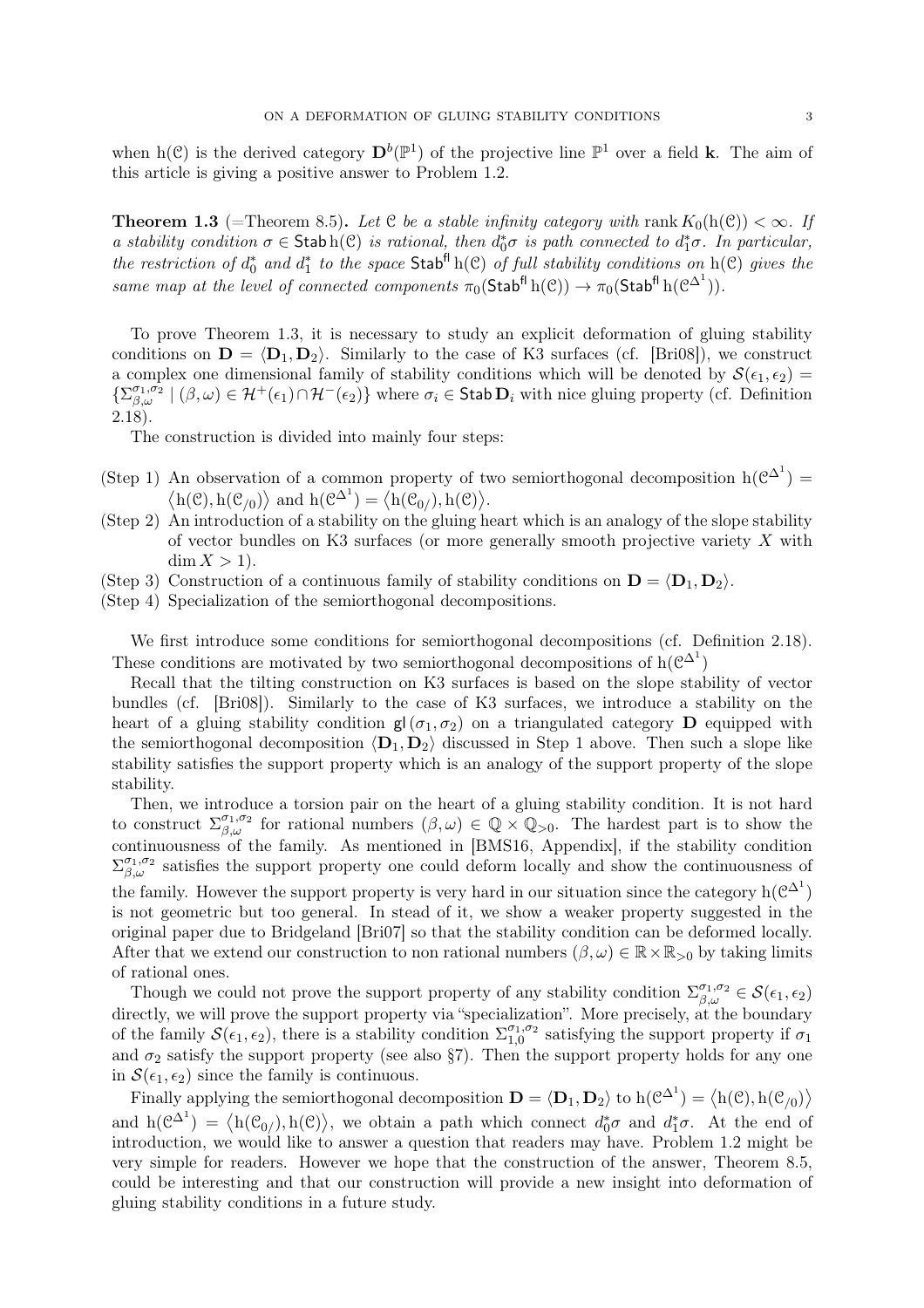when $\mathrm{h}(\mathcal{C})$ is the derived category $\mathbf{D}^b(\mathbb{P}^1)$ of the projective line $\mathbb{P}^1$ over a field $\mathbf{k}$. The aim of this article is giving a positive answer to Problem 1.2.

**Theorem 1.3** (=Theorem 8.5)**.** *Let $\mathcal{C}$ be a stable infinity category with $\operatorname{rank} K_0(\mathrm{h}(\mathcal{C})) < \infty$. If a stability condition $\sigma \in \mathsf{Stab}\,\mathrm{h}(\mathcal{C})$ is rational, then $d_0^*\sigma$ is path connected to $d_1^*\sigma$. In particular, the restriction of $d_0^*$ and $d_1^*$ to the space $\mathsf{Stab}^{\mathsf{fl}}\,\mathrm{h}(\mathcal{C})$ of full stability conditions on $\mathrm{h}(\mathcal{C})$ gives the same map at the level of connected components $\pi_0(\mathsf{Stab}^{\mathsf{fl}}\,\mathrm{h}(\mathcal{C})) \to \pi_0(\mathsf{Stab}^{\mathsf{fl}}\,\mathrm{h}(\mathcal{C}^{\Delta^1}))$.*

To prove Theorem 1.3, it is necessary to study an explicit deformation of gluing stability conditions on $\mathbf{D} = \langle \mathbf{D}_1, \mathbf{D}_2 \rangle$. Similarly to the case of K3 surfaces (cf. [Bri08]), we construct a complex one dimensional family of stability conditions which will be denoted by $\mathcal{S}(\epsilon_1, \epsilon_2) = \{\Sigma_{\beta,\omega}^{\sigma_1,\sigma_2} \mid (\beta, \omega) \in \mathcal{H}^+(\epsilon_1) \cap \mathcal{H}^-(\epsilon_2)\}$ where $\sigma_i \in \mathsf{Stab}\,\mathbf{D}_i$ with nice gluing property (cf. Definition 2.18).

The construction is divided into mainly four steps:

(Step 1) An observation of a common property of two semiorthogonal decomposition $\mathrm{h}(\mathcal{C}^{\Delta^1}) = \langle \mathrm{h}(\mathcal{C}), \mathrm{h}(\mathcal{C}_{/0}) \rangle$ and $\mathrm{h}(\mathcal{C}^{\Delta^1}) = \langle \mathrm{h}(\mathcal{C}_{0/}), \mathrm{h}(\mathcal{C}) \rangle$.

(Step 2) An introduction of a stability on the gluing heart which is an analogy of the slope stability of vector bundles on K3 surfaces (or more generally smooth projective variety $X$ with $\dim X > 1$).

(Step 3) Construction of a continuous family of stability conditions on $\mathbf{D} = \langle \mathbf{D}_1, \mathbf{D}_2 \rangle$.

(Step 4) Specialization of the semiorthogonal decompositions.

We first introduce some conditions for semiorthogonal decompositions (cf. Definition 2.18). These conditions are motivated by two semiorthogonal decompositions of $\mathrm{h}(\mathcal{C}^{\Delta^1})$

Recall that the tilting construction on K3 surfaces is based on the slope stability of vector bundles (cf. [Bri08]). Similarly to the case of K3 surfaces, we introduce a stability on the heart of a gluing stability condition $\mathsf{gl}(\sigma_1, \sigma_2)$ on a triangulated category $\mathbf{D}$ equipped with the semiorthogonal decomposition $\langle \mathbf{D}_1, \mathbf{D}_2 \rangle$ discussed in Step 1 above. Then such a slope like stability satisfies the support property which is an analogy of the support property of the slope stability.

Then, we introduce a torsion pair on the heart of a gluing stability condition. It is not hard to construct $\Sigma_{\beta,\omega}^{\sigma_1,\sigma_2}$ for rational numbers $(\beta, \omega) \in \mathbb{Q} \times \mathbb{Q}_{>0}$. The hardest part is to show the continuousness of the family. As mentioned in [BMS16, Appendix], if the stability condition $\Sigma_{\beta,\omega}^{\sigma_1,\sigma_2}$ satisfies the support property one could deform locally and show the continuousness of the family. However the support property is very hard in our situation since the category $\mathrm{h}(\mathcal{C}^{\Delta^1})$ is not geometric but too general. In stead of it, we show a weaker property suggested in the original paper due to Bridgeland [Bri07] so that the stability condition can be deformed locally. After that we extend our construction to non rational numbers $(\beta, \omega) \in \mathbb{R} \times \mathbb{R}_{>0}$ by taking limits of rational ones.

Though we could not prove the support property of any stability condition $\Sigma_{\beta,\omega}^{\sigma_1,\sigma_2} \in \mathcal{S}(\epsilon_1, \epsilon_2)$ directly, we will prove the support property via "specialization". More precisely, at the boundary of the family $\mathcal{S}(\epsilon_1, \epsilon_2)$, there is a stability condition $\Sigma_{1,0}^{\sigma_1,\sigma_2}$ satisfying the support property if $\sigma_1$ and $\sigma_2$ satisfy the support property (see also §7). Then the support property holds for any one in $\mathcal{S}(\epsilon_1, \epsilon_2)$ since the family is continuous.

Finally applying the semiorthogonal decomposition $\mathbf{D} = \langle \mathbf{D}_1, \mathbf{D}_2 \rangle$ to $\mathrm{h}(\mathcal{C}^{\Delta^1}) = \langle \mathrm{h}(\mathcal{C}), \mathrm{h}(\mathcal{C}_{/0}) \rangle$ and $\mathrm{h}(\mathcal{C}^{\Delta^1}) = \langle \mathrm{h}(\mathcal{C}_{0/}), \mathrm{h}(\mathcal{C}) \rangle$, we obtain a path which connect $d_0^*\sigma$ and $d_1^*\sigma$. At the end of introduction, we would like to answer a question that readers may have. Problem 1.2 might be very simple for readers. However we hope that the construction of the answer, Theorem 8.5, could be interesting and that our construction will provide a new insight into deformation of gluing stability conditions in a future study.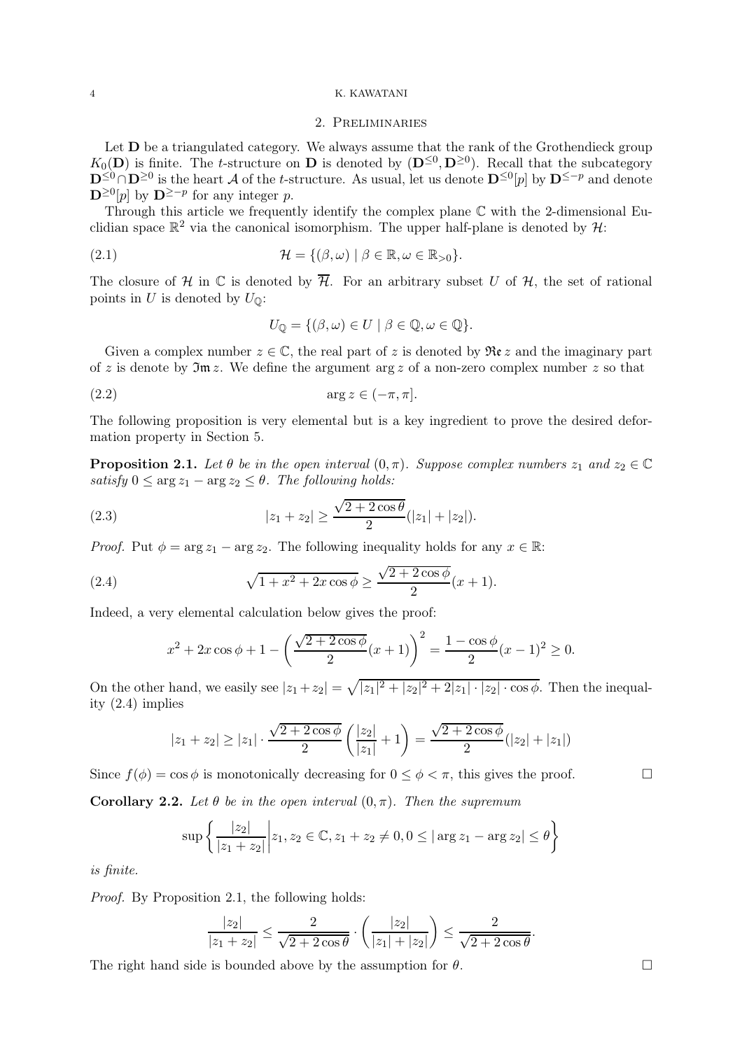## 2. Preliminaries

Let $\mathbf{D}$ be a triangulated category. We always assume that the rank of the Grothendieck group $K_0(\mathbf{D})$ is finite. The $t$-structure on $\mathbf{D}$ is denoted by $(\mathbf{D}^{\leq 0}, \mathbf{D}^{\geq 0})$. Recall that the subcategory $\mathbf{D}^{\leq 0} \cap \mathbf{D}^{\geq 0}$ is the heart $\mathcal{A}$ of the $t$-structure. As usual, let us denote $\mathbf{D}^{\leq 0}[p]$ by $\mathbf{D}^{\leq -p}$ and denote $\mathbf{D}^{\geq 0}[p]$ by $\mathbf{D}^{\geq -p}$ for any integer $p$.

Through this article we frequently identify the complex plane $\mathbb{C}$ with the 2-dimensional Euclidian space $\mathbb{R}^2$ via the canonical isomorphism. The upper half-plane is denoted by $\mathcal{H}$:

$$\mathcal{H} = \{(\beta, \omega) \mid \beta \in \mathbb{R}, \omega \in \mathbb{R}_{>0}\}. \tag{2.1}$$

The closure of $\mathcal{H}$ in $\mathbb{C}$ is denoted by $\overline{\mathcal{H}}$. For an arbitrary subset $U$ of $\mathcal{H}$, the set of rational points in $U$ is denoted by $U_{\mathbb{Q}}$:

$$U_{\mathbb{Q}} = \{(\beta, \omega) \in U \mid \beta \in \mathbb{Q}, \omega \in \mathbb{Q}\}.$$

Given a complex number $z \in \mathbb{C}$, the real part of $z$ is denoted by $\mathfrak{Re}\, z$ and the imaginary part of $z$ is denote by $\mathfrak{Im}\, z$. We define the argument $\arg z$ of a non-zero complex number $z$ so that

$$\arg z \in (-\pi, \pi]. \tag{2.2}$$

The following proposition is very elemental but is a key ingredient to prove the desired deformation property in Section 5.

**Proposition 2.1.** *Let $\theta$ be in the open interval $(0, \pi)$. Suppose complex numbers $z_1$ and $z_2 \in \mathbb{C}$ satisfy $0 \leq \arg z_1 - \arg z_2 \leq \theta$. The following holds:*

$$|z_1 + z_2| \geq \frac{\sqrt{2 + 2\cos\theta}}{2}(|z_1| + |z_2|). \tag{2.3}$$

*Proof.* Put $\phi = \arg z_1 - \arg z_2$. The following inequality holds for any $x \in \mathbb{R}$:

$$\sqrt{1 + x^2 + 2x\cos\phi} \geq \frac{\sqrt{2 + 2\cos\phi}}{2}(x + 1). \tag{2.4}$$

Indeed, a very elemental calculation below gives the proof:

$$x^2 + 2x\cos\phi + 1 - \left(\frac{\sqrt{2 + 2\cos\phi}}{2}(x+1)\right)^2 = \frac{1 - \cos\phi}{2}(x-1)^2 \geq 0.$$

On the other hand, we easily see $|z_1 + z_2| = \sqrt{|z_1|^2 + |z_2|^2 + 2|z_1| \cdot |z_2| \cdot \cos\phi}$. Then the inequality (2.4) implies

$$|z_1 + z_2| \geq |z_1| \cdot \frac{\sqrt{2 + 2\cos\phi}}{2}\left(\frac{|z_2|}{|z_1|} + 1\right) = \frac{\sqrt{2 + 2\cos\phi}}{2}(|z_2| + |z_1|)$$

Since $f(\phi) = \cos\phi$ is monotonically decreasing for $0 \leq \phi < \pi$, this gives the proof. $\square$

**Corollary 2.2.** *Let $\theta$ be in the open interval $(0, \pi)$. Then the supremum*

$$\sup\left\{\frac{|z_2|}{|z_1 + z_2|} \middle| z_1, z_2 \in \mathbb{C}, z_1 + z_2 \neq 0, 0 \leq |\arg z_1 - \arg z_2| \leq \theta\right\}$$

*is finite.*

*Proof.* By Proposition 2.1, the following holds:

$$\frac{|z_2|}{|z_1 + z_2|} \leq \frac{2}{\sqrt{2 + 2\cos\theta}} \cdot \left(\frac{|z_2|}{|z_1| + |z_2|}\right) \leq \frac{2}{\sqrt{2 + 2\cos\theta}}.$$

The right hand side is bounded above by the assumption for $\theta$. $\square$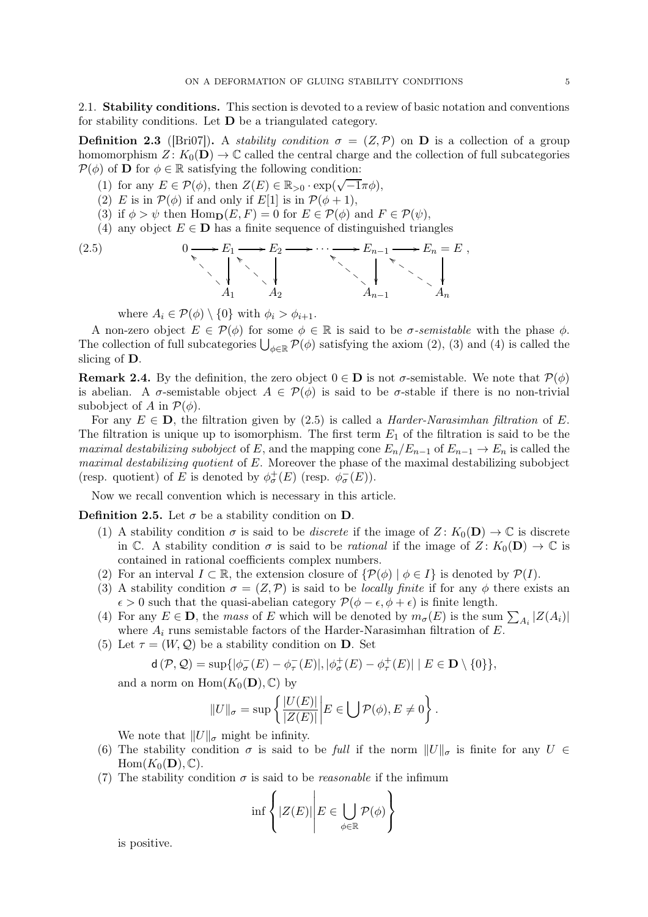2.1. **Stability conditions.** This section is devoted to a review of basic notation and conventions for stability conditions. Let $\mathbf{D}$ be a triangulated category.

**Definition 2.3** ([Bri07])**.** A *stability condition* $\sigma = (Z, \mathcal{P})$ on $\mathbf{D}$ is a collection of a group homomorphism $Z\colon K_0(\mathbf{D}) \to \mathbb{C}$ called the central charge and the collection of full subcategories $\mathcal{P}(\phi)$ of $\mathbf{D}$ for $\phi \in \mathbb{R}$ satisfying the following condition:

1. for any $E \in \mathcal{P}(\phi)$, then $Z(E) \in \mathbb{R}_{>0} \cdot \exp(\sqrt{-1}\pi\phi)$,
2. $E$ is in $\mathcal{P}(\phi)$ if and only if $E[1]$ is in $\mathcal{P}(\phi+1)$,
3. if $\phi > \psi$ then $\mathrm{Hom}_{\mathbf{D}}(E, F) = 0$ for $E \in \mathcal{P}(\phi)$ and $F \in \mathcal{P}(\psi)$,
4. any object $E \in \mathbf{D}$ has a finite sequence of distinguished triangles

$$
\begin{array}{ccccccccccc}
0 & \longrightarrow & E_1 & \longrightarrow & E_2 & \longrightarrow \cdots \longrightarrow & E_{n-1} & \longrightarrow & E_n = E, \\
 & \nwarrow & \downarrow & \nwarrow & \downarrow & & \nwarrow\ \downarrow & \nwarrow & \downarrow \\
 & & A_1 & & A_2 & & A_{n-1} & & A_n
\end{array}
\tag{2.5}
$$

where $A_i \in \mathcal{P}(\phi) \setminus \{0\}$ with $\phi_i > \phi_{i+1}$.

A non-zero object $E \in \mathcal{P}(\phi)$ for some $\phi \in \mathbb{R}$ is said to be *$\sigma$-semistable* with the phase $\phi$. The collection of full subcategories $\bigcup_{\phi\in\mathbb{R}} \mathcal{P}(\phi)$ satisfying the axiom (2), (3) and (4) is called the slicing of $\mathbf{D}$.

**Remark 2.4.** By the definition, the zero object $0 \in \mathbf{D}$ is not $\sigma$-semistable. We note that $\mathcal{P}(\phi)$ is abelian. A $\sigma$-semistable object $A \in \mathcal{P}(\phi)$ is said to be $\sigma$-stable if there is no non-trivial subobject of $A$ in $\mathcal{P}(\phi)$.

For any $E \in \mathbf{D}$, the filtration given by (2.5) is called a *Harder-Narasimhan filtration* of $E$. The filtration is unique up to isomorphism. The first term $E_1$ of the filtration is said to be the *maximal destabilizing subobject* of $E$, and the mapping cone $E_n/E_{n-1}$ of $E_{n-1} \to E_n$ is called the *maximal destabilizing quotient* of $E$. Moreover the phase of the maximal destabilizing subobject (resp. quotient) of $E$ is denoted by $\phi^+_\sigma(E)$ (resp. $\phi^-_\sigma(E)$).

Now we recall convention which is necessary in this article.

**Definition 2.5.** Let $\sigma$ be a stability condition on $\mathbf{D}$.

1. A stability condition $\sigma$ is said to be *discrete* if the image of $Z\colon K_0(\mathbf{D}) \to \mathbb{C}$ is discrete in $\mathbb{C}$. A stability condition $\sigma$ is said to be *rational* if the image of $Z\colon K_0(\mathbf{D}) \to \mathbb{C}$ is contained in rational coefficients complex numbers.
2. For an interval $I \subset \mathbb{R}$, the extension closure of $\{\mathcal{P}(\phi) \mid \phi \in I\}$ is denoted by $\mathcal{P}(I)$.
3. A stability condition $\sigma = (Z, \mathcal{P})$ is said to be *locally finite* if for any $\phi$ there exists an $\epsilon > 0$ such that the quasi-abelian category $\mathcal{P}(\phi - \epsilon, \phi + \epsilon)$ is finite length.
4. For any $E \in \mathbf{D}$, the *mass* of $E$ which will be denoted by $m_\sigma(E)$ is the sum $\sum_{A_i} |Z(A_i)|$ where $A_i$ runs semistable factors of the Harder-Narasimhan filtration of $E$.
5. Let $\tau = (W, \mathcal{Q})$ be a stability condition on $\mathbf{D}$. Set
$$\mathsf{d}(\mathcal{P}, \mathcal{Q}) = \sup\{|\phi^-_\sigma(E) - \phi^-_\tau(E)|, |\phi^+_\sigma(E) - \phi^+_\tau(E)| \mid E \in \mathbf{D} \setminus \{0\}\},$$
and a norm on $\mathrm{Hom}(K_0(\mathbf{D}), \mathbb{C})$ by
$$\|U\|_\sigma = \sup\left\{ \frac{|U(E)|}{|Z(E)|} \middle| E \in \bigcup \mathcal{P}(\phi), E \neq 0 \right\}.$$
We note that $\|U\|_\sigma$ might be infinity.
6. The stability condition $\sigma$ is said to be *full* if the norm $\|U\|_\sigma$ is finite for any $U \in \mathrm{Hom}(K_0(\mathbf{D}), \mathbb{C})$.
7. The stability condition $\sigma$ is said to be *reasonable* if the infimum
$$\inf\left\{ |Z(E)| \middle| E \in \bigcup_{\phi\in\mathbb{R}} \mathcal{P}(\phi) \right\}$$
is positive.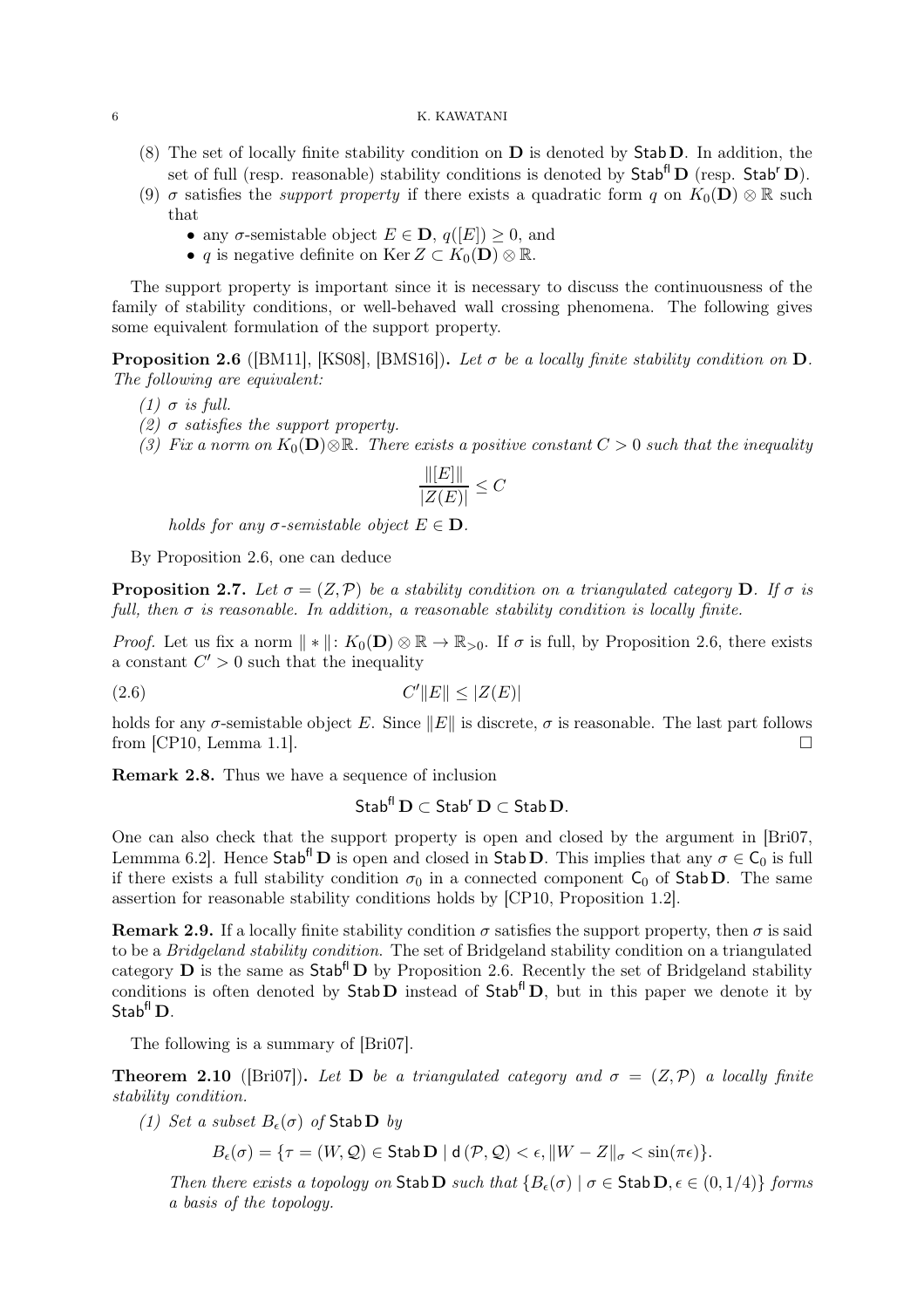(8) The set of locally finite stability condition on $\mathbf{D}$ is denoted by $\mathsf{Stab}\,\mathbf{D}$. In addition, the set of full (resp. reasonable) stability conditions is denoted by $\mathsf{Stab}^{\mathsf{fl}}\,\mathbf{D}$ (resp. $\mathsf{Stab}^{\mathsf{r}}\,\mathbf{D}$).

(9) $\sigma$ satisfies the *support property* if there exists a quadratic form $q$ on $K_0(\mathbf{D}) \otimes \mathbb{R}$ such that
   - any $\sigma$-semistable object $E \in \mathbf{D}$, $q([E]) \geq 0$, and
   - $q$ is negative definite on $\operatorname{Ker} Z \subset K_0(\mathbf{D}) \otimes \mathbb{R}$.

The support property is important since it is necessary to discuss the continuousness of the family of stability conditions, or well-behaved wall crossing phenomena. The following gives some equivalent formulation of the support property.

**Proposition 2.6** ([BM11], [KS08], [BMS16])**.** *Let $\sigma$ be a locally finite stability condition on $\mathbf{D}$. The following are equivalent:*

*(1) $\sigma$ is full.*

*(2) $\sigma$ satisfies the support property.*

*(3) Fix a norm on $K_0(\mathbf{D})\otimes\mathbb{R}$. There exists a positive constant $C > 0$ such that the inequality*

$$\frac{\|[E]\|}{|Z(E)|} \leq C$$

*holds for any $\sigma$-semistable object $E \in \mathbf{D}$.*

By Proposition 2.6, one can deduce

**Proposition 2.7.** *Let $\sigma = (Z, \mathcal{P})$ be a stability condition on a triangulated category $\mathbf{D}$. If $\sigma$ is full, then $\sigma$ is reasonable. In addition, a reasonable stability condition is locally finite.*

*Proof.* Let us fix a norm $\| * \| \colon K_0(\mathbf{D}) \otimes \mathbb{R} \to \mathbb{R}_{>0}$. If $\sigma$ is full, by Proposition 2.6, there exists a constant $C' > 0$ such that the inequality

$$C'\|E\| \leq |Z(E)| \tag{2.6}$$

holds for any $\sigma$-semistable object $E$. Since $\|E\|$ is discrete, $\sigma$ is reasonable. The last part follows from [CP10, Lemma 1.1]. □

**Remark 2.8.** Thus we have a sequence of inclusion

$$\mathsf{Stab}^{\mathsf{fl}}\,\mathbf{D} \subset \mathsf{Stab}^{\mathsf{r}}\,\mathbf{D} \subset \mathsf{Stab}\,\mathbf{D}.$$

One can also check that the support property is open and closed by the argument in [Bri07, Lemmma 6.2]. Hence $\mathsf{Stab}^{\mathsf{fl}}\,\mathbf{D}$ is open and closed in $\mathsf{Stab}\,\mathbf{D}$. This implies that any $\sigma \in \mathsf{C}_0$ is full if there exists a full stability condition $\sigma_0$ in a connected component $\mathsf{C}_0$ of $\mathsf{Stab}\,\mathbf{D}$. The same assertion for reasonable stability conditions holds by [CP10, Proposition 1.2].

**Remark 2.9.** If a locally finite stability condition $\sigma$ satisfies the support property, then $\sigma$ is said to be a *Bridgeland stability condition*. The set of Bridgeland stability condition on a triangulated category $\mathbf{D}$ is the same as $\mathsf{Stab}^{\mathsf{fl}}\,\mathbf{D}$ by Proposition 2.6. Recently the set of Bridgeland stability conditions is often denoted by $\mathsf{Stab}\,\mathbf{D}$ instead of $\mathsf{Stab}^{\mathsf{fl}}\,\mathbf{D}$, but in this paper we denote it by $\mathsf{Stab}^{\mathsf{fl}}\,\mathbf{D}$.

The following is a summary of [Bri07].

**Theorem 2.10** ([Bri07])**.** *Let $\mathbf{D}$ be a triangulated category and $\sigma = (Z, \mathcal{P})$ a locally finite stability condition.*

*(1) Set a subset $B_\epsilon(\sigma)$ of $\mathsf{Stab}\,\mathbf{D}$ by*

$$B_\epsilon(\sigma) = \{\tau = (W, \mathcal{Q}) \in \mathsf{Stab}\,\mathbf{D} \mid \mathsf{d}(\mathcal{P}, \mathcal{Q}) < \epsilon, \|W - Z\|_\sigma < \sin(\pi\epsilon)\}.$$

*Then there exists a topology on $\mathsf{Stab}\,\mathbf{D}$ such that $\{B_\epsilon(\sigma) \mid \sigma \in \mathsf{Stab}\,\mathbf{D}, \epsilon \in (0, 1/4)\}$ forms a basis of the topology.*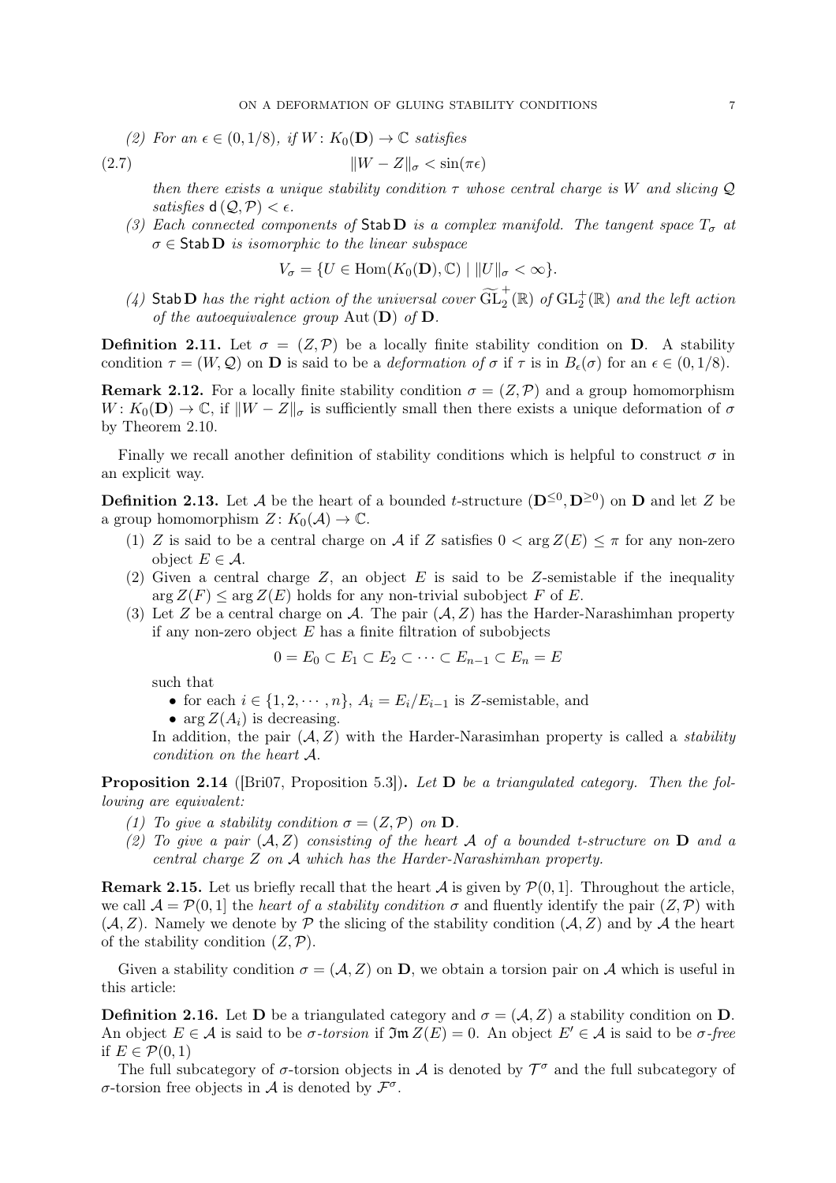(2) *For an* $\epsilon \in (0, 1/8)$*, if* $W\colon K_0(\mathbf{D}) \to \mathbb{C}$ *satisfies*

$$\|W - Z\|_\sigma < \sin(\pi\epsilon) \tag{2.7}$$

*then there exists a unique stability condition* $\tau$ *whose central charge is* $W$ *and slicing* $\mathcal{Q}$ *satisfies* $\mathsf{d}(\mathcal{Q}, \mathcal{P}) < \epsilon$*.*

(3) *Each connected components of* $\mathsf{Stab}\,\mathbf{D}$ *is a complex manifold. The tangent space* $T_\sigma$ *at* $\sigma \in \mathsf{Stab}\,\mathbf{D}$ *is isomorphic to the linear subspace*

$$V_\sigma = \{U \in \mathrm{Hom}(K_0(\mathbf{D}), \mathbb{C}) \mid \|U\|_\sigma < \infty\}.$$

(4) $\mathsf{Stab}\,\mathbf{D}$ *has the right action of the universal cover* $\widetilde{\mathrm{GL}}_2^+(\mathbb{R})$ *of* $\mathrm{GL}_2^+(\mathbb{R})$ *and the left action of the autoequivalence group* $\mathrm{Aut}(\mathbf{D})$ *of* $\mathbf{D}$*.*

**Definition 2.11.** Let $\sigma = (Z, \mathcal{P})$ be a locally finite stability condition on $\mathbf{D}$. A stability condition $\tau = (W, \mathcal{Q})$ on $\mathbf{D}$ is said to be a *deformation of* $\sigma$ if $\tau$ is in $B_\epsilon(\sigma)$ for an $\epsilon \in (0, 1/8)$.

**Remark 2.12.** For a locally finite stability condition $\sigma = (Z, \mathcal{P})$ and a group homomorphism $W\colon K_0(\mathbf{D}) \to \mathbb{C}$, if $\|W - Z\|_\sigma$ is sufficiently small then there exists a unique deformation of $\sigma$ by Theorem 2.10.

Finally we recall another definition of stability conditions which is helpful to construct $\sigma$ in an explicit way.

**Definition 2.13.** Let $\mathcal{A}$ be the heart of a bounded $t$-structure $(\mathbf{D}^{\leq 0}, \mathbf{D}^{\geq 0})$ on $\mathbf{D}$ and let $Z$ be a group homomorphism $Z\colon K_0(\mathcal{A}) \to \mathbb{C}$.

(1) $Z$ is said to be a central charge on $\mathcal{A}$ if $Z$ satisfies $0 < \arg Z(E) \leq \pi$ for any non-zero object $E \in \mathcal{A}$.

(2) Given a central charge $Z$, an object $E$ is said to be $Z$-semistable if the inequality $\arg Z(F) \leq \arg Z(E)$ holds for any non-trivial subobject $F$ of $E$.

(3) Let $Z$ be a central charge on $\mathcal{A}$. The pair $(\mathcal{A}, Z)$ has the Harder-Narashimhan property if any non-zero object $E$ has a finite filtration of subobjects

$$0 = E_0 \subset E_1 \subset E_2 \subset \cdots \subset E_{n-1} \subset E_n = E$$

such that

- for each $i \in \{1, 2, \cdots, n\}$, $A_i = E_i/E_{i-1}$ is $Z$-semistable, and
- $\arg Z(A_i)$ is decreasing.

In addition, the pair $(\mathcal{A}, Z)$ with the Harder-Narasimhan property is called a *stability condition on the heart* $\mathcal{A}$.

**Proposition 2.14** ([Bri07, Proposition 5.3])**.** *Let* $\mathbf{D}$ *be a triangulated category. Then the following are equivalent:*

(1) *To give a stability condition* $\sigma = (Z, \mathcal{P})$ *on* $\mathbf{D}$*.*

(2) *To give a pair* $(\mathcal{A}, Z)$ *consisting of the heart* $\mathcal{A}$ *of a bounded t-structure on* $\mathbf{D}$ *and a central charge* $Z$ *on* $\mathcal{A}$ *which has the Harder-Narashimhan property.*

**Remark 2.15.** Let us briefly recall that the heart $\mathcal{A}$ is given by $\mathcal{P}(0, 1]$. Throughout the article, we call $\mathcal{A} = \mathcal{P}(0, 1]$ the *heart of a stability condition* $\sigma$ and fluently identify the pair $(Z, \mathcal{P})$ with $(\mathcal{A}, Z)$. Namely we denote by $\mathcal{P}$ the slicing of the stability condition $(\mathcal{A}, Z)$ and by $\mathcal{A}$ the heart of the stability condition $(Z, \mathcal{P})$.

Given a stability condition $\sigma = (\mathcal{A}, Z)$ on $\mathbf{D}$, we obtain a torsion pair on $\mathcal{A}$ which is useful in this article:

**Definition 2.16.** Let $\mathbf{D}$ be a triangulated category and $\sigma = (\mathcal{A}, Z)$ a stability condition on $\mathbf{D}$. An object $E \in \mathcal{A}$ is said to be *$\sigma$-torsion* if $\mathfrak{Im}\, Z(E) = 0$. An object $E' \in \mathcal{A}$ is said to be *$\sigma$-free* if $E \in \mathcal{P}(0, 1)$

The full subcategory of $\sigma$-torsion objects in $\mathcal{A}$ is denoted by $\mathcal{T}^\sigma$ and the full subcategory of $\sigma$-torsion free objects in $\mathcal{A}$ is denoted by $\mathcal{F}^\sigma$.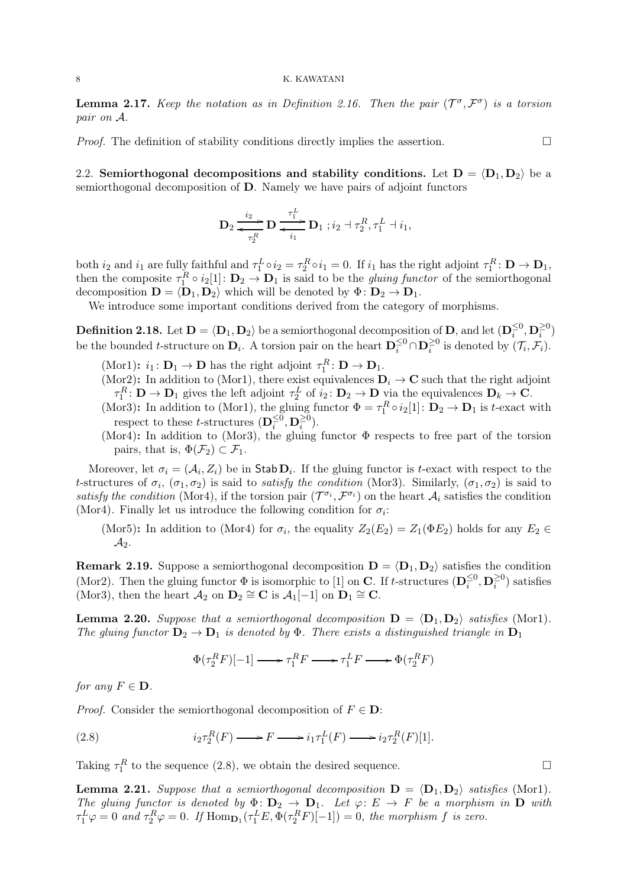**Lemma 2.17.** *Keep the notation as in Definition 2.16. Then the pair $(\mathcal{T}^\sigma, \mathcal{F}^\sigma)$ is a torsion pair on $\mathcal{A}$.*

*Proof.* The definition of stability conditions directly implies the assertion. $\square$

2.2. **Semiorthogonal decompositions and stability conditions.** Let $\mathbf{D} = \langle \mathbf{D}_1, \mathbf{D}_2 \rangle$ be a semiorthogonal decomposition of $\mathbf{D}$. Namely we have pairs of adjoint functors

$$\mathbf{D}_2 \underset{\tau_2^R}{\overset{i_2}{\rightleftarrows}} \mathbf{D} \underset{i_1}{\overset{\tau_1^L}{\rightleftarrows}} \mathbf{D}_1 \; ; i_2 \dashv \tau_2^R, \tau_1^L \dashv i_1,$$

both $i_2$ and $i_1$ are fully faithful and $\tau_1^L \circ i_2 = \tau_2^R \circ i_1 = 0$. If $i_1$ has the right adjoint $\tau_1^R : \mathbf{D} \to \mathbf{D}_1$, then the composite $\tau_1^R \circ i_2[1] : \mathbf{D}_2 \to \mathbf{D}_1$ is said to be the *gluing functor* of the semiorthogonal decomposition $\mathbf{D} = \langle \mathbf{D}_1, \mathbf{D}_2 \rangle$ which will be denoted by $\Phi : \mathbf{D}_2 \to \mathbf{D}_1$.

We introduce some important conditions derived from the category of morphisms.

**Definition 2.18.** Let $\mathbf{D} = \langle \mathbf{D}_1, \mathbf{D}_2 \rangle$ be a semiorthogonal decomposition of $\mathbf{D}$, and let $(\mathbf{D}_i^{\leq 0}, \mathbf{D}_i^{\geq 0})$ be the bounded $t$-structure on $\mathbf{D}_i$. A torsion pair on the heart $\mathbf{D}_i^{\leq 0} \cap \mathbf{D}_i^{\geq 0}$ is denoted by $(\mathcal{T}_i, \mathcal{F}_i)$.

- (Mor1)**:** $i_1 : \mathbf{D}_1 \to \mathbf{D}$ has the right adjoint $\tau_1^R : \mathbf{D} \to \mathbf{D}_1$.
- (Mor2)**:** In addition to (Mor1), there exist equivalences $\mathbf{D}_i \to \mathbf{C}$ such that the right adjoint $\tau_1^R : \mathbf{D} \to \mathbf{D}_1$ gives the left adjoint $\tau_2^L$ of $i_2 : \mathbf{D}_2 \to \mathbf{D}$ via the equivalences $\mathbf{D}_k \to \mathbf{C}$.
- (Mor3)**:** In addition to (Mor1), the gluing functor $\Phi = \tau_1^R \circ i_2[1] : \mathbf{D}_2 \to \mathbf{D}_1$ is $t$-exact with respect to these $t$-structures $(\mathbf{D}_i^{\leq 0}, \mathbf{D}_i^{\geq 0})$.
- (Mor4)**:** In addition to (Mor3), the gluing functor $\Phi$ respects to free part of the torsion pairs, that is, $\Phi(\mathcal{F}_2) \subset \mathcal{F}_1$.

Moreover, let $\sigma_i = (\mathcal{A}_i, Z_i)$ be in $\mathsf{Stab}\,\mathbf{D}_i$. If the gluing functor is $t$-exact with respect to the $t$-structures of $\sigma_i$, $(\sigma_1, \sigma_2)$ is said to *satisfy the condition* (Mor3). Similarly, $(\sigma_1, \sigma_2)$ is said to *satisfy the condition* (Mor4), if the torsion pair $(\mathcal{T}^{\sigma_i}, \mathcal{F}^{\sigma_i})$ on the heart $\mathcal{A}_i$ satisfies the condition (Mor4). Finally let us introduce the following condition for $\sigma_i$:

- (Mor5)**:** In addition to (Mor4) for $\sigma_i$, the equality $Z_2(E_2) = Z_1(\Phi E_2)$ holds for any $E_2 \in \mathcal{A}_2$.

**Remark 2.19.** Suppose a semiorthogonal decomposition $\mathbf{D} = \langle \mathbf{D}_1, \mathbf{D}_2 \rangle$ satisfies the condition (Mor2). Then the gluing functor $\Phi$ is isomorphic to $[1]$ on $\mathbf{C}$. If $t$-structures $(\mathbf{D}_i^{\leq 0}, \mathbf{D}_i^{\geq 0})$ satisfies (Mor3), then the heart $\mathcal{A}_2$ on $\mathbf{D}_2 \cong \mathbf{C}$ is $\mathcal{A}_1[-1]$ on $\mathbf{D}_1 \cong \mathbf{C}$.

**Lemma 2.20.** *Suppose that a semiorthogonal decomposition $\mathbf{D} = \langle \mathbf{D}_1, \mathbf{D}_2 \rangle$ satisfies* (Mor1)*. The gluing functor $\mathbf{D}_2 \to \mathbf{D}_1$ is denoted by $\Phi$. There exists a distinguished triangle in $\mathbf{D}_1$*

$$\Phi(\tau_2^R F)[-1] \longrightarrow \tau_1^R F \longrightarrow \tau_1^L F \longrightarrow \Phi(\tau_2^R F)$$

*for any $F \in \mathbf{D}$.*

*Proof.* Consider the semiorthogonal decomposition of $F \in \mathbf{D}$:

$$i_2 \tau_2^R(F) \longrightarrow F \longrightarrow i_1 \tau_1^L(F) \longrightarrow i_2 \tau_2^R(F)[1]. \tag{2.8}$$

Taking $\tau_1^R$ to the sequence (2.8), we obtain the desired sequence. $\square$

**Lemma 2.21.** *Suppose that a semiorthogonal decomposition $\mathbf{D} = \langle \mathbf{D}_1, \mathbf{D}_2 \rangle$ satisfies* (Mor1)*. The gluing functor is denoted by $\Phi : \mathbf{D}_2 \to \mathbf{D}_1$. Let $\varphi : E \to F$ be a morphism in $\mathbf{D}$ with $\tau_1^L \varphi = 0$ and $\tau_2^R \varphi = 0$. If $\mathrm{Hom}_{\mathbf{D}_1}(\tau_1^L E, \Phi(\tau_2^R F)[-1]) = 0$, the morphism $f$ is zero.*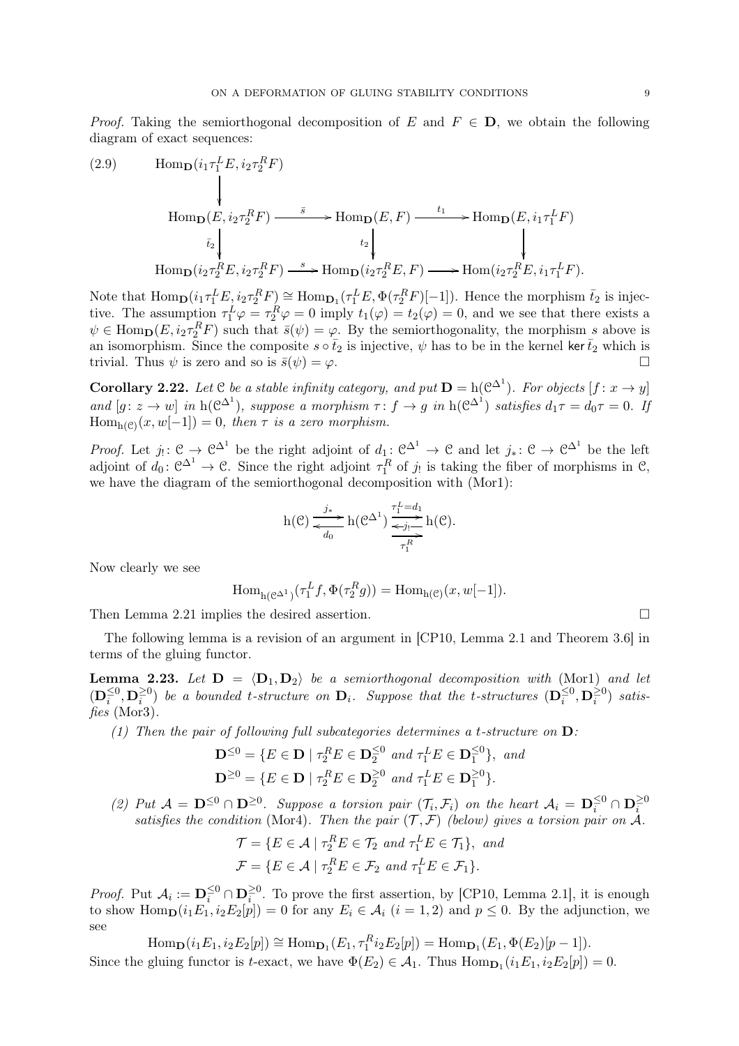*Proof.* Taking the semiorthogonal decomposition of $E$ and $F \in \mathbf{D}$, we obtain the following diagram of exact sequences:

$$
\begin{array}{ccccc}
\mathrm{Hom}_{\mathbf{D}}(i_1\tau_1^L E, i_2\tau_2^R F) & & & & \\
\downarrow & & & & \\
\mathrm{Hom}_{\mathbf{D}}(E, i_2\tau_2^R F) & \xrightarrow{\bar{s}} & \mathrm{Hom}_{\mathbf{D}}(E, F) & \xrightarrow{t_1} & \mathrm{Hom}_{\mathbf{D}}(E, i_1\tau_1^L F) \\
\bar{t}_2 \downarrow & & t_2 \downarrow & & \downarrow \\
\mathrm{Hom}_{\mathbf{D}}(i_2\tau_2^R E, i_2\tau_2^R F) & \xrightarrow{s} & \mathrm{Hom}_{\mathbf{D}}(i_2\tau_2^R E, F) & \longrightarrow & \mathrm{Hom}(i_2\tau_2^R E, i_1\tau_1^L F).
\end{array}
\tag{2.9}
$$

Note that $\mathrm{Hom}_{\mathbf{D}}(i_1\tau_1^L E, i_2\tau_2^R F) \cong \mathrm{Hom}_{\mathbf{D}_1}(\tau_1^L E, \Phi(\tau_2^R F)[-1])$. Hence the morphism $\bar{t}_2$ is injective. The assumption $\tau_1^L\varphi = \tau_2^R\varphi = 0$ imply $t_1(\varphi) = t_2(\varphi) = 0$, and we see that there exists a $\psi \in \mathrm{Hom}_{\mathbf{D}}(E, i_2\tau_2^R F)$ such that $\bar{s}(\psi) = \varphi$. By the semiorthogonality, the morphism $s$ above is an isomorphism. Since the composite $s \circ \bar{t}_2$ is injective, $\psi$ has to be in the kernel $\ker \bar{t}_2$ which is trivial. Thus $\psi$ is zero and so is $\bar{s}(\psi) = \varphi$. □

**Corollary 2.22.** *Let $\mathcal{C}$ be a stable infinity category, and put $\mathbf{D} = \mathrm{h}(\mathcal{C}^{\Delta^1})$. For objects $[f\colon x \to y]$ and $[g\colon z \to w]$ in $\mathrm{h}(\mathcal{C}^{\Delta^1})$, suppose a morphism $\tau\colon f \to g$ in $\mathrm{h}(\mathcal{C}^{\Delta^1})$ satisfies $d_1\tau = d_0\tau = 0$. If $\mathrm{Hom}_{\mathrm{h}(\mathcal{C})}(x, w[-1]) = 0$, then $\tau$ is a zero morphism.*

*Proof.* Let $j_!\colon \mathcal{C} \to \mathcal{C}^{\Delta^1}$ be the right adjoint of $d_1\colon \mathcal{C}^{\Delta^1} \to \mathcal{C}$ and let $j_*\colon \mathcal{C} \to \mathcal{C}^{\Delta^1}$ be the left adjoint of $d_0\colon \mathcal{C}^{\Delta^1} \to \mathcal{C}$. Since the right adjoint $\tau_1^R$ of $j_!$ is taking the fiber of morphisms in $\mathcal{C}$, we have the diagram of the semiorthogonal decomposition with (Mor1):

$$
\mathrm{h}(\mathcal{C}) \underset{d_0}{\overset{j_*}{\rightleftarrows}} \mathrm{h}(\mathcal{C}^{\Delta^1}) \underset{\tau_1^R}{\overset{\tau_1^L = d_1}{\rightleftarrows}} \mathrm{h}(\mathcal{C}).
$$

(with $j_!\colon \mathrm{h}(\mathcal{C}) \to \mathrm{h}(\mathcal{C}^{\Delta^1})$ in the middle of the right-hand arrows.)

Now clearly we see

$$
\mathrm{Hom}_{\mathrm{h}(\mathcal{C}^{\Delta^1})}(\tau_1^L f, \Phi(\tau_2^R g)) = \mathrm{Hom}_{\mathrm{h}(\mathcal{C})}(x, w[-1]).
$$

Then Lemma 2.21 implies the desired assertion. □

The following lemma is a revision of an argument in [CP10, Lemma 2.1 and Theorem 3.6] in terms of the gluing functor.

**Lemma 2.23.** *Let $\mathbf{D} = \langle \mathbf{D}_1, \mathbf{D}_2 \rangle$ be a semiorthogonal decomposition with* (Mor1) *and let $(\mathbf{D}_i^{\leq 0}, \mathbf{D}_i^{\geq 0})$ be a bounded t-structure on $\mathbf{D}_i$. Suppose that the t-structures $(\mathbf{D}_i^{\leq 0}, \mathbf{D}_i^{\geq 0})$ satisfies* (Mor3).

*(1) Then the pair of following full subcategories determines a t-structure on $\mathbf{D}$:*

$$
\mathbf{D}^{\leq 0} = \{E \in \mathbf{D} \mid \tau_2^R E \in \mathbf{D}_2^{\leq 0} \text{ and } \tau_1^L E \in \mathbf{D}_1^{\leq 0}\}, \text{ and}
$$
$$
\mathbf{D}^{\geq 0} = \{E \in \mathbf{D} \mid \tau_2^R E \in \mathbf{D}_2^{\geq 0} \text{ and } \tau_1^L E \in \mathbf{D}_1^{\geq 0}\}.
$$

*(2) Put $\mathcal{A} = \mathbf{D}^{\leq 0} \cap \mathbf{D}^{\geq 0}$. Suppose a torsion pair $(\mathcal{T}_i, \mathcal{F}_i)$ on the heart $\mathcal{A}_i = \mathbf{D}_i^{\leq 0} \cap \mathbf{D}_i^{\geq 0}$ satisfies the condition* (Mor4). *Then the pair $(\mathcal{T}, \mathcal{F})$ (below) gives a torsion pair on $\mathcal{A}$.*

$$
\mathcal{T} = \{E \in \mathcal{A} \mid \tau_2^R E \in \mathcal{T}_2 \text{ and } \tau_1^L E \in \mathcal{T}_1\}, \text{ and}
$$
$$
\mathcal{F} = \{E \in \mathcal{A} \mid \tau_2^R E \in \mathcal{F}_2 \text{ and } \tau_1^L E \in \mathcal{F}_1\}.
$$

*Proof.* Put $\mathcal{A}_i := \mathbf{D}_i^{\leq 0} \cap \mathbf{D}_i^{\geq 0}$. To prove the first assertion, by [CP10, Lemma 2.1], it is enough to show $\mathrm{Hom}_{\mathbf{D}}(i_1 E_1, i_2 E_2[p]) = 0$ for any $E_i \in \mathcal{A}_i$ $(i = 1, 2)$ and $p \leq 0$. By the adjunction, we see

$$
\mathrm{Hom}_{\mathbf{D}}(i_1 E_1, i_2 E_2[p]) \cong \mathrm{Hom}_{\mathbf{D}_1}(E_1, \tau_1^R i_2 E_2[p]) = \mathrm{Hom}_{\mathbf{D}_1}(E_1, \Phi(E_2)[p-1]).
$$

Since the gluing functor is $t$-exact, we have $\Phi(E_2) \in \mathcal{A}_1$. Thus $\mathrm{Hom}_{\mathbf{D}_1}(i_1 E_1, i_2 E_2[p]) = 0$.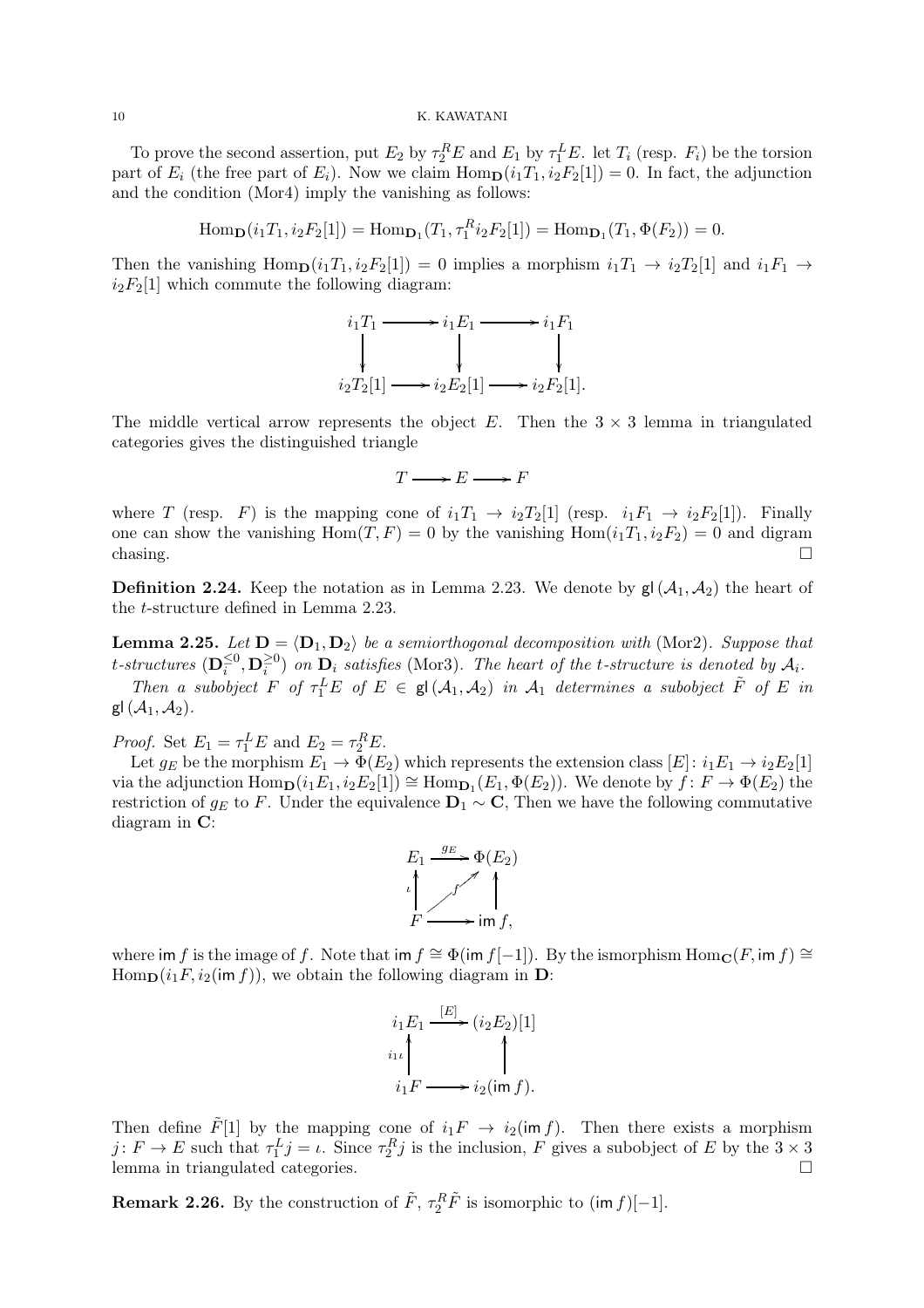To prove the second assertion, put $E_2$ by $\tau_2^R E$ and $E_1$ by $\tau_1^L E$. let $T_i$ (resp. $F_i$) be the torsion part of $E_i$ (the free part of $E_i$). Now we claim $\mathrm{Hom}_{\mathbf{D}}(i_1 T_1, i_2 F_2[1]) = 0$. In fact, the adjunction and the condition (Mor4) imply the vanishing as follows:

$$\mathrm{Hom}_{\mathbf{D}}(i_1 T_1, i_2 F_2[1]) = \mathrm{Hom}_{\mathbf{D}_1}(T_1, \tau_1^R i_2 F_2[1]) = \mathrm{Hom}_{\mathbf{D}_1}(T_1, \Phi(F_2)) = 0.$$

Then the vanishing $\mathrm{Hom}_{\mathbf{D}}(i_1 T_1, i_2 F_2[1]) = 0$ implies a morphism $i_1 T_1 \to i_2 T_2[1]$ and $i_1 F_1 \to i_2 F_2[1]$ which commute the following diagram:

$$\begin{array}{ccccc} i_1 T_1 & \longrightarrow & i_1 E_1 & \longrightarrow & i_1 F_1 \\ \downarrow & & \downarrow & & \downarrow \\ i_2 T_2[1] & \longrightarrow & i_2 E_2[1] & \longrightarrow & i_2 F_2[1]. \end{array}$$

The middle vertical arrow represents the object $E$. Then the $3 \times 3$ lemma in triangulated categories gives the distinguished triangle

$$T \longrightarrow E \longrightarrow F$$

where $T$ (resp. $F$) is the mapping cone of $i_1 T_1 \to i_2 T_2[1]$ (resp. $i_1 F_1 \to i_2 F_2[1]$). Finally one can show the vanishing $\mathrm{Hom}(T, F) = 0$ by the vanishing $\mathrm{Hom}(i_1 T_1, i_2 F_2) = 0$ and digram chasing. $\square$

**Definition 2.24.** Keep the notation as in Lemma 2.23. We denote by $\mathsf{gl}(\mathcal{A}_1, \mathcal{A}_2)$ the heart of the $t$-structure defined in Lemma 2.23.

**Lemma 2.25.** *Let $\mathbf{D} = \langle \mathbf{D}_1, \mathbf{D}_2 \rangle$ be a semiorthogonal decomposition with* (Mor2)*. Suppose that $t$-structures $(\mathbf{D}_i^{\le 0}, \mathbf{D}_i^{\ge 0})$ on $\mathbf{D}_i$ satisfies* (Mor3)*. The heart of the $t$-structure is denoted by $\mathcal{A}_i$.*

*Then a subobject $F$ of $\tau_1^L E$ of $E \in \mathsf{gl}(\mathcal{A}_1, \mathcal{A}_2)$ in $\mathcal{A}_1$ determines a subobject $\tilde{F}$ of $E$ in $\mathsf{gl}(\mathcal{A}_1, \mathcal{A}_2)$.*

*Proof.* Set $E_1 = \tau_1^L E$ and $E_2 = \tau_2^R E$.

Let $g_E$ be the morphism $E_1 \to \Phi(E_2)$ which represents the extension class $[E] \colon i_1 E_1 \to i_2 E_2[1]$ via the adjunction $\mathrm{Hom}_{\mathbf{D}}(i_1 E_1, i_2 E_2[1]) \cong \mathrm{Hom}_{\mathbf{D}_1}(E_1, \Phi(E_2))$. We denote by $f \colon F \to \Phi(E_2)$ the restriction of $g_E$ to $F$. Under the equivalence $\mathbf{D}_1 \sim \mathbf{C}$, Then we have the following commutative diagram in $\mathbf{C}$:

$$\begin{array}{ccc} E_1 & \xrightarrow{g_E} & \Phi(E_2) \\ {\scriptstyle\iota}\uparrow & \nearrow^{f} & \uparrow \\ F & \longrightarrow & \mathsf{im}\, f, \end{array}$$

where $\mathsf{im}\, f$ is the image of $f$. Note that $\mathsf{im}\, f \cong \Phi(\mathsf{im}\, f[-1])$. By the ismorphism $\mathrm{Hom}_{\mathbf{C}}(F, \mathsf{im}\, f) \cong \mathrm{Hom}_{\mathbf{D}}(i_1 F, i_2(\mathsf{im}\, f))$, we obtain the following diagram in $\mathbf{D}$:

$$\begin{array}{ccc} i_1 E_1 & \xrightarrow{[E]} & (i_2 E_2)[1] \\ {\scriptstyle i_1\iota}\uparrow & & \uparrow \\ i_1 F & \longrightarrow & i_2(\mathsf{im}\, f). \end{array}$$

Then define $\tilde{F}[1]$ by the mapping cone of $i_1 F \to i_2(\mathsf{im}\, f)$. Then there exists a morphism $j \colon F \to E$ such that $\tau_1^L j = \iota$. Since $\tau_2^R j$ is the inclusion, $F$ gives a subobject of $E$ by the $3 \times 3$ lemma in triangulated categories. $\square$

**Remark 2.26.** By the construction of $\tilde{F}$, $\tau_2^R \tilde{F}$ is isomorphic to $(\mathsf{im}\, f)[-1]$.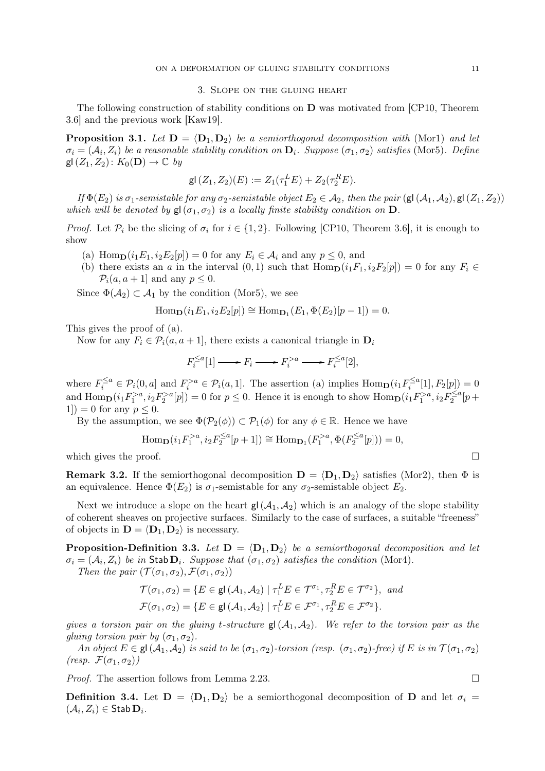## 3. Slope on the gluing heart

The following construction of stability conditions on $\mathbf{D}$ was motivated from [CP10, Theorem 3.6] and the previous work [Kaw19].

**Proposition 3.1.** *Let $\mathbf{D} = \langle \mathbf{D}_1, \mathbf{D}_2 \rangle$ be a semiorthogonal decomposition with* (Mor1) *and let $\sigma_i = (\mathcal{A}_i, Z_i)$ be a reasonable stability condition on $\mathbf{D}_i$. Suppose $(\sigma_1, \sigma_2)$ satisfies* (Mor5). *Define $\mathsf{gl}\,(Z_1, Z_2) \colon K_0(\mathbf{D}) \to \mathbb{C}$ by*

$$\mathsf{gl}\,(Z_1, Z_2)(E) := Z_1(\tau_1^L E) + Z_2(\tau_2^R E).$$

*If $\Phi(E_2)$ is $\sigma_1$-semistable for any $\sigma_2$-semistable object $E_2 \in \mathcal{A}_2$, then the pair $(\mathsf{gl}\,(\mathcal{A}_1, \mathcal{A}_2), \mathsf{gl}\,(Z_1, Z_2))$ which will be denoted by $\mathsf{gl}\,(\sigma_1, \sigma_2)$ is a locally finite stability condition on $\mathbf{D}$.*

*Proof.* Let $\mathcal{P}_i$ be the slicing of $\sigma_i$ for $i \in \{1, 2\}$. Following [CP10, Theorem 3.6], it is enough to show

(a) $\mathrm{Hom}_{\mathbf{D}}(i_1 E_1, i_2 E_2[p]) = 0$ for any $E_i \in \mathcal{A}_i$ and any $p \leq 0$, and

(b) there exists an $a$ in the interval $(0,1)$ such that $\mathrm{Hom}_{\mathbf{D}}(i_1 F_1, i_2 F_2[p]) = 0$ for any $F_i \in \mathcal{P}_i(a, a+1]$ and any $p \leq 0$.

Since $\Phi(\mathcal{A}_2) \subset \mathcal{A}_1$ by the condition (Mor5), we see

$$\mathrm{Hom}_{\mathbf{D}}(i_1 E_1, i_2 E_2[p]) \cong \mathrm{Hom}_{\mathbf{D}_1}(E_1, \Phi(E_2)[p-1]) = 0.$$

This gives the proof of (a).

Now for any $F_i \in \mathcal{P}_i(a, a+1]$, there exists a canonical triangle in $\mathbf{D}_i$

$$F_i^{\leq a}[1] \longrightarrow F_i \longrightarrow F_i^{>a} \longrightarrow F_i^{\leq a}[2],$$

where $F_i^{\leq a} \in \mathcal{P}_i(0, a]$ and $F_i^{>a} \in \mathcal{P}_i(a, 1]$. The assertion (a) implies $\mathrm{Hom}_{\mathbf{D}}(i_1 F_i^{\leq a}[1], F_2[p]) = 0$ and $\mathrm{Hom}_{\mathbf{D}}(i_1 F_1^{>a}, i_2 F_2^{>a}[p]) = 0$ for $p \leq 0$. Hence it is enough to show $\mathrm{Hom}_{\mathbf{D}}(i_1 F_1^{>a}, i_2 F_2^{\leq a}[p+1]) = 0$ for any $p \leq 0$.

By the assumption, we see $\Phi(\mathcal{P}_2(\phi)) \subset \mathcal{P}_1(\phi)$ for any $\phi \in \mathbb{R}$. Hence we have

$$\mathrm{Hom}_{\mathbf{D}}(i_1 F_1^{>a}, i_2 F_2^{\leq a}[p+1]) \cong \mathrm{Hom}_{\mathbf{D}_1}(F_1^{>a}, \Phi(F_2^{\leq a}[p])) = 0,$$

which gives the proof. $\square$

**Remark 3.2.** If the semiorthogonal decomposition $\mathbf{D} = \langle \mathbf{D}_1, \mathbf{D}_2 \rangle$ satisfies (Mor2), then $\Phi$ is an equivalence. Hence $\Phi(E_2)$ is $\sigma_1$-semistable for any $\sigma_2$-semistable object $E_2$.

Next we introduce a slope on the heart $\mathsf{gl}\,(\mathcal{A}_1, \mathcal{A}_2)$ which is an analogy of the slope stability of coherent sheaves on projective surfaces. Similarly to the case of surfaces, a suitable "freeness" of objects in $\mathbf{D} = \langle \mathbf{D}_1, \mathbf{D}_2 \rangle$ is necessary.

**Proposition-Definition 3.3.** *Let $\mathbf{D} = \langle \mathbf{D}_1, \mathbf{D}_2 \rangle$ be a semiorthogonal decomposition and let $\sigma_i = (\mathcal{A}_i, Z_i)$ be in $\mathsf{Stab}\,\mathbf{D}_i$. Suppose that $(\sigma_1, \sigma_2)$ satisfies the condition* (Mor4).

*Then the pair $(\mathcal{T}(\sigma_1, \sigma_2), \mathcal{F}(\sigma_1, \sigma_2))$*

$$\mathcal{T}(\sigma_1, \sigma_2) = \{E \in \mathsf{gl}\,(\mathcal{A}_1, \mathcal{A}_2) \mid \tau_1^L E \in \mathcal{T}^{\sigma_1}, \tau_2^R E \in \mathcal{T}^{\sigma_2}\}, \text{ and}$$
$$\mathcal{F}(\sigma_1, \sigma_2) = \{E \in \mathsf{gl}\,(\mathcal{A}_1, \mathcal{A}_2) \mid \tau_1^L E \in \mathcal{F}^{\sigma_1}, \tau_2^R E \in \mathcal{F}^{\sigma_2}\}.$$

*gives a torsion pair on the gluing t-structure $\mathsf{gl}\,(\mathcal{A}_1, \mathcal{A}_2)$. We refer to the torsion pair as the gluing torsion pair by $(\sigma_1, \sigma_2)$.*

*An object $E \in \mathsf{gl}\,(\mathcal{A}_1, \mathcal{A}_2)$ is said to be $(\sigma_1, \sigma_2)$-torsion (resp. $(\sigma_1, \sigma_2)$-free) if $E$ is in $\mathcal{T}(\sigma_1, \sigma_2)$ (resp. $\mathcal{F}(\sigma_1, \sigma_2)$)*

*Proof.* The assertion follows from Lemma 2.23. $\square$

**Definition 3.4.** Let $\mathbf{D} = \langle \mathbf{D}_1, \mathbf{D}_2 \rangle$ be a semiorthogonal decomposition of $\mathbf{D}$ and let $\sigma_i = (\mathcal{A}_i, Z_i) \in \mathsf{Stab}\,\mathbf{D}_i$.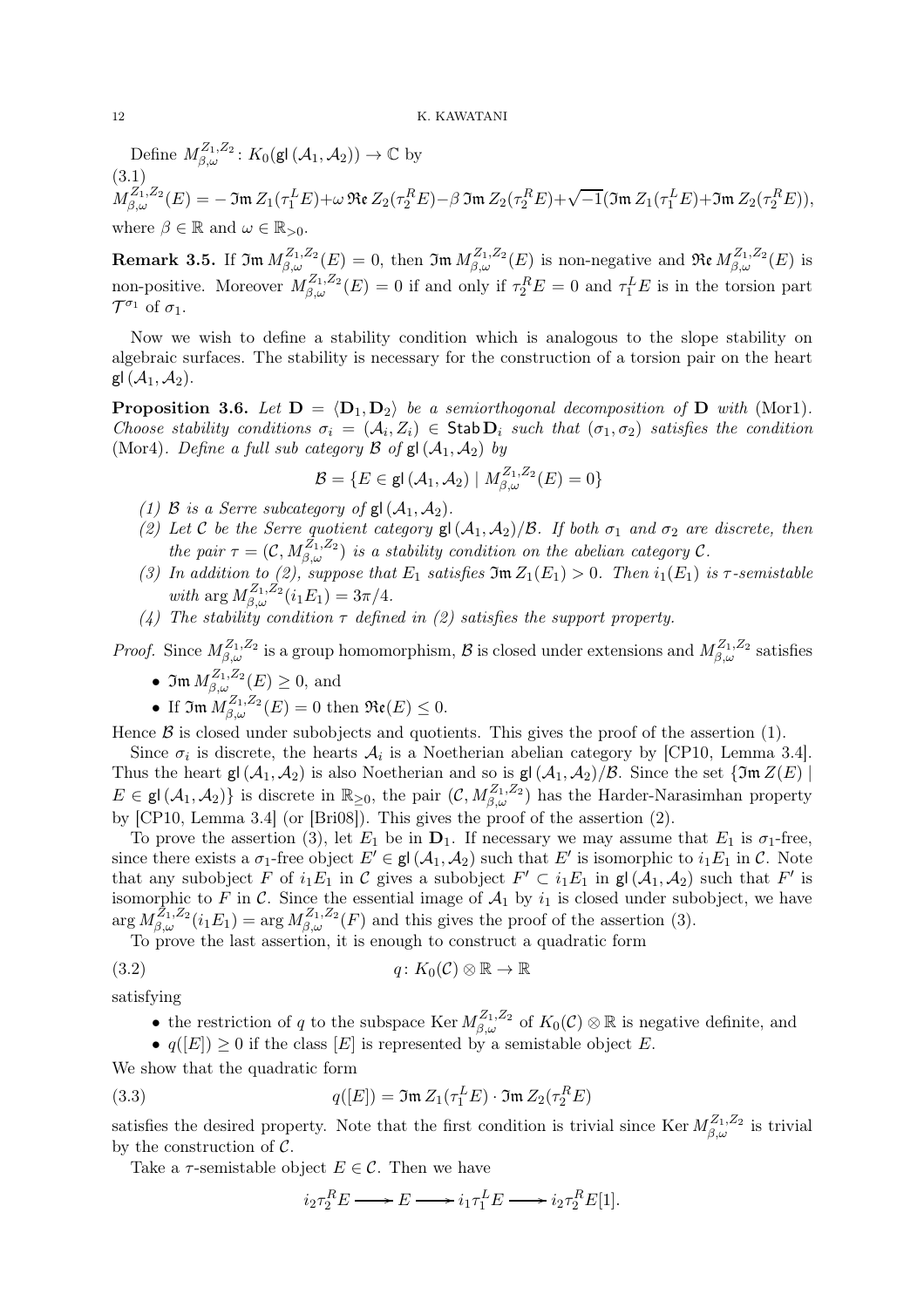Define $M^{Z_1,Z_2}_{\beta,\omega}\colon K_0(\mathsf{gl}\,(\mathcal{A}_1,\mathcal{A}_2)) \to \mathbb{C}$ by

(3.1)
$$M^{Z_1,Z_2}_{\beta,\omega}(E) = -\,\mathfrak{Im}\,Z_1(\tau_1^L E) + \omega\,\mathfrak{Re}\,Z_2(\tau_2^R E) - \beta\,\mathfrak{Im}\,Z_2(\tau_2^R E) + \sqrt{-1}(\mathfrak{Im}\,Z_1(\tau_1^L E) + \mathfrak{Im}\,Z_2(\tau_2^R E)),$$

where $\beta \in \mathbb{R}$ and $\omega \in \mathbb{R}_{>0}$.

**Remark 3.5.** If $\mathfrak{Im}\,M^{Z_1,Z_2}_{\beta,\omega}(E) = 0$, then $\mathfrak{Im}\,M^{Z_1,Z_2}_{\beta,\omega}(E)$ is non-negative and $\mathfrak{Re}\,M^{Z_1,Z_2}_{\beta,\omega}(E)$ is non-positive. Moreover $M^{Z_1,Z_2}_{\beta,\omega}(E) = 0$ if and only if $\tau_2^R E = 0$ and $\tau_1^L E$ is in the torsion part $\mathcal{T}^{\sigma_1}$ of $\sigma_1$.

Now we wish to define a stability condition which is analogous to the slope stability on algebraic surfaces. The stability is necessary for the construction of a torsion pair on the heart $\mathsf{gl}\,(\mathcal{A}_1,\mathcal{A}_2)$.

**Proposition 3.6.** *Let $\mathbf{D} = \langle \mathbf{D}_1, \mathbf{D}_2 \rangle$ be a semiorthogonal decomposition of $\mathbf{D}$ with* (Mor1)*. Choose stability conditions $\sigma_i = (\mathcal{A}_i, Z_i) \in \mathsf{Stab}\,\mathbf{D}_i$ such that $(\sigma_1,\sigma_2)$ satisfies the condition* (Mor4)*. Define a full sub category $\mathcal{B}$ of $\mathsf{gl}\,(\mathcal{A}_1,\mathcal{A}_2)$ by*

$$\mathcal{B} = \{E \in \mathsf{gl}\,(\mathcal{A}_1,\mathcal{A}_2) \mid M^{Z_1,Z_2}_{\beta,\omega}(E) = 0\}$$

*(1) $\mathcal{B}$ is a Serre subcategory of $\mathsf{gl}\,(\mathcal{A}_1,\mathcal{A}_2)$.*
*(2) Let $\mathcal{C}$ be the Serre quotient category $\mathsf{gl}\,(\mathcal{A}_1,\mathcal{A}_2)/\mathcal{B}$. If both $\sigma_1$ and $\sigma_2$ are discrete, then the pair $\tau = (\mathcal{C}, M^{Z_1,Z_2}_{\beta,\omega})$ is a stability condition on the abelian category $\mathcal{C}$.*
*(3) In addition to (2), suppose that $E_1$ satisfies $\mathfrak{Im}\,Z_1(E_1) > 0$. Then $i_1(E_1)$ is $\tau$-semistable with $\arg M^{Z_1,Z_2}_{\beta,\omega}(i_1E_1) = 3\pi/4$.*
*(4) The stability condition $\tau$ defined in (2) satisfies the support property.*

*Proof.* Since $M^{Z_1,Z_2}_{\beta,\omega}$ is a group homomorphism, $\mathcal{B}$ is closed under extensions and $M^{Z_1,Z_2}_{\beta,\omega}$ satisfies

- $\mathfrak{Im}\,M^{Z_1,Z_2}_{\beta,\omega}(E) \geq 0$, and
- If $\mathfrak{Im}\,M^{Z_1,Z_2}_{\beta,\omega}(E) = 0$ then $\mathfrak{Re}(E) \leq 0$.

Hence $\mathcal{B}$ is closed under subobjects and quotients. This gives the proof of the assertion (1).

Since $\sigma_i$ is discrete, the hearts $\mathcal{A}_i$ is a Noetherian abelian category by [CP10, Lemma 3.4]. Thus the heart $\mathsf{gl}\,(\mathcal{A}_1,\mathcal{A}_2)$ is also Noetherian and so is $\mathsf{gl}\,(\mathcal{A}_1,\mathcal{A}_2)/\mathcal{B}$. Since the set $\{\mathfrak{Im}\,Z(E) \mid E \in \mathsf{gl}\,(\mathcal{A}_1,\mathcal{A}_2)\}$ is discrete in $\mathbb{R}_{\geq 0}$, the pair $(\mathcal{C}, M^{Z_1,Z_2}_{\beta,\omega})$ has the Harder-Narasimhan property by [CP10, Lemma 3.4] (or [Bri08]). This gives the proof of the assertion (2).

To prove the assertion (3), let $E_1$ be in $\mathbf{D}_1$. If necessary we may assume that $E_1$ is $\sigma_1$-free, since there exists a $\sigma_1$-free object $E' \in \mathsf{gl}\,(\mathcal{A}_1,\mathcal{A}_2)$ such that $E'$ is isomorphic to $i_1E_1$ in $\mathcal{C}$. Note that any subobject $F$ of $i_1E_1$ in $\mathcal{C}$ gives a subobject $F' \subset i_1E_1$ in $\mathsf{gl}\,(\mathcal{A}_1,\mathcal{A}_2)$ such that $F'$ is isomorphic to $F$ in $\mathcal{C}$. Since the essential image of $\mathcal{A}_1$ by $i_1$ is closed under subobject, we have $\arg M^{Z_1,Z_2}_{\beta,\omega}(i_1E_1) = \arg M^{Z_1,Z_2}_{\beta,\omega}(F)$ and this gives the proof of the assertion (3).

To prove the last assertion, it is enough to construct a quadratic form

$$q\colon K_0(\mathcal{C}) \otimes \mathbb{R} \to \mathbb{R} \tag{3.2}$$

satisfying

- the restriction of $q$ to the subspace $\operatorname{Ker} M^{Z_1,Z_2}_{\beta,\omega}$ of $K_0(\mathcal{C}) \otimes \mathbb{R}$ is negative definite, and
- $q([E]) \geq 0$ if the class $[E]$ is represented by a semistable object $E$.

We show that the quadratic form

$$q([E]) = \mathfrak{Im}\,Z_1(\tau_1^L E) \cdot \mathfrak{Im}\,Z_2(\tau_2^R E) \tag{3.3}$$

satisfies the desired property. Note that the first condition is trivial since $\operatorname{Ker} M^{Z_1,Z_2}_{\beta,\omega}$ is trivial by the construction of $\mathcal{C}$.

Take a $\tau$-semistable object $E \in \mathcal{C}$. Then we have

$$i_2\tau_2^R E \longrightarrow E \longrightarrow i_1\tau_1^L E \longrightarrow i_2\tau_2^R E[1].$$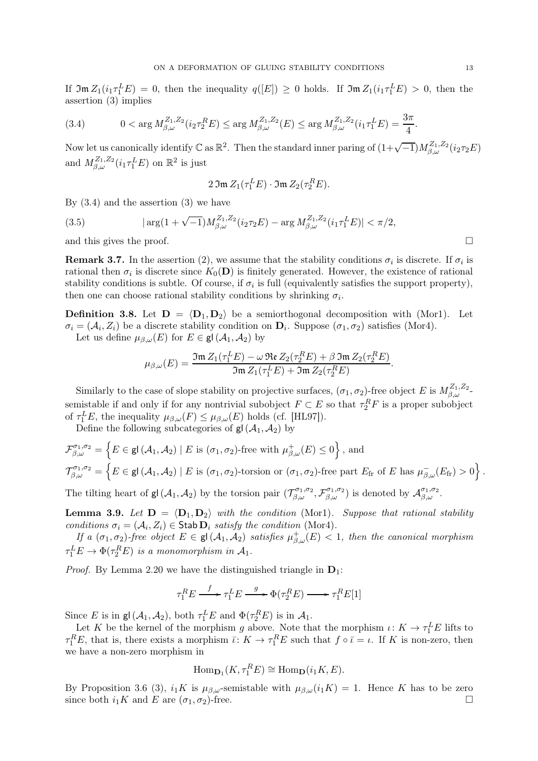If $\mathfrak{Im}\, Z_1(i_1\tau_1^L E) = 0$, then the inequality $q([E]) \geq 0$ holds. If $\mathfrak{Im}\, Z_1(i_1\tau_1^L E) > 0$, then the assertion (3) implies

$$0 < \arg M_{\beta,\omega}^{Z_1,Z_2}(i_2\tau_2^R E) \leq \arg M_{\beta,\omega}^{Z_1,Z_2}(E) \leq \arg M_{\beta,\omega}^{Z_1,Z_2}(i_1\tau_1^L E) = \frac{3\pi}{4}. \tag{3.4}$$

Now let us canonically identify $\mathbb{C}$ as $\mathbb{R}^2$. Then the standard inner paring of $(1+\sqrt{-1})M_{\beta,\omega}^{Z_1,Z_2}(i_2\tau_2 E)$ and $M_{\beta,\omega}^{Z_1,Z_2}(i_1\tau_1^L E)$ on $\mathbb{R}^2$ is just

$$2\,\mathfrak{Im}\, Z_1(\tau_1^L E) \cdot \mathfrak{Im}\, Z_2(\tau_2^R E).$$

By (3.4) and the assertion (3) we have

$$|\arg(1+\sqrt{-1})M_{\beta,\omega}^{Z_1,Z_2}(i_2\tau_2 E) - \arg M_{\beta,\omega}^{Z_1,Z_2}(i_1\tau_1^L E)| < \pi/2, \tag{3.5}$$

and this gives the proof. □

**Remark 3.7.** In the assertion (2), we assume that the stability conditions $\sigma_i$ is discrete. If $\sigma_i$ is rational then $\sigma_i$ is discrete since $K_0(\mathbf{D})$ is finitely generated. However, the existence of rational stability conditions is subtle. Of course, if $\sigma_i$ is full (equivalently satisfies the support property), then one can choose rational stability conditions by shrinking $\sigma_i$.

**Definition 3.8.** Let $\mathbf{D} = \langle \mathbf{D}_1, \mathbf{D}_2 \rangle$ be a semiorthogonal decomposition with (Mor1). Let $\sigma_i = (\mathcal{A}_i, Z_i)$ be a discrete stability condition on $\mathbf{D}_i$. Suppose $(\sigma_1, \sigma_2)$ satisfies (Mor4).

Let us define $\mu_{\beta,\omega}(E)$ for $E \in \mathsf{gl}(\mathcal{A}_1, \mathcal{A}_2)$ by

$$\mu_{\beta,\omega}(E) = \frac{\mathfrak{Im}\, Z_1(\tau_1^L E) - \omega\, \mathfrak{Re}\, Z_2(\tau_2^R E) + \beta\, \mathfrak{Im}\, Z_2(\tau_2^R E)}{\mathfrak{Im}\, Z_1(\tau_1^L E) + \mathfrak{Im}\, Z_2(\tau_2^R E)}.$$

Similarly to the case of slope stability on projective surfaces, $(\sigma_1, \sigma_2)$-free object $E$ is $M_{\beta,\omega}^{Z_1,Z_2}$-semistable if and only if for any nontrivial subobject $F \subset E$ so that $\tau_2^R F$ is a proper subobject of $\tau_1^L E$, the inequality $\mu_{\beta,\omega}(F) \leq \mu_{\beta,\omega}(E)$ holds (cf. [HL97]).

Define the following subcategories of $\mathsf{gl}(\mathcal{A}_1, \mathcal{A}_2)$ by

$$\mathcal{F}_{\beta,\omega}^{\sigma_1,\sigma_2} = \left\{ E \in \mathsf{gl}(\mathcal{A}_1, \mathcal{A}_2) \mid E \text{ is } (\sigma_1,\sigma_2)\text{-free with } \mu_{\beta,\omega}^+(E) \leq 0 \right\}, \text{ and}$$

$$\mathcal{T}_{\beta,\omega}^{\sigma_1,\sigma_2} = \left\{ E \in \mathsf{gl}(\mathcal{A}_1, \mathcal{A}_2) \mid E \text{ is } (\sigma_1,\sigma_2)\text{-torsion or } (\sigma_1,\sigma_2)\text{-free part } E_{\mathrm{fr}} \text{ of } E \text{ has } \mu_{\beta,\omega}^-(E_{\mathrm{fr}}) > 0 \right\}.$$

The tilting heart of $\mathsf{gl}(\mathcal{A}_1, \mathcal{A}_2)$ by the torsion pair $(\mathcal{T}_{\beta,\omega}^{\sigma_1,\sigma_2}, \mathcal{F}_{\beta,\omega}^{\sigma_1,\sigma_2})$ is denoted by $\mathcal{A}_{\beta,\omega}^{\sigma_1,\sigma_2}$.

**Lemma 3.9.** *Let $\mathbf{D} = \langle \mathbf{D}_1, \mathbf{D}_2 \rangle$ with the condition* (Mor1). *Suppose that rational stability conditions $\sigma_i = (\mathcal{A}_i, Z_i) \in \mathsf{Stab}\, \mathbf{D}_i$ satisfy the condition* (Mor4).

*If a $(\sigma_1, \sigma_2)$-free object $E \in \mathsf{gl}(\mathcal{A}_1, \mathcal{A}_2)$ satisfies $\mu_{\beta,\omega}^+(E) < 1$, then the canonical morphism $\tau_1^L E \to \Phi(\tau_2^R E)$ is a monomorphism in $\mathcal{A}_1$.*

*Proof.* By Lemma 2.20 we have the distinguished triangle in $\mathbf{D}_1$:

$$\tau_1^R E \xrightarrow{f} \tau_1^L E \xrightarrow{g} \Phi(\tau_2^R E) \longrightarrow \tau_1^R E[1]$$

Since $E$ is in $\mathsf{gl}(\mathcal{A}_1, \mathcal{A}_2)$, both $\tau_1^L E$ and $\Phi(\tau_2^R E)$ is in $\mathcal{A}_1$.

Let $K$ be the kernel of the morphism $g$ above. Note that the morphism $\iota\colon K \to \tau_1^L E$ lifts to $\tau_1^R E$, that is, there exists a morphism $\bar{\iota}\colon K \to \tau_1^R E$ such that $f \circ \bar{\iota} = \iota$. If $K$ is non-zero, then we have a non-zero morphism in

$$\mathrm{Hom}_{\mathbf{D}_1}(K, \tau_1^R E) \cong \mathrm{Hom}_{\mathbf{D}}(i_1 K, E).$$

By Proposition 3.6 (3), $i_1 K$ is $\mu_{\beta,\omega}$-semistable with $\mu_{\beta,\omega}(i_1 K) = 1$. Hence $K$ has to be zero since both $i_1 K$ and $E$ are $(\sigma_1, \sigma_2)$-free. □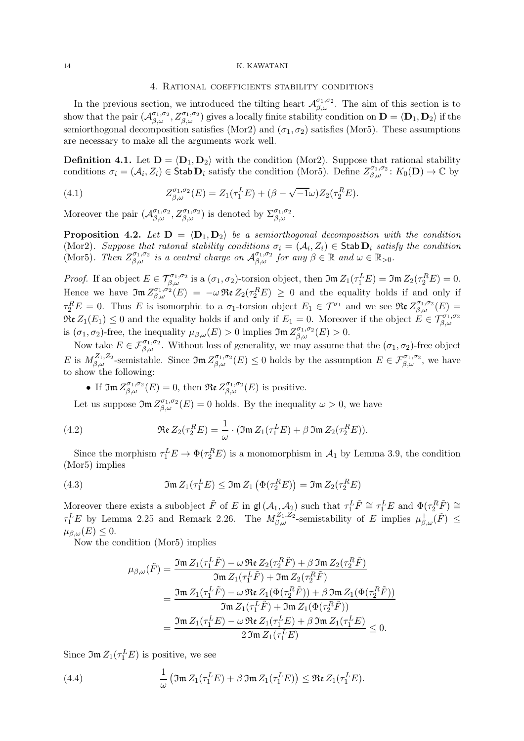## 4. Rational coefficients stability conditions

In the previous section, we introduced the tilting heart $\mathcal{A}^{\sigma_1,\sigma_2}_{\beta,\omega}$. The aim of this section is to show that the pair $(\mathcal{A}^{\sigma_1,\sigma_2}_{\beta,\omega}, Z^{\sigma_1,\sigma_2}_{\beta,\omega})$ gives a locally finite stability condition on $\mathbf{D} = \langle \mathbf{D}_1, \mathbf{D}_2 \rangle$ if the semiorthogonal decomposition satisfies (Mor2) and $(\sigma_1, \sigma_2)$ satisfies (Mor5). These assumptions are necessary to make all the arguments work well.

**Definition 4.1.** Let $\mathbf{D} = \langle \mathbf{D}_1, \mathbf{D}_2 \rangle$ with the condition (Mor2). Suppose that rational stability conditions $\sigma_i = (\mathcal{A}_i, Z_i) \in \mathsf{Stab}\, \mathbf{D}_i$ satisfy the condition (Mor5). Define $Z^{\sigma_1,\sigma_2}_{\beta,\omega} \colon K_0(\mathbf{D}) \to \mathbb{C}$ by

$$Z^{\sigma_1,\sigma_2}_{\beta,\omega}(E) = Z_1(\tau_1^L E) + (\beta - \sqrt{-1}\omega) Z_2(\tau_2^R E). \tag{4.1}$$

Moreover the pair $(\mathcal{A}^{\sigma_1,\sigma_2}_{\beta,\omega}, Z^{\sigma_1,\sigma_2}_{\beta,\omega})$ is denoted by $\Sigma^{\sigma_1,\sigma_2}_{\beta,\omega}$.

**Proposition 4.2.** *Let $\mathbf{D} = \langle \mathbf{D}_1, \mathbf{D}_2 \rangle$ be a semiorthogonal decomposition with the condition* (Mor2)*. Suppose that ratonal stability conditions $\sigma_i = (\mathcal{A}_i, Z_i) \in \mathsf{Stab}\, \mathbf{D}_i$ satisfy the condition* (Mor5)*. Then $Z^{\sigma_1,\sigma_2}_{\beta,\omega}$ is a central charge on $\mathcal{A}^{\sigma_1,\sigma_2}_{\beta,\omega}$ for any $\beta \in \mathbb{R}$ and $\omega \in \mathbb{R}_{>0}$.*

*Proof.* If an object $E \in \mathcal{T}^{\sigma_1,\sigma_2}_{\beta,\omega}$ is a $(\sigma_1,\sigma_2)$-torsion object, then $\mathfrak{Im}\, Z_1(\tau_1^L E) = \mathfrak{Im}\, Z_2(\tau_2^R E) = 0$. Hence we have $\mathfrak{Im}\, Z^{\sigma_1,\sigma_2}_{\beta,\omega}(E) = -\omega\, \mathfrak{Re}\, Z_2(\tau_2^R E) \geq 0$ and the equality holds if and only if $\tau_2^R E = 0$. Thus $E$ is isomorphic to a $\sigma_1$-torsion object $E_1 \in \mathcal{T}^{\sigma_1}$ and we see $\mathfrak{Re}\, Z^{\sigma_1,\sigma_2}_{\beta,\omega}(E) = \mathfrak{Re}\, Z_1(E_1) \leq 0$ and the equality holds if and only if $E_1 = 0$. Moreover if the object $E \in \mathcal{T}^{\sigma_1,\sigma_2}_{\beta,\omega}$ is $(\sigma_1,\sigma_2)$-free, the inequality $\mu_{\beta,\omega}(E) > 0$ implies $\mathfrak{Im}\, Z^{\sigma_1,\sigma_2}_{\beta,\omega}(E) > 0$.

Now take $E \in \mathcal{F}^{\sigma_1,\sigma_2}_{\beta,\omega}$. Without loss of generality, we may assume that the $(\sigma_1,\sigma_2)$-free object $E$ is $M^{Z_1,Z_2}_{\beta,\omega}$-semistable. Since $\mathfrak{Im}\, Z^{\sigma_1,\sigma_2}_{\beta,\omega}(E) \leq 0$ holds by the assumption $E \in \mathcal{F}^{\sigma_1,\sigma_2}_{\beta,\omega}$, we have to show the following:

- If $\mathfrak{Im}\, Z^{\sigma_1,\sigma_2}_{\beta,\omega}(E) = 0$, then $\mathfrak{Re}\, Z^{\sigma_1,\sigma_2}_{\beta,\omega}(E)$ is positive.

Let us suppose $\mathfrak{Im}\, Z^{\sigma_1,\sigma_2}_{\beta,\omega}(E) = 0$ holds. By the inequality $\omega > 0$, we have

$$\mathfrak{Re}\, Z_2(\tau_2^R E) = \frac{1}{\omega} \cdot (\mathfrak{Im}\, Z_1(\tau_1^L E) + \beta\, \mathfrak{Im}\, Z_2(\tau_2^R E)). \tag{4.2}$$

Since the morphism $\tau_1^L E \to \Phi(\tau_2^R E)$ is a monomorphism in $\mathcal{A}_1$ by Lemma 3.9, the condition (Mor5) implies

$$\mathfrak{Im}\, Z_1(\tau_1^L E) \leq \mathfrak{Im}\, Z_1\left(\Phi(\tau_2^R E)\right) = \mathfrak{Im}\, Z_2(\tau_2^R E) \tag{4.3}$$

Moreover there exists a subobject $\tilde{F}$ of $E$ in $\mathsf{gl}\,(\mathcal{A}_1, \mathcal{A}_2)$ such that $\tau_1^L \tilde{F} \cong \tau_1^L E$ and $\Phi(\tau_2^R \tilde{F}) \cong \tau_1^L E$ by Lemma 2.25 and Remark 2.26. The $M^{Z_1,Z_2}_{\beta,\omega}$-semistability of $E$ implies $\mu^+_{\beta,\omega}(\tilde{F}) \leq \mu_{\beta,\omega}(E) \leq 0$.

Now the condition (Mor5) implies

$$\begin{aligned}
\mu_{\beta,\omega}(\tilde{F}) &= \frac{\mathfrak{Im}\, Z_1(\tau_1^L \tilde{F}) - \omega\, \mathfrak{Re}\, Z_2(\tau_2^R \tilde{F}) + \beta\, \mathfrak{Im}\, Z_2(\tau_2^R \tilde{F})}{\mathfrak{Im}\, Z_1(\tau_1^L \tilde{F}) + \mathfrak{Im}\, Z_2(\tau_2^R \tilde{F})} \\
&= \frac{\mathfrak{Im}\, Z_1(\tau_1^L \tilde{F}) - \omega\, \mathfrak{Re}\, Z_1(\Phi(\tau_2^R \tilde{F})) + \beta\, \mathfrak{Im}\, Z_1(\Phi(\tau_2^R \tilde{F}))}{\mathfrak{Im}\, Z_1(\tau_1^L \tilde{F}) + \mathfrak{Im}\, Z_1(\Phi(\tau_2^R \tilde{F}))} \\
&= \frac{\mathfrak{Im}\, Z_1(\tau_1^L E) - \omega\, \mathfrak{Re}\, Z_1(\tau_1^L E) + \beta\, \mathfrak{Im}\, Z_1(\tau_1^L E)}{2\, \mathfrak{Im}\, Z_1(\tau_1^L E)} \leq 0.
\end{aligned}$$

Since $\mathfrak{Im}\, Z_1(\tau_1^L E)$ is positive, we see

$$\frac{1}{\omega}\left(\mathfrak{Im}\, Z_1(\tau_1^L E) + \beta\, \mathfrak{Im}\, Z_1(\tau_1^L E)\right) \leq \mathfrak{Re}\, Z_1(\tau_1^L E). \tag{4.4}$$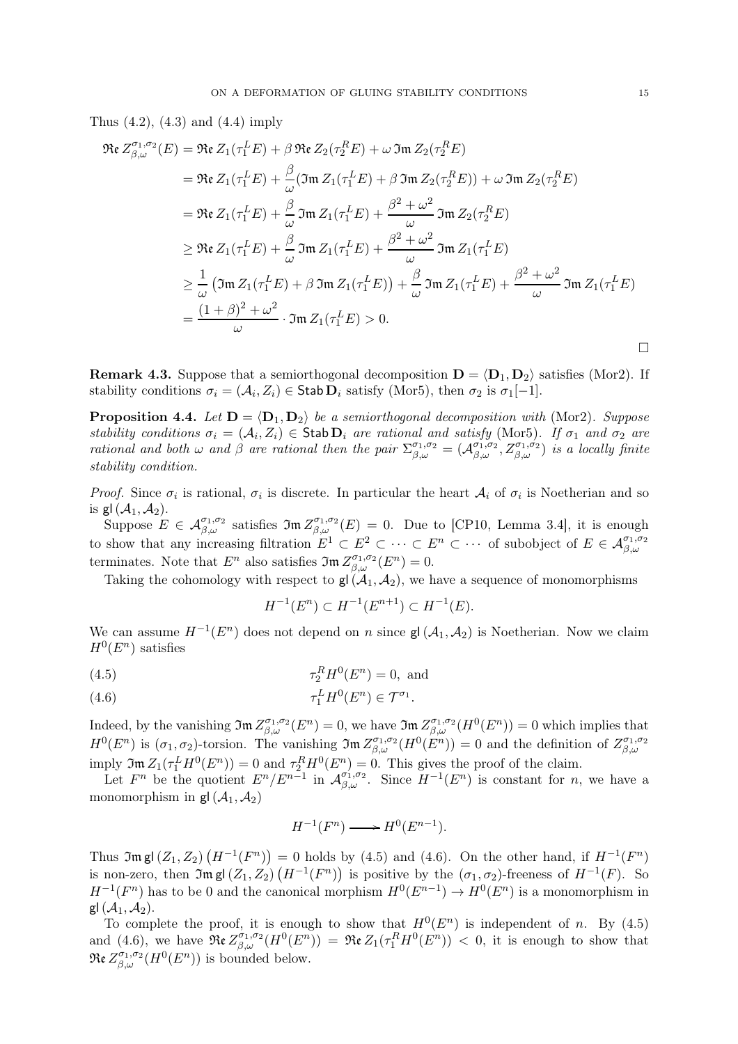Thus (4.2), (4.3) and (4.4) imply

$$
\begin{aligned}
\mathfrak{Re}\, Z^{\sigma_1,\sigma_2}_{\beta,\omega}(E) &= \mathfrak{Re}\, Z_1(\tau_1^L E) + \beta\, \mathfrak{Re}\, Z_2(\tau_2^R E) + \omega\, \mathfrak{Im}\, Z_2(\tau_2^R E) \\
&= \mathfrak{Re}\, Z_1(\tau_1^L E) + \frac{\beta}{\omega}(\mathfrak{Im}\, Z_1(\tau_1^L E) + \beta\, \mathfrak{Im}\, Z_2(\tau_2^R E)) + \omega\, \mathfrak{Im}\, Z_2(\tau_2^R E) \\
&= \mathfrak{Re}\, Z_1(\tau_1^L E) + \frac{\beta}{\omega}\, \mathfrak{Im}\, Z_1(\tau_1^L E) + \frac{\beta^2+\omega^2}{\omega}\, \mathfrak{Im}\, Z_2(\tau_2^R E) \\
&\geq \mathfrak{Re}\, Z_1(\tau_1^L E) + \frac{\beta}{\omega}\, \mathfrak{Im}\, Z_1(\tau_1^L E) + \frac{\beta^2+\omega^2}{\omega}\, \mathfrak{Im}\, Z_1(\tau_1^L E) \\
&\geq \frac{1}{\omega}\left(\mathfrak{Im}\, Z_1(\tau_1^L E) + \beta\, \mathfrak{Im}\, Z_1(\tau_1^L E)\right) + \frac{\beta}{\omega}\, \mathfrak{Im}\, Z_1(\tau_1^L E) + \frac{\beta^2+\omega^2}{\omega}\, \mathfrak{Im}\, Z_1(\tau_1^L E) \\
&= \frac{(1+\beta)^2+\omega^2}{\omega} \cdot \mathfrak{Im}\, Z_1(\tau_1^L E) > 0.
\end{aligned}
$$

□

**Remark 4.3.** Suppose that a semiorthogonal decomposition $\mathbf{D} = \langle \mathbf{D}_1, \mathbf{D}_2 \rangle$ satisfies (Mor2). If stability conditions $\sigma_i = (\mathcal{A}_i, Z_i) \in \mathsf{Stab}\, \mathbf{D}_i$ satisfy (Mor5), then $\sigma_2$ is $\sigma_1[-1]$.

**Proposition 4.4.** *Let $\mathbf{D} = \langle \mathbf{D}_1, \mathbf{D}_2 \rangle$ be a semiorthogonal decomposition with* (Mor2). *Suppose stability conditions $\sigma_i = (\mathcal{A}_i, Z_i) \in \mathsf{Stab}\, \mathbf{D}_i$ are rational and satisfy* (Mor5). *If $\sigma_1$ and $\sigma_2$ are rational and both $\omega$ and $\beta$ are rational then the pair $\Sigma^{\sigma_1,\sigma_2}_{\beta,\omega} = (\mathcal{A}^{\sigma_1,\sigma_2}_{\beta,\omega}, Z^{\sigma_1,\sigma_2}_{\beta,\omega})$ is a locally finite stability condition.*

*Proof.* Since $\sigma_i$ is rational, $\sigma_i$ is discrete. In particular the heart $\mathcal{A}_i$ of $\sigma_i$ is Noetherian and so is $\mathsf{gl}\,(\mathcal{A}_1, \mathcal{A}_2)$.

Suppose $E \in \mathcal{A}^{\sigma_1,\sigma_2}_{\beta,\omega}$ satisfies $\mathfrak{Im}\, Z^{\sigma_1,\sigma_2}_{\beta,\omega}(E) = 0$. Due to [CP10, Lemma 3.4], it is enough to show that any increasing filtration $E^1 \subset E^2 \subset \cdots \subset E^n \subset \cdots$ of subobject of $E \in \mathcal{A}^{\sigma_1,\sigma_2}_{\beta,\omega}$ terminates. Note that $E^n$ also satisfies $\mathfrak{Im}\, Z^{\sigma_1,\sigma_2}_{\beta,\omega}(E^n) = 0$.

Taking the cohomology with respect to $\mathsf{gl}\,(\mathcal{A}_1, \mathcal{A}_2)$, we have a sequence of monomorphisms

$$
H^{-1}(E^n) \subset H^{-1}(E^{n+1}) \subset H^{-1}(E).
$$

We can assume $H^{-1}(E^n)$ does not depend on $n$ since $\mathsf{gl}\,(\mathcal{A}_1, \mathcal{A}_2)$ is Noetherian. Now we claim $H^0(E^n)$ satisfies

$$
\tau_2^R H^0(E^n) = 0, \text{ and} \tag{4.5}
$$

$$
\tau_1^L H^0(E^n) \in \mathcal{T}^{\sigma_1}. \tag{4.6}
$$

Indeed, by the vanishing $\mathfrak{Im}\, Z^{\sigma_1,\sigma_2}_{\beta,\omega}(E^n) = 0$, we have $\mathfrak{Im}\, Z^{\sigma_1,\sigma_2}_{\beta,\omega}(H^0(E^n)) = 0$ which implies that $H^0(E^n)$ is $(\sigma_1, \sigma_2)$-torsion. The vanishing $\mathfrak{Im}\, Z^{\sigma_1,\sigma_2}_{\beta,\omega}(H^0(E^n)) = 0$ and the definition of $Z^{\sigma_1,\sigma_2}_{\beta,\omega}$ imply $\mathfrak{Im}\, Z_1(\tau_1^L H^0(E^n)) = 0$ and $\tau_2^R H^0(E^n) = 0$. This gives the proof of the claim.

Let $F^n$ be the quotient $E^n/E^{n-1}$ in $\mathcal{A}^{\sigma_1,\sigma_2}_{\beta,\omega}$. Since $H^{-1}(E^n)$ is constant for $n$, we have a monomorphism in $\mathsf{gl}\,(\mathcal{A}_1, \mathcal{A}_2)$

$$
H^{-1}(F^n) \longrightarrow H^0(E^{n-1}).
$$

Thus $\mathfrak{Im}\,\mathsf{gl}\,(Z_1, Z_2)\left(H^{-1}(F^n)\right) = 0$ holds by (4.5) and (4.6). On the other hand, if $H^{-1}(F^n)$ is non-zero, then $\mathfrak{Im}\,\mathsf{gl}\,(Z_1, Z_2)\left(H^{-1}(F^n)\right)$ is positive by the $(\sigma_1, \sigma_2)$-freeness of $H^{-1}(F)$. So $H^{-1}(F^n)$ has to be 0 and the canonical morphism $H^0(E^{n-1}) \to H^0(E^n)$ is a monomorphism in $\mathsf{gl}\,(\mathcal{A}_1, \mathcal{A}_2)$.

To complete the proof, it is enough to show that $H^0(E^n)$ is independent of $n$. By (4.5) and (4.6), we have $\mathfrak{Re}\, Z^{\sigma_1,\sigma_2}_{\beta,\omega}(H^0(E^n)) = \mathfrak{Re}\, Z_1(\tau_1^R H^0(E^n)) < 0$, it is enough to show that $\mathfrak{Re}\, Z^{\sigma_1,\sigma_2}_{\beta,\omega}(H^0(E^n))$ is bounded below.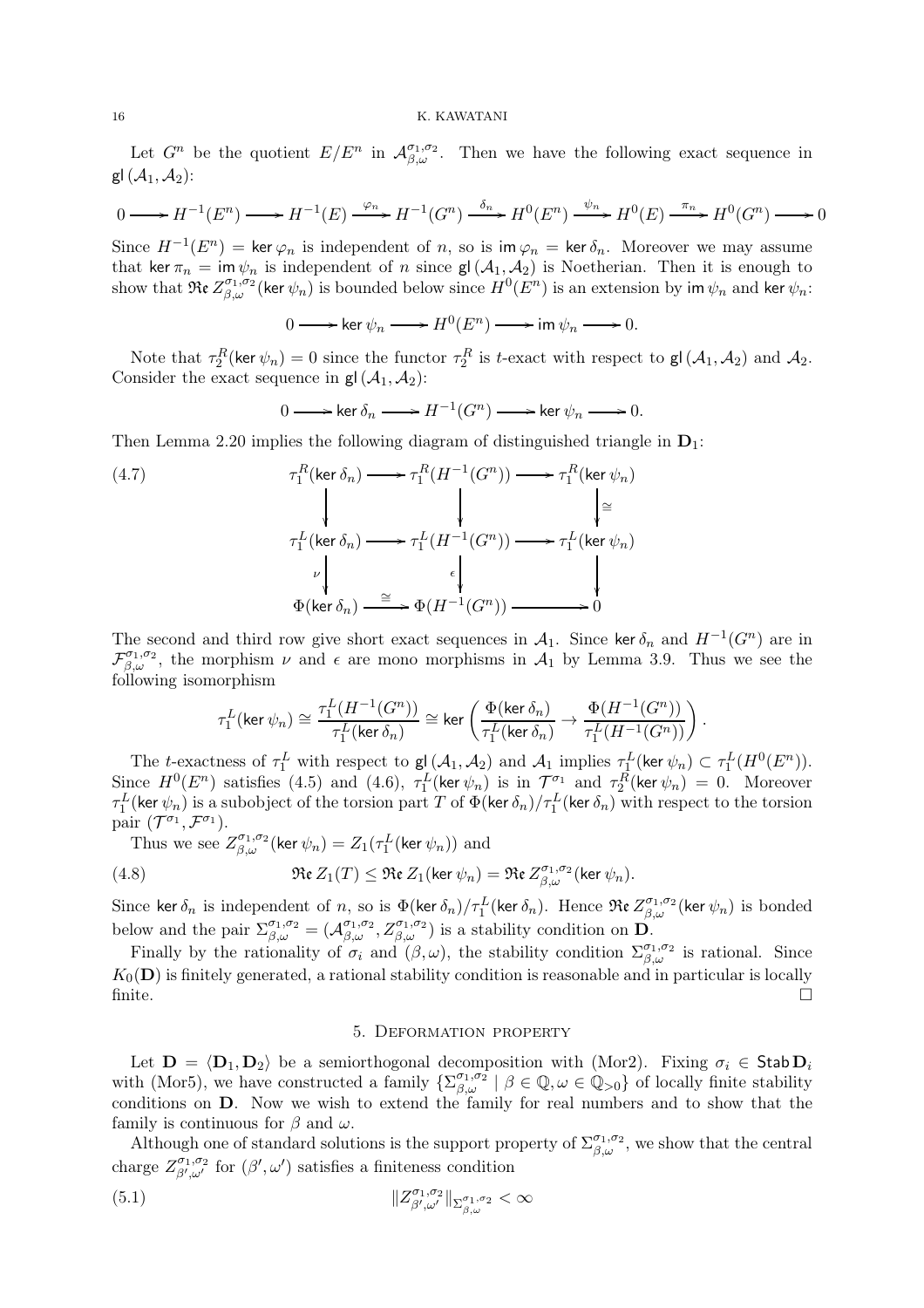Let $G^n$ be the quotient $E/E^n$ in $\mathcal{A}^{\sigma_1,\sigma_2}_{\beta,\omega}$. Then we have the following exact sequence in $\mathsf{gl}\,(\mathcal{A}_1,\mathcal{A}_2)$:

$$0 \longrightarrow H^{-1}(E^n) \longrightarrow H^{-1}(E) \xrightarrow{\varphi_n} H^{-1}(G^n) \xrightarrow{\delta_n} H^0(E^n) \xrightarrow{\psi_n} H^0(E) \xrightarrow{\pi_n} H^0(G^n) \longrightarrow 0$$

Since $H^{-1}(E^n) = \ker \varphi_n$ is independent of $n$, so is $\operatorname{im}\varphi_n = \ker\delta_n$. Moreover we may assume that $\ker\pi_n = \operatorname{im}\psi_n$ is independent of $n$ since $\mathsf{gl}\,(\mathcal{A}_1,\mathcal{A}_2)$ is Noetherian. Then it is enough to show that $\mathfrak{Re}\, Z^{\sigma_1,\sigma_2}_{\beta,\omega}(\ker\psi_n)$ is bounded below since $H^0(E^n)$ is an extension by $\operatorname{im}\psi_n$ and $\ker\psi_n$:

$$0 \longrightarrow \ker\psi_n \longrightarrow H^0(E^n) \longrightarrow \operatorname{im}\psi_n \longrightarrow 0.$$

Note that $\tau_2^R(\ker\psi_n) = 0$ since the functor $\tau_2^R$ is $t$-exact with respect to $\mathsf{gl}\,(\mathcal{A}_1,\mathcal{A}_2)$ and $\mathcal{A}_2$. Consider the exact sequence in $\mathsf{gl}\,(\mathcal{A}_1,\mathcal{A}_2)$:

$$0 \longrightarrow \ker\delta_n \longrightarrow H^{-1}(G^n) \longrightarrow \ker\psi_n \longrightarrow 0.$$

Then Lemma 2.20 implies the following diagram of distinguished triangle in $\mathbf{D}_1$:

$$\begin{array}{ccccc}
\tau_1^R(\ker\delta_n) & \longrightarrow & \tau_1^R(H^{-1}(G^n)) & \longrightarrow & \tau_1^R(\ker\psi_n) \\
\downarrow & & \downarrow & & \downarrow \cong \\
\tau_1^L(\ker\delta_n) & \longrightarrow & \tau_1^L(H^{-1}(G^n)) & \longrightarrow & \tau_1^L(\ker\psi_n) \\
\nu\downarrow & & \epsilon\downarrow & & \downarrow \\
\Phi(\ker\delta_n) & \xrightarrow{\cong} & \Phi(H^{-1}(G^n)) & \longrightarrow & 0
\end{array} \tag{4.7}$$

The second and third row give short exact sequences in $\mathcal{A}_1$. Since $\ker\delta_n$ and $H^{-1}(G^n)$ are in $\mathcal{F}^{\sigma_1,\sigma_2}_{\beta,\omega}$, the morphism $\nu$ and $\epsilon$ are mono morphisms in $\mathcal{A}_1$ by Lemma 3.9. Thus we see the following isomorphism

$$\tau_1^L(\ker\psi_n) \cong \frac{\tau_1^L(H^{-1}(G^n))}{\tau_1^L(\ker\delta_n)} \cong \ker\left(\frac{\Phi(\ker\delta_n)}{\tau_1^L(\ker\delta_n)} \to \frac{\Phi(H^{-1}(G^n))}{\tau_1^L(H^{-1}(G^n))}\right).$$

The $t$-exactness of $\tau_1^L$ with respect to $\mathsf{gl}\,(\mathcal{A}_1,\mathcal{A}_2)$ and $\mathcal{A}_1$ implies $\tau_1^L(\ker\psi_n) \subset \tau_1^L(H^0(E^n))$. Since $H^0(E^n)$ satisfies (4.5) and (4.6), $\tau_1^L(\ker\psi_n)$ is in $\mathcal{T}^{\sigma_1}$ and $\tau_2^R(\ker\psi_n) = 0$. Moreover $\tau_1^L(\ker\psi_n)$ is a subobject of the torsion part $T$ of $\Phi(\ker\delta_n)/\tau_1^L(\ker\delta_n)$ with respect to the torsion pair $(\mathcal{T}^{\sigma_1},\mathcal{F}^{\sigma_1})$.

Thus we see $Z^{\sigma_1,\sigma_2}_{\beta,\omega}(\ker\psi_n) = Z_1(\tau_1^L(\ker\psi_n))$ and

$$\mathfrak{Re}\, Z_1(T) \leq \mathfrak{Re}\, Z_1(\ker\psi_n) = \mathfrak{Re}\, Z^{\sigma_1,\sigma_2}_{\beta,\omega}(\ker\psi_n). \tag{4.8}$$

Since $\ker\delta_n$ is independent of $n$, so is $\Phi(\ker\delta_n)/\tau_1^L(\ker\delta_n)$. Hence $\mathfrak{Re}\, Z^{\sigma_1,\sigma_2}_{\beta,\omega}(\ker\psi_n)$ is bonded below and the pair $\Sigma^{\sigma_1,\sigma_2}_{\beta,\omega} = (\mathcal{A}^{\sigma_1,\sigma_2}_{\beta,\omega}, Z^{\sigma_1,\sigma_2}_{\beta,\omega})$ is a stability condition on $\mathbf{D}$.

Finally by the rationality of $\sigma_i$ and $(\beta,\omega)$, the stability condition $\Sigma^{\sigma_1,\sigma_2}_{\beta,\omega}$ is rational. Since $K_0(\mathbf{D})$ is finitely generated, a rational stability condition is reasonable and in particular is locally finite. $\square$

## 5. Deformation property

Let $\mathbf{D} = \langle \mathbf{D}_1, \mathbf{D}_2\rangle$ be a semiorthogonal decomposition with (Mor2). Fixing $\sigma_i \in \mathsf{Stab}\,\mathbf{D}_i$ with (Mor5), we have constructed a family $\{\Sigma^{\sigma_1,\sigma_2}_{\beta,\omega} \mid \beta\in\mathbb{Q}, \omega\in\mathbb{Q}_{>0}\}$ of locally finite stability conditions on $\mathbf{D}$. Now we wish to extend the family for real numbers and to show that the family is continuous for $\beta$ and $\omega$.

Although one of standard solutions is the support property of $\Sigma^{\sigma_1,\sigma_2}_{\beta,\omega}$, we show that the central charge $Z^{\sigma_1,\sigma_2}_{\beta',\omega'}$ for $(\beta',\omega')$ satisfies a finiteness condition

$$\|Z^{\sigma_1,\sigma_2}_{\beta',\omega'}\|_{\Sigma^{\sigma_1,\sigma_2}_{\beta,\omega}} < \infty \tag{5.1}$$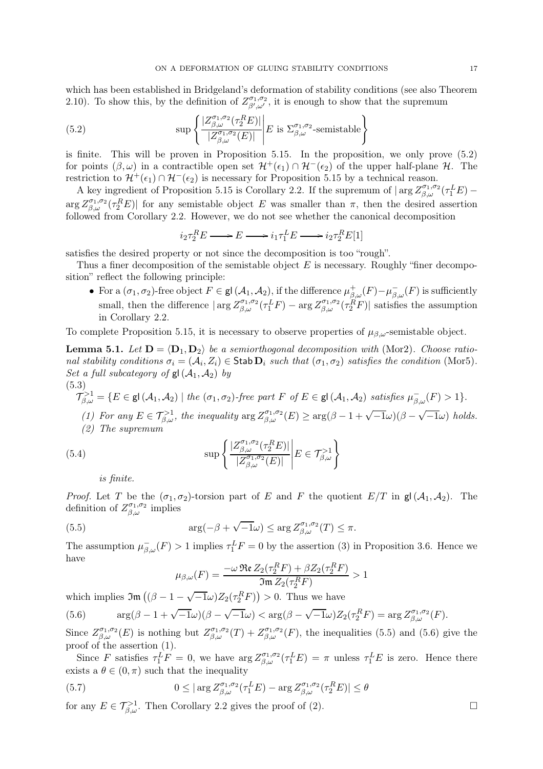which has been established in Bridgeland's deformation of stability conditions (see also Theorem 2.10). To show this, by the definition of $Z^{\sigma_1,\sigma_2}_{\beta',\omega'}$, it is enough to show that the supremum

$$\sup \left\{ \frac{|Z^{\sigma_1,\sigma_2}_{\beta,\omega}(\tau_2^R E)|}{|Z^{\sigma_1,\sigma_2}_{\beta,\omega}(E)|} \middle| E \text{ is } \Sigma^{\sigma_1,\sigma_2}_{\beta,\omega}\text{-semistable} \right\} \tag{5.2}$$

is finite. This will be proven in Proposition 5.15. In the proposition, we only prove (5.2) for points $(\beta,\omega)$ in a contractible open set $\mathcal{H}^+(\epsilon_1)\cap\mathcal{H}^-(\epsilon_2)$ of the upper half-plane $\mathcal{H}$. The restriction to $\mathcal{H}^+(\epsilon_1)\cap\mathcal{H}^-(\epsilon_2)$ is necessary for Proposition 5.15 by a technical reason.

A key ingredient of Proposition 5.15 is Corollary 2.2. If the supremum of $|\arg Z^{\sigma_1,\sigma_2}_{\beta,\omega}(\tau_1^L E) - \arg Z^{\sigma_1,\sigma_2}_{\beta,\omega}(\tau_2^R E)|$ for any semistable object $E$ was smaller than $\pi$, then the desired assertion followed from Corollary 2.2. However, we do not see whether the canonical decomposition

$$i_2\tau_2^R E \longrightarrow E \longrightarrow i_1\tau_1^L E \longrightarrow i_2\tau_2^R E[1]$$

satisfies the desired property or not since the decomposition is too "rough".

Thus a finer decomposition of the semistable object $E$ is necessary. Roughly "finer decomposition" reflect the following principle:

- For a $(\sigma_1,\sigma_2)$-free object $F \in \mathsf{gl}(\mathcal{A}_1,\mathcal{A}_2)$, if the difference $\mu^+_{\beta,\omega}(F)-\mu^-_{\beta,\omega}(F)$ is sufficiently small, then the difference $|\arg Z^{\sigma_1,\sigma_2}_{\beta,\omega}(\tau_1^L F) - \arg Z^{\sigma_1,\sigma_2}_{\beta,\omega}(\tau_2^R F)|$ satisfies the assumption in Corollary 2.2.

To complete Proposition 5.15, it is necessary to observe properties of $\mu_{\beta,\omega}$-semistable object.

**Lemma 5.1.** *Let $\mathbf{D} = \langle \mathbf{D}_1, \mathbf{D}_2\rangle$ be a semiorthogonal decomposition with* (Mor2). *Choose rational stability conditions $\sigma_i = (\mathcal{A}_i, Z_i) \in \mathsf{Stab}\,\mathbf{D}_i$ such that $(\sigma_1,\sigma_2)$ satisfies the condition* (Mor5). *Set a full subcategory of $\mathsf{gl}(\mathcal{A}_1,\mathcal{A}_2)$ by*

$$\mathcal{T}^{>1}_{\beta,\omega} = \{E \in \mathsf{gl}(\mathcal{A}_1,\mathcal{A}_2) \mid \text{the } (\sigma_1,\sigma_2)\text{-free part } F \text{ of } E \in \mathsf{gl}(\mathcal{A}_1,\mathcal{A}_2) \text{ satisfies } \mu^-_{\beta,\omega}(F) > 1\}. \tag{5.3}$$

*(1) For any $E \in \mathcal{T}^{>1}_{\beta,\omega}$, the inequality $\arg Z^{\sigma_1,\sigma_2}_{\beta,\omega}(E) \geq \arg(\beta-1+\sqrt{-1}\omega)(\beta-\sqrt{-1}\omega)$ holds.*

*(2) The supremum*

$$\sup \left\{ \frac{|Z^{\sigma_1,\sigma_2}_{\beta,\omega}(\tau_2^R E)|}{|Z^{\sigma_1,\sigma_2}_{\beta,\omega}(E)|} \middle| E \in \mathcal{T}^{>1}_{\beta,\omega} \right\} \tag{5.4}$$

*is finite.*

*Proof.* Let $T$ be the $(\sigma_1,\sigma_2)$-torsion part of $E$ and $F$ the quotient $E/T$ in $\mathsf{gl}(\mathcal{A}_1,\mathcal{A}_2)$. The definition of $Z^{\sigma_1,\sigma_2}_{\beta,\omega}$ implies

$$\arg(-\beta+\sqrt{-1}\omega) \leq \arg Z^{\sigma_1,\sigma_2}_{\beta,\omega}(T) \leq \pi. \tag{5.5}$$

The assumption $\mu^-_{\beta,\omega}(F) > 1$ implies $\tau_1^L F = 0$ by the assertion (3) in Proposition 3.6. Hence we have

$$\mu_{\beta,\omega}(F) = \frac{-\omega\,\mathfrak{Re}\,Z_2(\tau_2^R F) + \beta Z_2(\tau_2^R F)}{\mathfrak{Im}\,Z_2(\tau_2^R F)} > 1$$

which implies $\mathfrak{Im}\left((\beta-1-\sqrt{-1}\omega)Z_2(\tau_2^R F)\right) > 0$. Thus we have

$$\arg(\beta-1+\sqrt{-1}\omega)(\beta-\sqrt{-1}\omega) < \arg(\beta-\sqrt{-1}\omega)Z_2(\tau_2^R F) = \arg Z^{\sigma_1,\sigma_2}_{\beta,\omega}(F). \tag{5.6}$$

Since $Z^{\sigma_1,\sigma_2}_{\beta,\omega}(E)$ is nothing but $Z^{\sigma_1,\sigma_2}_{\beta,\omega}(T) + Z^{\sigma_1,\sigma_2}_{\beta,\omega}(F)$, the inequalities (5.5) and (5.6) give the proof of the assertion (1).

Since $F$ satisfies $\tau_1^L F = 0$, we have $\arg Z^{\sigma_1,\sigma_2}_{\beta,\omega}(\tau_1^L E) = \pi$ unless $\tau_1^L E$ is zero. Hence there exists a $\theta \in (0,\pi)$ such that the inequality

$$0 \leq |\arg Z^{\sigma_1,\sigma_2}_{\beta,\omega}(\tau_1^L E) - \arg Z^{\sigma_1,\sigma_2}_{\beta,\omega}(\tau_2^R E)| \leq \theta \tag{5.7}$$

for any $E \in \mathcal{T}^{>1}_{\beta,\omega}$. Then Corollary 2.2 gives the proof of (2). $\square$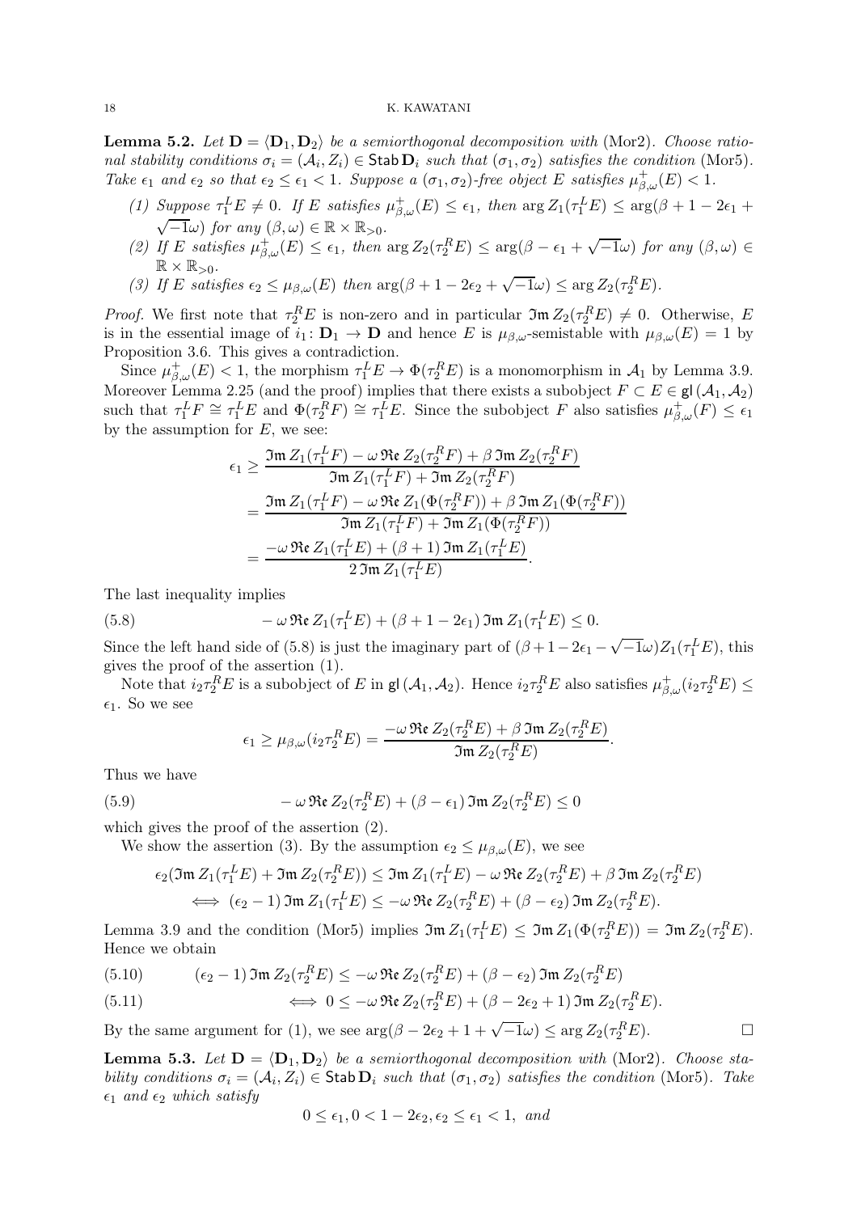**Lemma 5.2.** *Let $\mathbf{D} = \langle \mathbf{D}_1, \mathbf{D}_2 \rangle$ be a semiorthogonal decomposition with* (Mor2)*. Choose rational stability conditions $\sigma_i = (\mathcal{A}_i, Z_i) \in \mathsf{Stab}\,\mathbf{D}_i$ such that $(\sigma_1, \sigma_2)$ satisfies the condition* (Mor5)*. Take $\epsilon_1$ and $\epsilon_2$ so that $\epsilon_2 \leq \epsilon_1 < 1$. Suppose a $(\sigma_1, \sigma_2)$-free object $E$ satisfies $\mu^+_{\beta,\omega}(E) < 1$.*

1. *Suppose $\tau_1^L E \neq 0$. If $E$ satisfies $\mu^+_{\beta,\omega}(E) \leq \epsilon_1$, then $\arg Z_1(\tau_1^L E) \leq \arg(\beta + 1 - 2\epsilon_1 + \sqrt{-1}\omega)$ for any $(\beta, \omega) \in \mathbb{R} \times \mathbb{R}_{>0}$.*
2. *If $E$ satisfies $\mu^+_{\beta,\omega}(E) \leq \epsilon_1$, then $\arg Z_2(\tau_2^R E) \leq \arg(\beta - \epsilon_1 + \sqrt{-1}\omega)$ for any $(\beta, \omega) \in \mathbb{R} \times \mathbb{R}_{>0}$.*
3. *If $E$ satisfies $\epsilon_2 \leq \mu_{\beta,\omega}(E)$ then $\arg(\beta + 1 - 2\epsilon_2 + \sqrt{-1}\omega) \leq \arg Z_2(\tau_2^R E)$.*

*Proof.* We first note that $\tau_2^R E$ is non-zero and in particular $\mathfrak{Im}\, Z_2(\tau_2^R E) \neq 0$. Otherwise, $E$ is in the essential image of $i_1 \colon \mathbf{D}_1 \to \mathbf{D}$ and hence $E$ is $\mu_{\beta,\omega}$-semistable with $\mu_{\beta,\omega}(E) = 1$ by Proposition 3.6. This gives a contradiction.

Since $\mu^+_{\beta,\omega}(E) < 1$, the morphism $\tau_1^L E \to \Phi(\tau_2^R E)$ is a monomorphism in $\mathcal{A}_1$ by Lemma 3.9. Moreover Lemma 2.25 (and the proof) implies that there exists a subobject $F \subset E \in \mathsf{gl}\,(\mathcal{A}_1, \mathcal{A}_2)$ such that $\tau_1^L F \cong \tau_1^L E$ and $\Phi(\tau_2^R F) \cong \tau_1^L E$. Since the subobject $F$ also satisfies $\mu^+_{\beta,\omega}(F) \leq \epsilon_1$ by the assumption for $E$, we see:

$$
\begin{aligned}
\epsilon_1 &\geq \frac{\mathfrak{Im}\, Z_1(\tau_1^L F) - \omega\, \mathfrak{Re}\, Z_2(\tau_2^R F) + \beta\, \mathfrak{Im}\, Z_2(\tau_2^R F)}{\mathfrak{Im}\, Z_1(\tau_1^L F) + \mathfrak{Im}\, Z_2(\tau_2^R F)} \\
&= \frac{\mathfrak{Im}\, Z_1(\tau_1^L F) - \omega\, \mathfrak{Re}\, Z_1(\Phi(\tau_2^R F)) + \beta\, \mathfrak{Im}\, Z_1(\Phi(\tau_2^R F))}{\mathfrak{Im}\, Z_1(\tau_1^L F) + \mathfrak{Im}\, Z_1(\Phi(\tau_2^R F))} \\
&= \frac{-\omega\, \mathfrak{Re}\, Z_1(\tau_1^L E) + (\beta + 1)\, \mathfrak{Im}\, Z_1(\tau_1^L E)}{2\, \mathfrak{Im}\, Z_1(\tau_1^L E)}.
\end{aligned}
$$

The last inequality implies

$$
-\omega\, \mathfrak{Re}\, Z_1(\tau_1^L E) + (\beta + 1 - 2\epsilon_1)\, \mathfrak{Im}\, Z_1(\tau_1^L E) \leq 0. \tag{5.8}
$$

Since the left hand side of (5.8) is just the imaginary part of $(\beta + 1 - 2\epsilon_1 - \sqrt{-1}\omega) Z_1(\tau_1^L E)$, this gives the proof of the assertion (1).

Note that $i_2 \tau_2^R E$ is a subobject of $E$ in $\mathsf{gl}\,(\mathcal{A}_1, \mathcal{A}_2)$. Hence $i_2 \tau_2^R E$ also satisfies $\mu^+_{\beta,\omega}(i_2 \tau_2^R E) \leq \epsilon_1$. So we see

$$
\epsilon_1 \geq \mu_{\beta,\omega}(i_2 \tau_2^R E) = \frac{-\omega\, \mathfrak{Re}\, Z_2(\tau_2^R E) + \beta\, \mathfrak{Im}\, Z_2(\tau_2^R E)}{\mathfrak{Im}\, Z_2(\tau_2^R E)}.
$$

Thus we have

$$
-\omega\, \mathfrak{Re}\, Z_2(\tau_2^R E) + (\beta - \epsilon_1)\, \mathfrak{Im}\, Z_2(\tau_2^R E) \leq 0 \tag{5.9}
$$

which gives the proof of the assertion (2).

We show the assertion (3). By the assumption $\epsilon_2 \leq \mu_{\beta,\omega}(E)$, we see

$$
\begin{aligned}
&\epsilon_2(\mathfrak{Im}\, Z_1(\tau_1^L E) + \mathfrak{Im}\, Z_2(\tau_2^R E)) \leq \mathfrak{Im}\, Z_1(\tau_1^L E) - \omega\, \mathfrak{Re}\, Z_2(\tau_2^R E) + \beta\, \mathfrak{Im}\, Z_2(\tau_2^R E) \\
&\iff (\epsilon_2 - 1)\, \mathfrak{Im}\, Z_1(\tau_1^L E) \leq -\omega\, \mathfrak{Re}\, Z_2(\tau_2^R E) + (\beta - \epsilon_2)\, \mathfrak{Im}\, Z_2(\tau_2^R E).
\end{aligned}
$$

Lemma 3.9 and the condition (Mor5) implies $\mathfrak{Im}\, Z_1(\tau_1^L E) \leq \mathfrak{Im}\, Z_1(\Phi(\tau_2^R E)) = \mathfrak{Im}\, Z_2(\tau_2^R E)$. Hence we obtain

$$
(\epsilon_2 - 1)\, \mathfrak{Im}\, Z_2(\tau_2^R E) \leq -\omega\, \mathfrak{Re}\, Z_2(\tau_2^R E) + (\beta - \epsilon_2)\, \mathfrak{Im}\, Z_2(\tau_2^R E) \tag{5.10}
$$

$$
\iff 0 \leq -\omega\, \mathfrak{Re}\, Z_2(\tau_2^R E) + (\beta - 2\epsilon_2 + 1)\, \mathfrak{Im}\, Z_2(\tau_2^R E). \tag{5.11}
$$

By the same argument for (1), we see $\arg(\beta - 2\epsilon_2 + 1 + \sqrt{-1}\omega) \leq \arg Z_2(\tau_2^R E)$. $\square$

**Lemma 5.3.** *Let $\mathbf{D} = \langle \mathbf{D}_1, \mathbf{D}_2 \rangle$ be a semiorthogonal decomposition with* (Mor2)*. Choose stability conditions $\sigma_i = (\mathcal{A}_i, Z_i) \in \mathsf{Stab}\,\mathbf{D}_i$ such that $(\sigma_1, \sigma_2)$ satisfies the condition* (Mor5)*. Take $\epsilon_1$ and $\epsilon_2$ which satisfy*

$$
0 \leq \epsilon_1, 0 < 1 - 2\epsilon_2, \epsilon_2 \leq \epsilon_1 < 1, \text{ and}
$$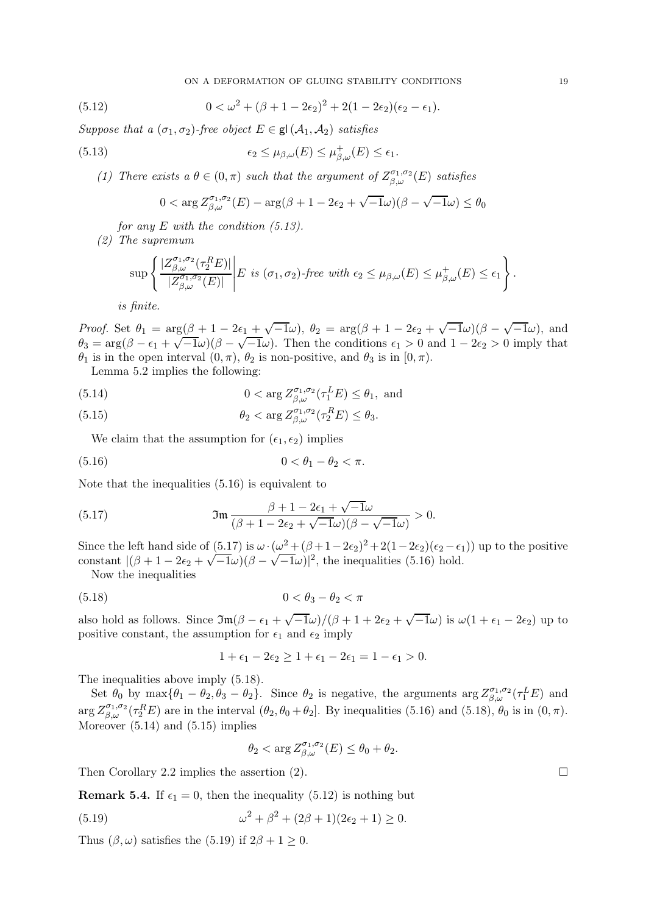$$0 < \omega^2 + (\beta + 1 - 2\epsilon_2)^2 + 2(1 - 2\epsilon_2)(\epsilon_2 - \epsilon_1). \tag{5.12}$$

*Suppose that a $(\sigma_1, \sigma_2)$-free object $E \in \mathsf{gl}(\mathcal{A}_1, \mathcal{A}_2)$ satisfies*

$$\epsilon_2 \leq \mu_{\beta,\omega}(E) \leq \mu^+_{\beta,\omega}(E) \leq \epsilon_1. \tag{5.13}$$

*(1) There exists a $\theta \in (0, \pi)$ such that the argument of $Z^{\sigma_1,\sigma_2}_{\beta,\omega}(E)$ satisfies*

$$0 < \arg Z^{\sigma_1,\sigma_2}_{\beta,\omega}(E) - \arg(\beta + 1 - 2\epsilon_2 + \sqrt{-1}\omega)(\beta - \sqrt{-1}\omega) \leq \theta_0$$

*for any $E$ with the condition (5.13).*

*(2) The supremum*

$$\sup \left\{ \frac{|Z^{\sigma_1,\sigma_2}_{\beta,\omega}(\tau^R_2 E)|}{|Z^{\sigma_1,\sigma_2}_{\beta,\omega}(E)|} \middle| E \text{ is } (\sigma_1,\sigma_2)\text{-free with } \epsilon_2 \leq \mu_{\beta,\omega}(E) \leq \mu^+_{\beta,\omega}(E) \leq \epsilon_1 \right\}.$$

*is finite.*

*Proof.* Set $\theta_1 = \arg(\beta + 1 - 2\epsilon_1 + \sqrt{-1}\omega)$, $\theta_2 = \arg(\beta + 1 - 2\epsilon_2 + \sqrt{-1}\omega)(\beta - \sqrt{-1}\omega)$, and $\theta_3 = \arg(\beta - \epsilon_1 + \sqrt{-1}\omega)(\beta - \sqrt{-1}\omega)$. Then the conditions $\epsilon_1 > 0$ and $1 - 2\epsilon_2 > 0$ imply that $\theta_1$ is in the open interval $(0, \pi)$, $\theta_2$ is non-positive, and $\theta_3$ is in $[0, \pi)$.

Lemma 5.2 implies the following:

$$0 < \arg Z^{\sigma_1,\sigma_2}_{\beta,\omega}(\tau^L_1 E) \leq \theta_1, \text{ and} \tag{5.14}$$

$$\theta_2 < \arg Z^{\sigma_1,\sigma_2}_{\beta,\omega}(\tau^R_2 E) \leq \theta_3. \tag{5.15}$$

We claim that the assumption for $(\epsilon_1, \epsilon_2)$ implies

$$0 < \theta_1 - \theta_2 < \pi. \tag{5.16}$$

Note that the inequalities (5.16) is equivalent to

$$\mathfrak{Im}\, \frac{\beta + 1 - 2\epsilon_1 + \sqrt{-1}\omega}{(\beta + 1 - 2\epsilon_2 + \sqrt{-1}\omega)(\beta - \sqrt{-1}\omega)} > 0. \tag{5.17}$$

Since the left hand side of (5.17) is $\omega \cdot (\omega^2 + (\beta+1-2\epsilon_2)^2 + 2(1-2\epsilon_2)(\epsilon_2 - \epsilon_1))$ up to the positive constant $|(\beta + 1 - 2\epsilon_2 + \sqrt{-1}\omega)(\beta - \sqrt{-1}\omega)|^2$, the inequalities (5.16) hold.

Now the inequalities

$$0 < \theta_3 - \theta_2 < \pi \tag{5.18}$$

also hold as follows. Since $\mathfrak{Im}(\beta - \epsilon_1 + \sqrt{-1}\omega)/(\beta + 1 + 2\epsilon_2 + \sqrt{-1}\omega)$ is $\omega(1 + \epsilon_1 - 2\epsilon_2)$ up to positive constant, the assumption for $\epsilon_1$ and $\epsilon_2$ imply

$$1 + \epsilon_1 - 2\epsilon_2 \geq 1 + \epsilon_1 - 2\epsilon_1 = 1 - \epsilon_1 > 0.$$

The inequalities above imply (5.18).

Set $\theta_0$ by $\max\{\theta_1 - \theta_2, \theta_3 - \theta_2\}$. Since $\theta_2$ is negative, the arguments $\arg Z^{\sigma_1,\sigma_2}_{\beta,\omega}(\tau^L_1 E)$ and $\arg Z^{\sigma_1,\sigma_2}_{\beta,\omega}(\tau^R_2 E)$ are in the interval $(\theta_2, \theta_0 + \theta_2]$. By inequalities (5.16) and (5.18), $\theta_0$ is in $(0, \pi)$. Moreover (5.14) and (5.15) implies

$$\theta_2 < \arg Z^{\sigma_1,\sigma_2}_{\beta,\omega}(E) \leq \theta_0 + \theta_2.$$

Then Corollary 2.2 implies the assertion (2). $\square$

**Remark 5.4.** If $\epsilon_1 = 0$, then the inequality (5.12) is nothing but

$$\omega^2 + \beta^2 + (2\beta + 1)(2\epsilon_2 + 1) \geq 0. \tag{5.19}$$

Thus $(\beta, \omega)$ satisfies the (5.19) if $2\beta + 1 \geq 0$.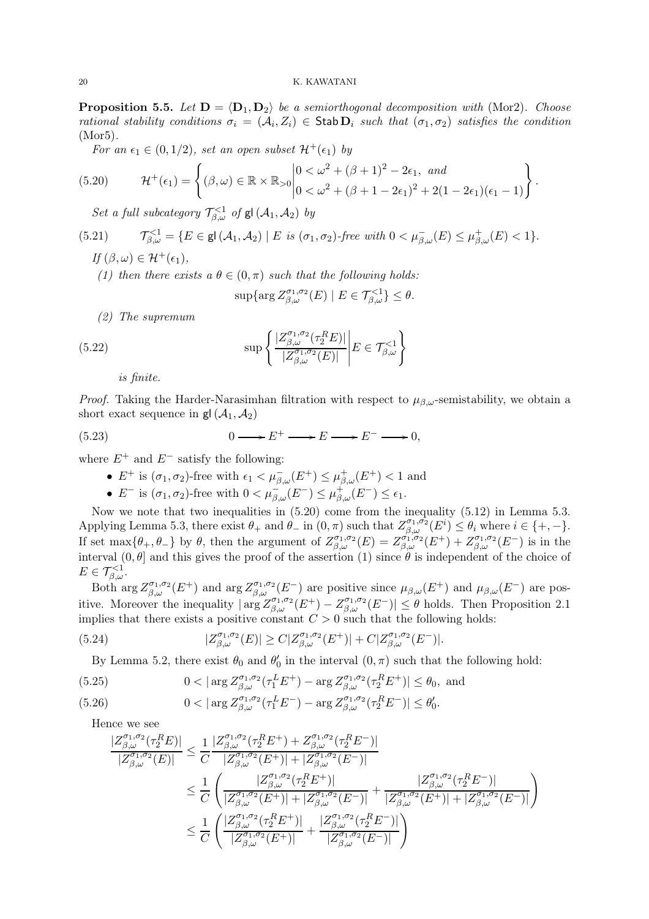**Proposition 5.5.** *Let $\mathbf{D} = \langle \mathbf{D}_1, \mathbf{D}_2 \rangle$ be a semiorthogonal decomposition with* (Mor2)*. Choose rational stability conditions $\sigma_i = (\mathcal{A}_i, Z_i) \in \mathsf{Stab}\, \mathbf{D}_i$ such that $(\sigma_1, \sigma_2)$ satisfies the condition* (Mor5)*.*

*For an $\epsilon_1 \in (0, 1/2)$, set an open subset $\mathcal{H}^+(\epsilon_1)$ by*

$$\mathcal{H}^+(\epsilon_1) = \left\{ (\beta, \omega) \in \mathbb{R} \times \mathbb{R}_{>0} \middle| \begin{matrix} 0 < \omega^2 + (\beta+1)^2 - 2\epsilon_1, \text{ and} \\ 0 < \omega^2 + (\beta + 1 - 2\epsilon_1)^2 + 2(1-2\epsilon_1)(\epsilon_1 - 1) \end{matrix} \right\}. \tag{5.20}$$

*Set a full subcategory $\mathcal{T}^{<1}_{\beta,\omega}$ of $\mathsf{gl}\,(\mathcal{A}_1, \mathcal{A}_2)$ by*

$$\mathcal{T}^{<1}_{\beta,\omega} = \{ E \in \mathsf{gl}\,(\mathcal{A}_1, \mathcal{A}_2) \mid E \text{ is } (\sigma_1, \sigma_2)\text{-free with } 0 < \mu^-_{\beta,\omega}(E) \leq \mu^+_{\beta,\omega}(E) < 1 \}. \tag{5.21}$$

*If $(\beta, \omega) \in \mathcal{H}^+(\epsilon_1)$,*

*(1) then there exists a $\theta \in (0, \pi)$ such that the following holds:*

$$\sup\{ \arg Z^{\sigma_1,\sigma_2}_{\beta,\omega}(E) \mid E \in \mathcal{T}^{<1}_{\beta,\omega} \} \leq \theta.$$

*(2) The supremum*

$$\sup \left\{ \frac{|Z^{\sigma_1,\sigma_2}_{\beta,\omega}(\tau_2^R E)|}{|Z^{\sigma_1,\sigma_2}_{\beta,\omega}(E)|} \middle| E \in \mathcal{T}^{<1}_{\beta,\omega} \right\} \tag{5.22}$$

*is finite.*

*Proof.* Taking the Harder-Narasimhan filtration with respect to $\mu_{\beta,\omega}$-semistability, we obtain a short exact sequence in $\mathsf{gl}\,(\mathcal{A}_1, \mathcal{A}_2)$

$$0 \longrightarrow E^+ \longrightarrow E \longrightarrow E^- \longrightarrow 0, \tag{5.23}$$

where $E^+$ and $E^-$ satisfy the following:

- $E^+$ is $(\sigma_1, \sigma_2)$-free with $\epsilon_1 < \mu^-_{\beta,\omega}(E^+) \leq \mu^+_{\beta,\omega}(E^+) < 1$ and
- $E^-$ is $(\sigma_1, \sigma_2)$-free with $0 < \mu^-_{\beta,\omega}(E^-) \leq \mu^+_{\beta,\omega}(E^-) \leq \epsilon_1$.

Now we note that two inequalities in (5.20) come from the inequality (5.12) in Lemma 5.3. Applying Lemma 5.3, there exist $\theta_+$ and $\theta_-$ in $(0, \pi)$ such that $Z^{\sigma_1,\sigma_2}_{\beta,\omega}(E^i) \leq \theta_i$ where $i \in \{+, -\}$. If set $\max\{\theta_+, \theta_-\}$ by $\theta$, then the argument of $Z^{\sigma_1,\sigma_2}_{\beta,\omega}(E) = Z^{\sigma_1,\sigma_2}_{\beta,\omega}(E^+) + Z^{\sigma_1,\sigma_2}_{\beta,\omega}(E^-)$ is in the interval $(0, \theta]$ and this gives the proof of the assertion (1) since $\theta$ is independent of the choice of $E \in \mathcal{T}^{<1}_{\beta,\omega}$.

Both $\arg Z^{\sigma_1,\sigma_2}_{\beta,\omega}(E^+)$ and $\arg Z^{\sigma_1,\sigma_2}_{\beta,\omega}(E^-)$ are positive since $\mu_{\beta,\omega}(E^+)$ and $\mu_{\beta,\omega}(E^-)$ are positive. Moreover the inequality $|\arg Z^{\sigma_1,\sigma_2}_{\beta,\omega}(E^+) - Z^{\sigma_1,\sigma_2}_{\beta,\omega}(E^-)| \leq \theta$ holds. Then Proposition 2.1 implies that there exists a positive constant $C > 0$ such that the following holds:

$$|Z^{\sigma_1,\sigma_2}_{\beta,\omega}(E)| \geq C|Z^{\sigma_1,\sigma_2}_{\beta,\omega}(E^+)| + C|Z^{\sigma_1,\sigma_2}_{\beta,\omega}(E^-)|. \tag{5.24}$$

By Lemma 5.2, there exist $\theta_0$ and $\theta_0'$ in the interval $(0, \pi)$ such that the following hold:

$$0 < |\arg Z^{\sigma_1,\sigma_2}_{\beta,\omega}(\tau_1^L E^+) - \arg Z^{\sigma_1,\sigma_2}_{\beta,\omega}(\tau_2^R E^+)| \leq \theta_0, \text{ and} \tag{5.25}$$

$$0 < |\arg Z^{\sigma_1,\sigma_2}_{\beta,\omega}(\tau_1^L E^-) - \arg Z^{\sigma_1,\sigma_2}_{\beta,\omega}(\tau_2^R E^-)| \leq \theta_0'. \tag{5.26}$$

Hence we see

$$\begin{aligned}
\frac{|Z^{\sigma_1,\sigma_2}_{\beta,\omega}(\tau_2^R E)|}{|Z^{\sigma_1,\sigma_2}_{\beta,\omega}(E)|} &\leq \frac{1}{C} \frac{|Z^{\sigma_1,\sigma_2}_{\beta,\omega}(\tau_2^R E^+) + Z^{\sigma_1,\sigma_2}_{\beta,\omega}(\tau_2^R E^-)|}{|Z^{\sigma_1,\sigma_2}_{\beta,\omega}(E^+)| + |Z^{\sigma_1,\sigma_2}_{\beta,\omega}(E^-)|} \\
&\leq \frac{1}{C} \left( \frac{|Z^{\sigma_1,\sigma_2}_{\beta,\omega}(\tau_2^R E^+)|}{|Z^{\sigma_1,\sigma_2}_{\beta,\omega}(E^+)| + |Z^{\sigma_1,\sigma_2}_{\beta,\omega}(E^-)|} + \frac{|Z^{\sigma_1,\sigma_2}_{\beta,\omega}(\tau_2^R E^-)|}{|Z^{\sigma_1,\sigma_2}_{\beta,\omega}(E^+)| + |Z^{\sigma_1,\sigma_2}_{\beta,\omega}(E^-)|} \right) \\
&\leq \frac{1}{C} \left( \frac{|Z^{\sigma_1,\sigma_2}_{\beta,\omega}(\tau_2^R E^+)|}{|Z^{\sigma_1,\sigma_2}_{\beta,\omega}(E^+)|} + \frac{|Z^{\sigma_1,\sigma_2}_{\beta,\omega}(\tau_2^R E^-)|}{|Z^{\sigma_1,\sigma_2}_{\beta,\omega}(E^-)|} \right)
\end{aligned}$$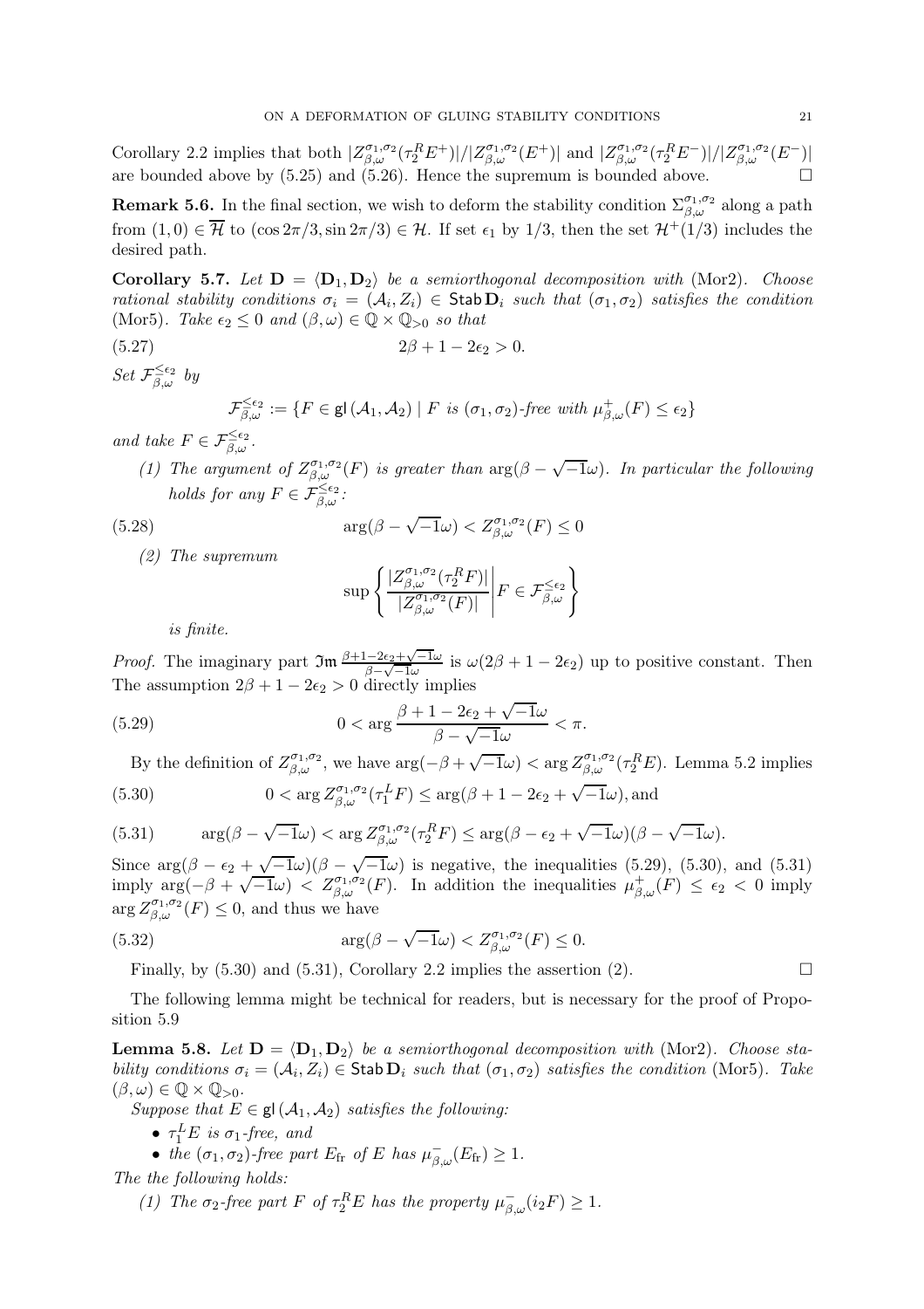Corollary 2.2 implies that both $|Z^{\sigma_1,\sigma_2}_{\beta,\omega}(\tau_2^R E^+)|/|Z^{\sigma_1,\sigma_2}_{\beta,\omega}(E^+)|$ and $|Z^{\sigma_1,\sigma_2}_{\beta,\omega}(\tau_2^R E^-)|/|Z^{\sigma_1,\sigma_2}_{\beta,\omega}(E^-)|$ are bounded above by (5.25) and (5.26). Hence the supremum is bounded above. $\square$

**Remark 5.6.** In the final section, we wish to deform the stability condition $\Sigma^{\sigma_1,\sigma_2}_{\beta,\omega}$ along a path from $(1,0) \in \overline{\mathcal{H}}$ to $(\cos 2\pi/3, \sin 2\pi/3) \in \mathcal{H}$. If set $\epsilon_1$ by $1/3$, then the set $\mathcal{H}^+(1/3)$ includes the desired path.

**Corollary 5.7.** *Let $\mathbf{D} = \langle \mathbf{D}_1, \mathbf{D}_2 \rangle$ be a semiorthogonal decomposition with* (Mor2)*. Choose rational stability conditions $\sigma_i = (\mathcal{A}_i, Z_i) \in \mathsf{Stab}\,\mathbf{D}_i$ such that $(\sigma_1,\sigma_2)$ satisfies the condition* (Mor5)*. Take $\epsilon_2 \leq 0$ and $(\beta,\omega) \in \mathbb{Q} \times \mathbb{Q}_{>0}$ so that*

$$2\beta + 1 - 2\epsilon_2 > 0. \tag{5.27}$$

*Set $\mathcal{F}^{\leq \epsilon_2}_{\beta,\omega}$ by*

$$\mathcal{F}^{\leq \epsilon_2}_{\beta,\omega} := \{F \in \mathsf{gl}\,(\mathcal{A}_1,\mathcal{A}_2) \mid F \text{ is } (\sigma_1,\sigma_2)\text{-free with } \mu^+_{\beta,\omega}(F) \leq \epsilon_2\}$$

*and take $F \in \mathcal{F}^{\leq \epsilon_2}_{\beta,\omega}$.*

*(1) The argument of $Z^{\sigma_1,\sigma_2}_{\beta,\omega}(F)$ is greater than $\arg(\beta - \sqrt{-1}\omega)$. In particular the following holds for any $F \in \mathcal{F}^{\leq \epsilon_2}_{\beta,\omega}$:*

$$\arg(\beta - \sqrt{-1}\omega) < Z^{\sigma_1,\sigma_2}_{\beta,\omega}(F) \leq 0 \tag{5.28}$$

*(2) The supremum*

$$\sup\left\{ \frac{|Z^{\sigma_1,\sigma_2}_{\beta,\omega}(\tau_2^R F)|}{|Z^{\sigma_1,\sigma_2}_{\beta,\omega}(F)|} \,\middle|\, F \in \mathcal{F}^{\leq \epsilon_2}_{\beta,\omega} \right\}$$

*is finite.*

*Proof.* The imaginary part $\mathfrak{Im}\,\frac{\beta+1-2\epsilon_2+\sqrt{-1}\omega}{\beta-\sqrt{-1}\omega}$ is $\omega(2\beta+1-2\epsilon_2)$ up to positive constant. Then The assumption $2\beta+1-2\epsilon_2 > 0$ directly implies

$$0 < \arg \frac{\beta+1-2\epsilon_2+\sqrt{-1}\omega}{\beta-\sqrt{-1}\omega} < \pi. \tag{5.29}$$

By the definition of $Z^{\sigma_1,\sigma_2}_{\beta,\omega}$, we have $\arg(-\beta+\sqrt{-1}\omega) < \arg Z^{\sigma_1,\sigma_2}_{\beta,\omega}(\tau_2^R E)$. Lemma 5.2 implies

$$0 < \arg Z^{\sigma_1,\sigma_2}_{\beta,\omega}(\tau_1^L F) \leq \arg(\beta+1-2\epsilon_2+\sqrt{-1}\omega), \text{and} \tag{5.30}$$

$$\arg(\beta - \sqrt{-1}\omega) < \arg Z^{\sigma_1,\sigma_2}_{\beta,\omega}(\tau_2^R F) \leq \arg(\beta - \epsilon_2 + \sqrt{-1}\omega)(\beta - \sqrt{-1}\omega). \tag{5.31}$$

Since $\arg(\beta-\epsilon_2+\sqrt{-1}\omega)(\beta-\sqrt{-1}\omega)$ is negative, the inequalities (5.29), (5.30), and (5.31) imply $\arg(-\beta+\sqrt{-1}\omega) < Z^{\sigma_1,\sigma_2}_{\beta,\omega}(F)$. In addition the inequalities $\mu^+_{\beta,\omega}(F) \leq \epsilon_2 < 0$ imply $\arg Z^{\sigma_1,\sigma_2}_{\beta,\omega}(F) \leq 0$, and thus we have

$$\arg(\beta - \sqrt{-1}\omega) < Z^{\sigma_1,\sigma_2}_{\beta,\omega}(F) \leq 0. \tag{5.32}$$

Finally, by (5.30) and (5.31), Corollary 2.2 implies the assertion (2). $\square$

The following lemma might be technical for readers, but is necessary for the proof of Proposition 5.9

**Lemma 5.8.** *Let $\mathbf{D} = \langle \mathbf{D}_1, \mathbf{D}_2 \rangle$ be a semiorthogonal decomposition with* (Mor2)*. Choose stability conditions $\sigma_i = (\mathcal{A}_i, Z_i) \in \mathsf{Stab}\,\mathbf{D}_i$ such that $(\sigma_1,\sigma_2)$ satisfies the condition* (Mor5)*. Take $(\beta,\omega) \in \mathbb{Q} \times \mathbb{Q}_{>0}$.*

*Suppose that $E \in \mathsf{gl}\,(\mathcal{A}_1,\mathcal{A}_2)$ satisfies the following:*

- *$\tau_1^L E$ is $\sigma_1$-free, and*
- *the $(\sigma_1,\sigma_2)$-free part $E_{\text{fr}}$ of $E$ has $\mu^-_{\beta,\omega}(E_{\text{fr}}) \geq 1$.*

*The the following holds:*

*(1) The $\sigma_2$-free part $F$ of $\tau_2^R E$ has the property $\mu^-_{\beta,\omega}(i_2 F) \geq 1$.*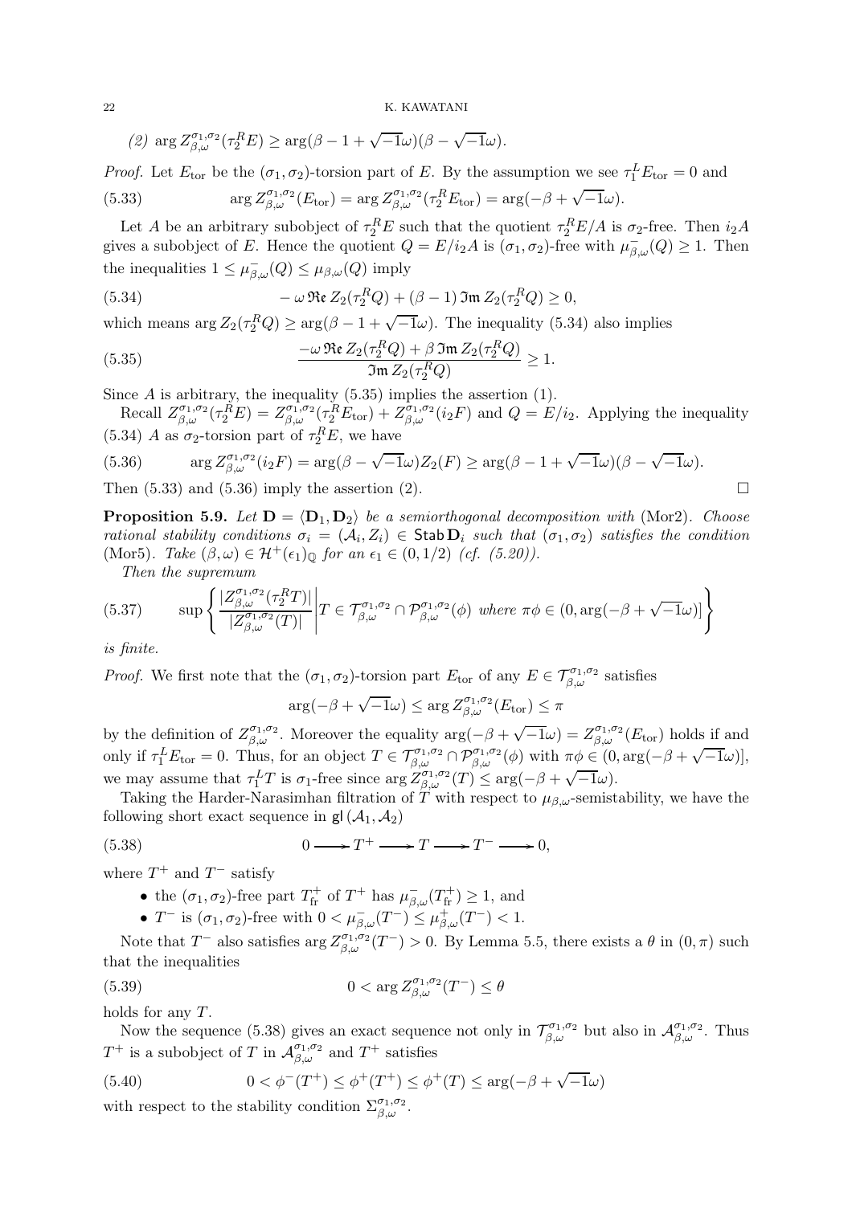(2) $\arg Z^{\sigma_1,\sigma_2}_{\beta,\omega}(\tau_2^R E) \geq \arg(\beta - 1 + \sqrt{-1}\omega)(\beta - \sqrt{-1}\omega)$.

*Proof.* Let $E_{\rm tor}$ be the $(\sigma_1, \sigma_2)$-torsion part of $E$. By the assumption we see $\tau_1^L E_{\rm tor} = 0$ and

$$\arg Z^{\sigma_1,\sigma_2}_{\beta,\omega}(E_{\rm tor}) = \arg Z^{\sigma_1,\sigma_2}_{\beta,\omega}(\tau_2^R E_{\rm tor}) = \arg(-\beta + \sqrt{-1}\omega). \tag{5.33}$$

Let $A$ be an arbitrary subobject of $\tau_2^R E$ such that the quotient $\tau_2^R E/A$ is $\sigma_2$-free. Then $i_2 A$ gives a subobject of $E$. Hence the quotient $Q = E/i_2 A$ is $(\sigma_1, \sigma_2)$-free with $\mu^-_{\beta,\omega}(Q) \geq 1$. Then the inequalities $1 \leq \mu^-_{\beta,\omega}(Q) \leq \mu_{\beta,\omega}(Q)$ imply

$$-\omega\, \mathfrak{Re}\, Z_2(\tau_2^R Q) + (\beta - 1)\, \mathfrak{Im}\, Z_2(\tau_2^R Q) \geq 0, \tag{5.34}$$

which means $\arg Z_2(\tau_2^R Q) \geq \arg(\beta - 1 + \sqrt{-1}\omega)$. The inequality (5.34) also implies

$$\frac{-\omega\, \mathfrak{Re}\, Z_2(\tau_2^R Q) + \beta\, \mathfrak{Im}\, Z_2(\tau_2^R Q)}{\mathfrak{Im}\, Z_2(\tau_2^R Q)} \geq 1. \tag{5.35}$$

Since $A$ is arbitrary, the inequality (5.35) implies the assertion (1).

Recall $Z^{\sigma_1,\sigma_2}_{\beta,\omega}(\tau_2^R E) = Z^{\sigma_1,\sigma_2}_{\beta,\omega}(\tau_2^R E_{\rm tor}) + Z^{\sigma_1,\sigma_2}_{\beta,\omega}(i_2 F)$ and $Q = E/i_2$. Applying the inequality (5.34) $A$ as $\sigma_2$-torsion part of $\tau_2^R E$, we have

$$\arg Z^{\sigma_1,\sigma_2}_{\beta,\omega}(i_2 F) = \arg(\beta - \sqrt{-1}\omega) Z_2(F) \geq \arg(\beta - 1 + \sqrt{-1}\omega)(\beta - \sqrt{-1}\omega). \tag{5.36}$$

Then (5.33) and (5.36) imply the assertion (2). $\square$

**Proposition 5.9.** *Let $\mathbf{D} = \langle \mathbf{D}_1, \mathbf{D}_2 \rangle$ be a semiorthogonal decomposition with* (Mor2). *Choose rational stability conditions $\sigma_i = (\mathcal{A}_i, Z_i) \in \mathsf{Stab}\, \mathbf{D}_i$ such that $(\sigma_1, \sigma_2)$ satisfies the condition* (Mor5). *Take $(\beta, \omega) \in \mathcal{H}^+(\epsilon_1)_{\mathbb{Q}}$ for an $\epsilon_1 \in (0, 1/2)$ (cf. (5.20)).*

*Then the supremum*

$$\sup \left\{ \frac{|Z^{\sigma_1,\sigma_2}_{\beta,\omega}(\tau_2^R T)|}{|Z^{\sigma_1,\sigma_2}_{\beta,\omega}(T)|} \,\middle|\, T \in \mathcal{T}^{\sigma_1,\sigma_2}_{\beta,\omega} \cap \mathcal{P}^{\sigma_1,\sigma_2}_{\beta,\omega}(\phi) \text{ where } \pi\phi \in (0, \arg(-\beta + \sqrt{-1}\omega)] \right\} \tag{5.37}$$

*is finite.*

*Proof.* We first note that the $(\sigma_1, \sigma_2)$-torsion part $E_{\rm tor}$ of any $E \in \mathcal{T}^{\sigma_1,\sigma_2}_{\beta,\omega}$ satisfies

$$\arg(-\beta + \sqrt{-1}\omega) \leq \arg Z^{\sigma_1,\sigma_2}_{\beta,\omega}(E_{\rm tor}) \leq \pi$$

by the definition of $Z^{\sigma_1,\sigma_2}_{\beta,\omega}$. Moreover the equality $\arg(-\beta + \sqrt{-1}\omega) = Z^{\sigma_1,\sigma_2}_{\beta,\omega}(E_{\rm tor})$ holds if and only if $\tau_1^L E_{\rm tor} = 0$. Thus, for an object $T \in \mathcal{T}^{\sigma_1,\sigma_2}_{\beta,\omega} \cap \mathcal{P}^{\sigma_1,\sigma_2}_{\beta,\omega}(\phi)$ with $\pi\phi \in (0, \arg(-\beta + \sqrt{-1}\omega)]$, we may assume that $\tau_1^L T$ is $\sigma_1$-free since $\arg Z^{\sigma_1,\sigma_2}_{\beta,\omega}(T) \leq \arg(-\beta + \sqrt{-1}\omega)$.

Taking the Harder-Narasimhan filtration of $T$ with respect to $\mu_{\beta,\omega}$-semistability, we have the following short exact sequence in $\mathsf{gl}(\mathcal{A}_1, \mathcal{A}_2)$

$$0 \longrightarrow T^+ \longrightarrow T \longrightarrow T^- \longrightarrow 0, \tag{5.38}$$

where $T^+$ and $T^-$ satisfy

- the $(\sigma_1, \sigma_2)$-free part $T^+_{\rm fr}$ of $T^+$ has $\mu^-_{\beta,\omega}(T^+_{\rm fr}) \geq 1$, and
- $T^-$ is $(\sigma_1, \sigma_2)$-free with $0 < \mu^-_{\beta,\omega}(T^-) \leq \mu^+_{\beta,\omega}(T^-) < 1$.

Note that $T^-$ also satisfies $\arg Z^{\sigma_1,\sigma_2}_{\beta,\omega}(T^-) > 0$. By Lemma 5.5, there exists a $\theta$ in $(0, \pi)$ such that the inequalities

$$0 < \arg Z^{\sigma_1,\sigma_2}_{\beta,\omega}(T^-) \leq \theta \tag{5.39}$$

holds for any $T$.

Now the sequence (5.38) gives an exact sequence not only in $\mathcal{T}^{\sigma_1,\sigma_2}_{\beta,\omega}$ but also in $\mathcal{A}^{\sigma_1,\sigma_2}_{\beta,\omega}$. Thus $T^+$ is a subobject of $T$ in $\mathcal{A}^{\sigma_1,\sigma_2}_{\beta,\omega}$ and $T^+$ satisfies

$$0 < \phi^-(T^+) \leq \phi^+(T^+) \leq \phi^+(T) \leq \arg(-\beta + \sqrt{-1}\omega) \tag{5.40}$$

with respect to the stability condition $\Sigma^{\sigma_1,\sigma_2}_{\beta,\omega}$.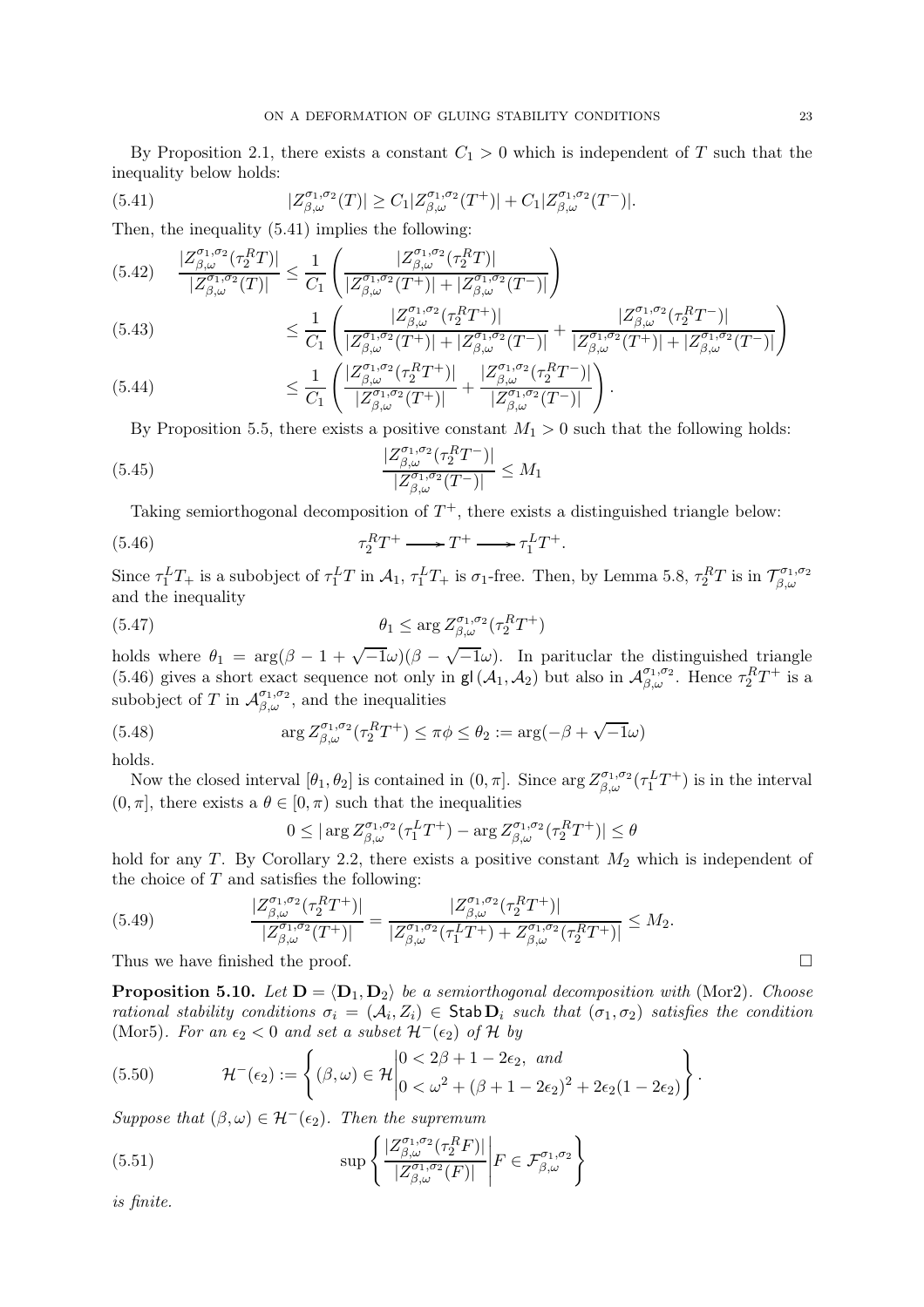By Proposition 2.1, there exists a constant $C_1 > 0$ which is independent of $T$ such that the inequality below holds:

$$|Z^{\sigma_1,\sigma_2}_{\beta,\omega}(T)| \geq C_1 |Z^{\sigma_1,\sigma_2}_{\beta,\omega}(T^+)| + C_1 |Z^{\sigma_1,\sigma_2}_{\beta,\omega}(T^-)|. \tag{5.41}$$

Then, the inequality (5.41) implies the following:

$$\frac{|Z^{\sigma_1,\sigma_2}_{\beta,\omega}(\tau_2^R T)|}{|Z^{\sigma_1,\sigma_2}_{\beta,\omega}(T)|} \leq \frac{1}{C_1}\left(\frac{|Z^{\sigma_1,\sigma_2}_{\beta,\omega}(\tau_2^R T)|}{|Z^{\sigma_1,\sigma_2}_{\beta,\omega}(T^+)| + |Z^{\sigma_1,\sigma_2}_{\beta,\omega}(T^-)|}\right) \tag{5.42}$$

$$\leq \frac{1}{C_1}\left(\frac{|Z^{\sigma_1,\sigma_2}_{\beta,\omega}(\tau_2^R T^+)|}{|Z^{\sigma_1,\sigma_2}_{\beta,\omega}(T^+)| + |Z^{\sigma_1,\sigma_2}_{\beta,\omega}(T^-)|} + \frac{|Z^{\sigma_1,\sigma_2}_{\beta,\omega}(\tau_2^R T^-)|}{|Z^{\sigma_1,\sigma_2}_{\beta,\omega}(T^+)| + |Z^{\sigma_1,\sigma_2}_{\beta,\omega}(T^-)|}\right) \tag{5.43}$$

$$\leq \frac{1}{C_1}\left(\frac{|Z^{\sigma_1,\sigma_2}_{\beta,\omega}(\tau_2^R T^+)|}{|Z^{\sigma_1,\sigma_2}_{\beta,\omega}(T^+)|} + \frac{|Z^{\sigma_1,\sigma_2}_{\beta,\omega}(\tau_2^R T^-)|}{|Z^{\sigma_1,\sigma_2}_{\beta,\omega}(T^-)|}\right). \tag{5.44}$$

By Proposition 5.5, there exists a positive constant $M_1 > 0$ such that the following holds:

$$\frac{|Z^{\sigma_1,\sigma_2}_{\beta,\omega}(\tau_2^R T^-)|}{|Z^{\sigma_1,\sigma_2}_{\beta,\omega}(T^-)|} \leq M_1 \tag{5.45}$$

Taking semiorthogonal decomposition of $T^+$, there exists a distinguished triangle below:

$$\tau_2^R T^+ \longrightarrow T^+ \longrightarrow \tau_1^L T^+. \tag{5.46}$$

Since $\tau_1^L T_+$ is a subobject of $\tau_1^L T$ in $\mathcal{A}_1$, $\tau_1^L T_+$ is $\sigma_1$-free. Then, by Lemma 5.8, $\tau_2^R T$ is in $\mathcal{T}^{\sigma_1,\sigma_2}_{\beta,\omega}$ and the inequality

$$\theta_1 \leq \arg Z^{\sigma_1,\sigma_2}_{\beta,\omega}(\tau_2^R T^+) \tag{5.47}$$

holds where $\theta_1 = \arg(\beta - 1 + \sqrt{-1}\omega)(\beta - \sqrt{-1}\omega)$. In parituclar the distinguished triangle (5.46) gives a short exact sequence not only in $\mathsf{gl}(\mathcal{A}_1, \mathcal{A}_2)$ but also in $\mathcal{A}^{\sigma_1,\sigma_2}_{\beta,\omega}$. Hence $\tau_2^R T^+$ is a subobject of $T$ in $\mathcal{A}^{\sigma_1,\sigma_2}_{\beta,\omega}$, and the inequalities

$$\arg Z^{\sigma_1,\sigma_2}_{\beta,\omega}(\tau_2^R T^+) \leq \pi\phi \leq \theta_2 := \arg(-\beta + \sqrt{-1}\omega) \tag{5.48}$$

holds.

Now the closed interval $[\theta_1, \theta_2]$ is contained in $(0, \pi]$. Since $\arg Z^{\sigma_1,\sigma_2}_{\beta,\omega}(\tau_1^L T^+)$ is in the interval $(0, \pi]$, there exists a $\theta \in [0, \pi)$ such that the inequalities

$$0 \leq |\arg Z^{\sigma_1,\sigma_2}_{\beta,\omega}(\tau_1^L T^+) - \arg Z^{\sigma_1,\sigma_2}_{\beta,\omega}(\tau_2^R T^+)| \leq \theta$$

hold for any $T$. By Corollary 2.2, there exists a positive constant $M_2$ which is independent of the choice of $T$ and satisfies the following:

$$\frac{|Z^{\sigma_1,\sigma_2}_{\beta,\omega}(\tau_2^R T^+)|}{|Z^{\sigma_1,\sigma_2}_{\beta,\omega}(T^+)|} = \frac{|Z^{\sigma_1,\sigma_2}_{\beta,\omega}(\tau_2^R T^+)|}{|Z^{\sigma_1,\sigma_2}_{\beta,\omega}(\tau_1^L T^+) + Z^{\sigma_1,\sigma_2}_{\beta,\omega}(\tau_2^R T^+)|} \leq M_2. \tag{5.49}$$

Thus we have finished the proof. □

**Proposition 5.10.** *Let $\mathbf{D} = \langle \mathbf{D}_1, \mathbf{D}_2 \rangle$ be a semiorthogonal decomposition with* (Mor2). *Choose rational stability conditions $\sigma_i = (\mathcal{A}_i, Z_i) \in \mathsf{Stab}\, \mathbf{D}_i$ such that $(\sigma_1, \sigma_2)$ satisfies the condition* (Mor5)*. For an $\epsilon_2 < 0$ and set a subset $\mathcal{H}^-(\epsilon_2)$ of $\mathcal{H}$ by*

$$\mathcal{H}^-(\epsilon_2) := \left\{ (\beta, \omega) \in \mathcal{H} \,\middle|\, \begin{matrix} 0 < 2\beta + 1 - 2\epsilon_2, \text{ and} \\ 0 < \omega^2 + (\beta + 1 - 2\epsilon_2)^2 + 2\epsilon_2(1 - 2\epsilon_2) \end{matrix} \right\}. \tag{5.50}$$

*Suppose that $(\beta, \omega) \in \mathcal{H}^-(\epsilon_2)$. Then the supremum*

$$\sup \left\{ \frac{|Z^{\sigma_1,\sigma_2}_{\beta,\omega}(\tau_2^R F)|}{|Z^{\sigma_1,\sigma_2}_{\beta,\omega}(F)|} \,\middle|\, F \in \mathcal{F}^{\sigma_1,\sigma_2}_{\beta,\omega} \right\} \tag{5.51}$$

*is finite.*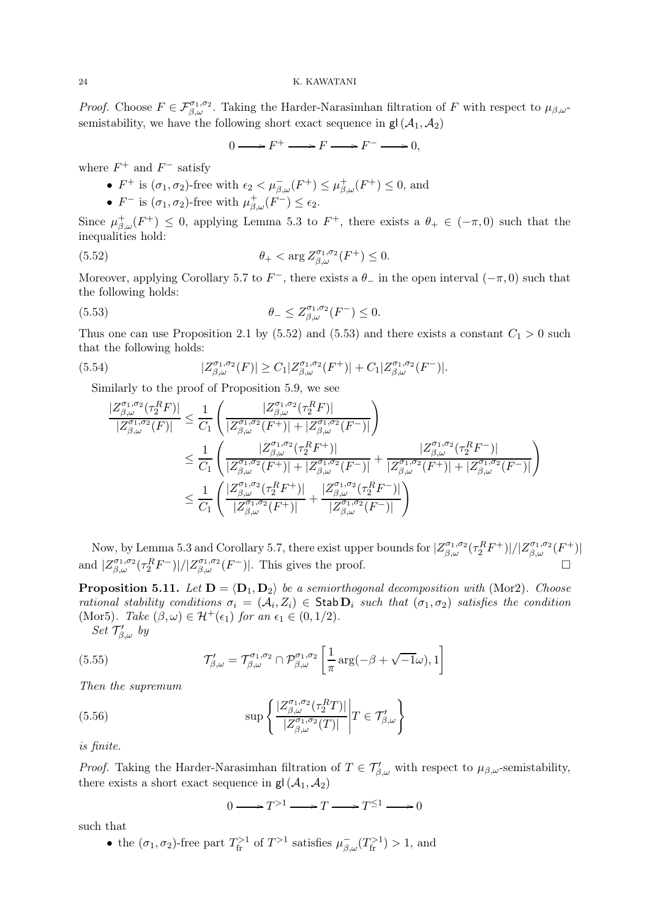*Proof.* Choose $F \in \mathcal{F}^{\sigma_1,\sigma_2}_{\beta,\omega}$. Taking the Harder-Narasimhan filtration of $F$ with respect to $\mu_{\beta,\omega}$-semistability, we have the following short exact sequence in $\mathsf{gl}(\mathcal{A}_1, \mathcal{A}_2)$

$$0 \longrightarrow F^+ \longrightarrow F \longrightarrow F^- \longrightarrow 0,$$

where $F^+$ and $F^-$ satisfy

- $F^+$ is $(\sigma_1, \sigma_2)$-free with $\epsilon_2 < \mu^-_{\beta,\omega}(F^+) \le \mu^+_{\beta,\omega}(F^+) \le 0$, and
- $F^-$ is $(\sigma_1, \sigma_2)$-free with $\mu^+_{\beta,\omega}(F^-) \le \epsilon_2$.

Since $\mu^+_{\beta,\omega}(F^+) \le 0$, applying Lemma 5.3 to $F^+$, there exists a $\theta_+ \in (-\pi, 0)$ such that the inequalities hold:

$$\theta_+ < \arg Z^{\sigma_1,\sigma_2}_{\beta,\omega}(F^+) \le 0. \tag{5.52}$$

Moreover, applying Corollary 5.7 to $F^-$, there exists a $\theta_-$ in the open interval $(-\pi, 0)$ such that the following holds:

$$\theta_- \le Z^{\sigma_1,\sigma_2}_{\beta,\omega}(F^-) \le 0. \tag{5.53}$$

Thus one can use Proposition 2.1 by (5.52) and (5.53) and there exists a constant $C_1 > 0$ such that the following holds:

$$|Z^{\sigma_1,\sigma_2}_{\beta,\omega}(F)| \ge C_1 |Z^{\sigma_1,\sigma_2}_{\beta,\omega}(F^+)| + C_1 |Z^{\sigma_1,\sigma_2}_{\beta,\omega}(F^-)|. \tag{5.54}$$

Similarly to the proof of Proposition 5.9, we see

$$\begin{aligned}
\frac{|Z^{\sigma_1,\sigma_2}_{\beta,\omega}(\tau_2^R F)|}{|Z^{\sigma_1,\sigma_2}_{\beta,\omega}(F)|} &\le \frac{1}{C_1}\left(\frac{|Z^{\sigma_1,\sigma_2}_{\beta,\omega}(\tau_2^R F)|}{|Z^{\sigma_1,\sigma_2}_{\beta,\omega}(F^+)| + |Z^{\sigma_1,\sigma_2}_{\beta,\omega}(F^-)|}\right) \\
&\le \frac{1}{C_1}\left(\frac{|Z^{\sigma_1,\sigma_2}_{\beta,\omega}(\tau_2^R F^+)|}{|Z^{\sigma_1,\sigma_2}_{\beta,\omega}(F^+)| + |Z^{\sigma_1,\sigma_2}_{\beta,\omega}(F^-)|} + \frac{|Z^{\sigma_1,\sigma_2}_{\beta,\omega}(\tau_2^R F^-)|}{|Z^{\sigma_1,\sigma_2}_{\beta,\omega}(F^+)| + |Z^{\sigma_1,\sigma_2}_{\beta,\omega}(F^-)|}\right) \\
&\le \frac{1}{C_1}\left(\frac{|Z^{\sigma_1,\sigma_2}_{\beta,\omega}(\tau_2^R F^+)|}{|Z^{\sigma_1,\sigma_2}_{\beta,\omega}(F^+)|} + \frac{|Z^{\sigma_1,\sigma_2}_{\beta,\omega}(\tau_2^R F^-)|}{|Z^{\sigma_1,\sigma_2}_{\beta,\omega}(F^-)|}\right)
\end{aligned}$$

Now, by Lemma 5.3 and Corollary 5.7, there exist upper bounds for $|Z^{\sigma_1,\sigma_2}_{\beta,\omega}(\tau_2^R F^+)|/|Z^{\sigma_1,\sigma_2}_{\beta,\omega}(F^+)|$ and $|Z^{\sigma_1,\sigma_2}_{\beta,\omega}(\tau_2^R F^-)|/|Z^{\sigma_1,\sigma_2}_{\beta,\omega}(F^-)|$. This gives the proof. $\square$

**Proposition 5.11.** *Let $\mathbf{D} = \langle \mathbf{D}_1, \mathbf{D}_2 \rangle$ be a semiorthogonal decomposition with* (Mor2). *Choose rational stability conditions $\sigma_i = (\mathcal{A}_i, Z_i) \in \mathsf{Stab}\,\mathbf{D}_i$ such that $(\sigma_1, \sigma_2)$ satisfies the condition* (Mor5). *Take $(\beta, \omega) \in \mathcal{H}^+(\epsilon_1)$ for an $\epsilon_1 \in (0, 1/2)$.*

*Set $\mathcal{T}'_{\beta,\omega}$ by*

$$\mathcal{T}'_{\beta,\omega} = \mathcal{T}^{\sigma_1,\sigma_2}_{\beta,\omega} \cap \mathcal{P}^{\sigma_1,\sigma_2}_{\beta,\omega}\left[\frac{1}{\pi}\arg(-\beta + \sqrt{-1}\omega), 1\right] \tag{5.55}$$

*Then the supremum*

$$\sup\left\{\frac{|Z^{\sigma_1,\sigma_2}_{\beta,\omega}(\tau_2^R T)|}{|Z^{\sigma_1,\sigma_2}_{\beta,\omega}(T)|} \middle| T \in \mathcal{T}'_{\beta,\omega}\right\} \tag{5.56}$$

*is finite.*

*Proof.* Taking the Harder-Narasimhan filtration of $T \in \mathcal{T}'_{\beta,\omega}$ with respect to $\mu_{\beta,\omega}$-semistability, there exists a short exact sequence in $\mathsf{gl}(\mathcal{A}_1, \mathcal{A}_2)$

$$0 \longrightarrow T^{>1} \longrightarrow T \longrightarrow T^{\le 1} \longrightarrow 0$$

such that

- the $(\sigma_1, \sigma_2)$-free part $T^{>1}_{\mathrm{fr}}$ of $T^{>1}$ satisfies $\mu^-_{\beta,\omega}(T^{>1}_{\mathrm{fr}}) > 1$, and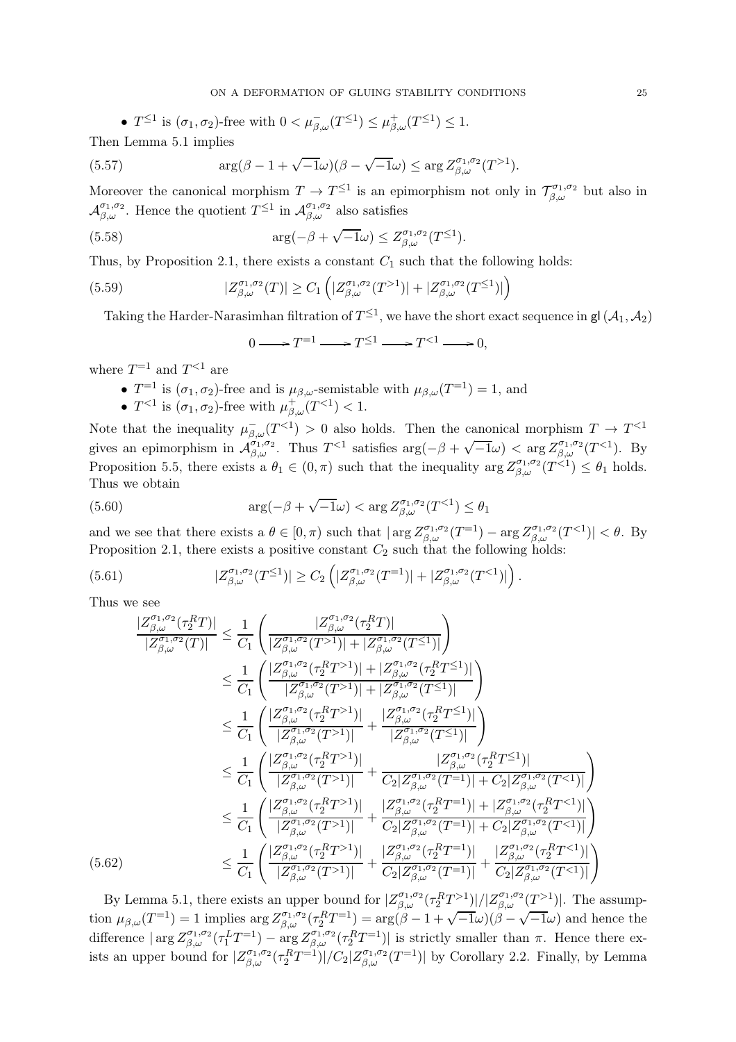- $T^{\leq 1}$ is $(\sigma_1, \sigma_2)$-free with $0 < \mu^-_{\beta,\omega}(T^{\leq 1}) \leq \mu^+_{\beta,\omega}(T^{\leq 1}) \leq 1$.

Then Lemma 5.1 implies

$$\arg(\beta - 1 + \sqrt{-1}\omega)(\beta - \sqrt{-1}\omega) \leq \arg Z^{\sigma_1,\sigma_2}_{\beta,\omega}(T^{>1}). \tag{5.57}$$

Moreover the canonical morphism $T \to T^{\leq 1}$ is an epimorphism not only in $\mathcal{T}^{\sigma_1,\sigma_2}_{\beta,\omega}$ but also in $\mathcal{A}^{\sigma_1,\sigma_2}_{\beta,\omega}$. Hence the quotient $T^{\leq 1}$ in $\mathcal{A}^{\sigma_1,\sigma_2}_{\beta,\omega}$ also satisfies

$$\arg(-\beta + \sqrt{-1}\omega) \leq Z^{\sigma_1,\sigma_2}_{\beta,\omega}(T^{\leq 1}). \tag{5.58}$$

Thus, by Proposition 2.1, there exists a constant $C_1$ such that the following holds:

$$|Z^{\sigma_1,\sigma_2}_{\beta,\omega}(T)| \geq C_1 \left( |Z^{\sigma_1,\sigma_2}_{\beta,\omega}(T^{>1})| + |Z^{\sigma_1,\sigma_2}_{\beta,\omega}(T^{\leq 1})| \right) \tag{5.59}$$

Taking the Harder-Narasimhan filtration of $T^{\leq 1}$, we have the short exact sequence in $\mathsf{gl}(\mathcal{A}_1, \mathcal{A}_2)$

$$0 \longrightarrow T^{=1} \longrightarrow T^{\leq 1} \longrightarrow T^{<1} \longrightarrow 0,$$

where $T^{=1}$ and $T^{<1}$ are

- $T^{=1}$ is $(\sigma_1, \sigma_2)$-free and is $\mu_{\beta,\omega}$-semistable with $\mu_{\beta,\omega}(T^{=1}) = 1$, and
- $T^{<1}$ is $(\sigma_1, \sigma_2)$-free with $\mu^+_{\beta,\omega}(T^{<1}) < 1$.

Note that the inequality $\mu^-_{\beta,\omega}(T^{<1}) > 0$ also holds. Then the canonical morphism $T \to T^{<1}$ gives an epimorphism in $\mathcal{A}^{\sigma_1,\sigma_2}_{\beta,\omega}$. Thus $T^{<1}$ satisfies $\arg(-\beta + \sqrt{-1}\omega) < \arg Z^{\sigma_1,\sigma_2}_{\beta,\omega}(T^{<1})$. By Proposition 5.5, there exists a $\theta_1 \in (0, \pi)$ such that the inequality $\arg Z^{\sigma_1,\sigma_2}_{\beta,\omega}(T^{<1}) \leq \theta_1$ holds. Thus we obtain

$$\arg(-\beta + \sqrt{-1}\omega) < \arg Z^{\sigma_1,\sigma_2}_{\beta,\omega}(T^{<1}) \leq \theta_1 \tag{5.60}$$

and we see that there exists a $\theta \in [0, \pi)$ such that $|\arg Z^{\sigma_1,\sigma_2}_{\beta,\omega}(T^{=1}) - \arg Z^{\sigma_1,\sigma_2}_{\beta,\omega}(T^{<1})| < \theta$. By Proposition 2.1, there exists a positive constant $C_2$ such that the following holds:

$$|Z^{\sigma_1,\sigma_2}_{\beta,\omega}(T^{\leq 1})| \geq C_2 \left( |Z^{\sigma_1,\sigma_2}_{\beta,\omega}(T^{=1})| + |Z^{\sigma_1,\sigma_2}_{\beta,\omega}(T^{<1})| \right). \tag{5.61}$$

Thus we see

$$\begin{aligned}
\frac{|Z^{\sigma_1,\sigma_2}_{\beta,\omega}(\tau_2^R T)|}{|Z^{\sigma_1,\sigma_2}_{\beta,\omega}(T)|} &\leq \frac{1}{C_1} \left( \frac{|Z^{\sigma_1,\sigma_2}_{\beta,\omega}(\tau_2^R T)|}{|Z^{\sigma_1,\sigma_2}_{\beta,\omega}(T^{>1})| + |Z^{\sigma_1,\sigma_2}_{\beta,\omega}(T^{\leq 1})|} \right) \\
&\leq \frac{1}{C_1} \left( \frac{|Z^{\sigma_1,\sigma_2}_{\beta,\omega}(\tau_2^R T^{>1})| + |Z^{\sigma_1,\sigma_2}_{\beta,\omega}(\tau_2^R T^{\leq 1})|}{|Z^{\sigma_1,\sigma_2}_{\beta,\omega}(T^{>1})| + |Z^{\sigma_1,\sigma_2}_{\beta,\omega}(T^{\leq 1})|} \right) \\
&\leq \frac{1}{C_1} \left( \frac{|Z^{\sigma_1,\sigma_2}_{\beta,\omega}(\tau_2^R T^{>1})|}{|Z^{\sigma_1,\sigma_2}_{\beta,\omega}(T^{>1})|} + \frac{|Z^{\sigma_1,\sigma_2}_{\beta,\omega}(\tau_2^R T^{\leq 1})|}{|Z^{\sigma_1,\sigma_2}_{\beta,\omega}(T^{\leq 1})|} \right) \\
&\leq \frac{1}{C_1} \left( \frac{|Z^{\sigma_1,\sigma_2}_{\beta,\omega}(\tau_2^R T^{>1})|}{|Z^{\sigma_1,\sigma_2}_{\beta,\omega}(T^{>1})|} + \frac{|Z^{\sigma_1,\sigma_2}_{\beta,\omega}(\tau_2^R T^{\leq 1})|}{C_2 |Z^{\sigma_1,\sigma_2}_{\beta,\omega}(T^{=1})| + C_2 |Z^{\sigma_1,\sigma_2}_{\beta,\omega}(T^{<1})|} \right) \\
&\leq \frac{1}{C_1} \left( \frac{|Z^{\sigma_1,\sigma_2}_{\beta,\omega}(\tau_2^R T^{>1})|}{|Z^{\sigma_1,\sigma_2}_{\beta,\omega}(T^{>1})|} + \frac{|Z^{\sigma_1,\sigma_2}_{\beta,\omega}(\tau_2^R T^{=1})| + |Z^{\sigma_1,\sigma_2}_{\beta,\omega}(\tau_2^R T^{<1})|}{C_2 |Z^{\sigma_1,\sigma_2}_{\beta,\omega}(T^{=1})| + C_2 |Z^{\sigma_1,\sigma_2}_{\beta,\omega}(T^{<1})|} \right) \\
&\leq \frac{1}{C_1} \left( \frac{|Z^{\sigma_1,\sigma_2}_{\beta,\omega}(\tau_2^R T^{>1})|}{|Z^{\sigma_1,\sigma_2}_{\beta,\omega}(T^{>1})|} + \frac{|Z^{\sigma_1,\sigma_2}_{\beta,\omega}(\tau_2^R T^{=1})|}{C_2 |Z^{\sigma_1,\sigma_2}_{\beta,\omega}(T^{=1})|} + \frac{|Z^{\sigma_1,\sigma_2}_{\beta,\omega}(\tau_2^R T^{<1})|}{C_2 |Z^{\sigma_1,\sigma_2}_{\beta,\omega}(T^{<1})|} \right)
\end{aligned} \tag{5.62}$$

By Lemma 5.1, there exists an upper bound for $|Z^{\sigma_1,\sigma_2}_{\beta,\omega}(\tau_2^R T^{>1})| / |Z^{\sigma_1,\sigma_2}_{\beta,\omega}(T^{>1})|$. The assumption $\mu_{\beta,\omega}(T^{=1}) = 1$ implies $\arg Z^{\sigma_1,\sigma_2}_{\beta,\omega}(\tau_2^R T^{=1}) = \arg(\beta - 1 + \sqrt{-1}\omega)(\beta - \sqrt{-1}\omega)$ and hence the difference $|\arg Z^{\sigma_1,\sigma_2}_{\beta,\omega}(\tau_1^L T^{=1}) - \arg Z^{\sigma_1,\sigma_2}_{\beta,\omega}(\tau_2^R T^{=1})|$ is strictly smaller than $\pi$. Hence there exists an upper bound for $|Z^{\sigma_1,\sigma_2}_{\beta,\omega}(\tau_2^R T^{=1})| / C_2 |Z^{\sigma_1,\sigma_2}_{\beta,\omega}(T^{=1})|$ by Corollary 2.2. Finally, by Lemma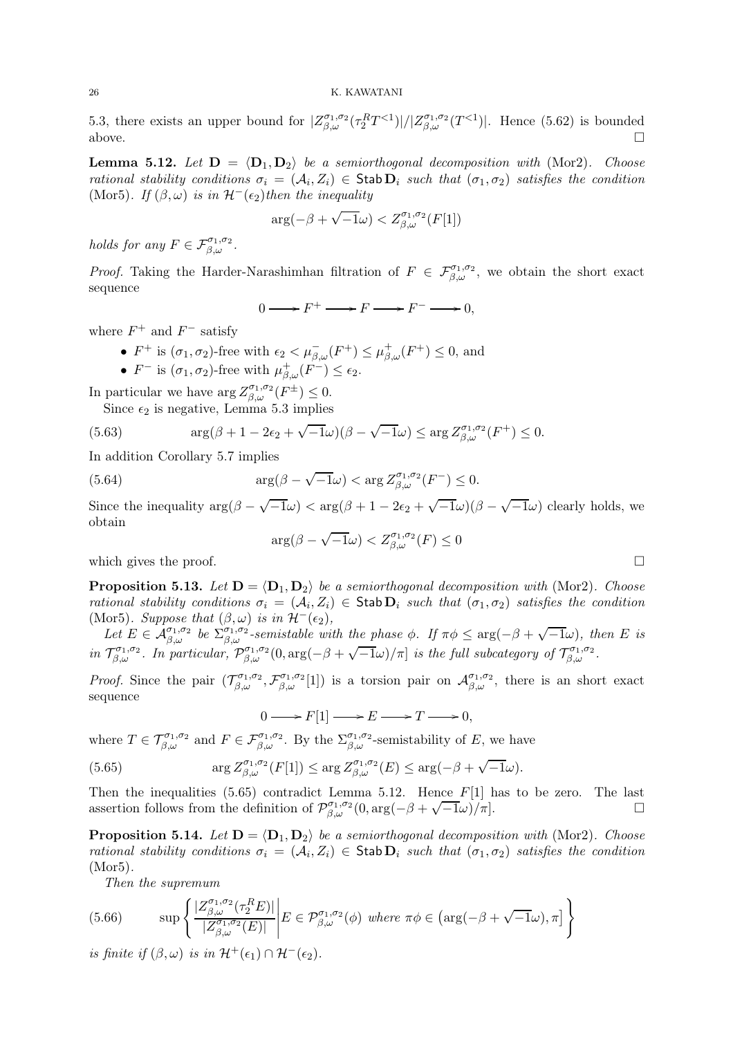5.3, there exists an upper bound for $|Z^{\sigma_1,\sigma_2}_{\beta,\omega}(\tau_2^R T^{<1})|/|Z^{\sigma_1,\sigma_2}_{\beta,\omega}(T^{<1})|$. Hence (5.62) is bounded above. $\square$

**Lemma 5.12.** *Let $\mathbf{D} = \langle \mathbf{D}_1, \mathbf{D}_2 \rangle$ be a semiorthogonal decomposition with* (Mor2)*. Choose rational stability conditions $\sigma_i = (\mathcal{A}_i, Z_i) \in \mathsf{Stab}\,\mathbf{D}_i$ such that $(\sigma_1, \sigma_2)$ satisfies the condition* (Mor5)*. If $(\beta, \omega)$ is in $\mathcal{H}^-(\epsilon_2)$then the inequality*

$$\arg(-\beta + \sqrt{-1}\omega) < Z^{\sigma_1,\sigma_2}_{\beta,\omega}(F[1])$$

*holds for any $F \in \mathcal{F}^{\sigma_1,\sigma_2}_{\beta,\omega}$.*

*Proof.* Taking the Harder-Narashimhan filtration of $F \in \mathcal{F}^{\sigma_1,\sigma_2}_{\beta,\omega}$, we obtain the short exact sequence

$$0 \longrightarrow F^+ \longrightarrow F \longrightarrow F^- \longrightarrow 0,$$

where $F^+$ and $F^-$ satisfy

- $F^+$ is $(\sigma_1, \sigma_2)$-free with $\epsilon_2 < \mu^-_{\beta,\omega}(F^+) \le \mu^+_{\beta,\omega}(F^+) \le 0$, and
- $F^-$ is $(\sigma_1, \sigma_2)$-free with $\mu^+_{\beta,\omega}(F^-) \le \epsilon_2$.

In particular we have $\arg Z^{\sigma_1,\sigma_2}_{\beta,\omega}(F^{\pm}) \le 0$.

Since $\epsilon_2$ is negative, Lemma 5.3 implies

$$\arg(\beta + 1 - 2\epsilon_2 + \sqrt{-1}\omega)(\beta - \sqrt{-1}\omega) \le \arg Z^{\sigma_1,\sigma_2}_{\beta,\omega}(F^+) \le 0. \tag{5.63}$$

In addition Corollary 5.7 implies

$$\arg(\beta - \sqrt{-1}\omega) < \arg Z^{\sigma_1,\sigma_2}_{\beta,\omega}(F^-) \le 0. \tag{5.64}$$

Since the inequality $\arg(\beta - \sqrt{-1}\omega) < \arg(\beta + 1 - 2\epsilon_2 + \sqrt{-1}\omega)(\beta - \sqrt{-1}\omega)$ clearly holds, we obtain

$$\arg(\beta - \sqrt{-1}\omega) < Z^{\sigma_1,\sigma_2}_{\beta,\omega}(F) \le 0$$

which gives the proof. $\square$

**Proposition 5.13.** *Let $\mathbf{D} = \langle \mathbf{D}_1, \mathbf{D}_2 \rangle$ be a semiorthogonal decomposition with* (Mor2)*. Choose rational stability conditions $\sigma_i = (\mathcal{A}_i, Z_i) \in \mathsf{Stab}\,\mathbf{D}_i$ such that $(\sigma_1, \sigma_2)$ satisfies the condition* (Mor5)*. Suppose that $(\beta, \omega)$ is in $\mathcal{H}^-(\epsilon_2)$,*

*Let $E \in \mathcal{A}^{\sigma_1,\sigma_2}_{\beta,\omega}$ be $\Sigma^{\sigma_1,\sigma_2}_{\beta,\omega}$-semistable with the phase $\phi$. If $\pi\phi \le \arg(-\beta + \sqrt{-1}\omega)$, then $E$ is in $\mathcal{T}^{\sigma_1,\sigma_2}_{\beta,\omega}$. In particular, $\mathcal{P}^{\sigma_1,\sigma_2}_{\beta,\omega}(0, \arg(-\beta + \sqrt{-1}\omega)/\pi]$ is the full subcategory of $\mathcal{T}^{\sigma_1,\sigma_2}_{\beta,\omega}$.*

*Proof.* Since the pair $(\mathcal{T}^{\sigma_1,\sigma_2}_{\beta,\omega}, \mathcal{F}^{\sigma_1,\sigma_2}_{\beta,\omega}[1])$ is a torsion pair on $\mathcal{A}^{\sigma_1,\sigma_2}_{\beta,\omega}$, there is an short exact sequence

$$0 \longrightarrow F[1] \longrightarrow E \longrightarrow T \longrightarrow 0,$$

where $T \in \mathcal{T}^{\sigma_1,\sigma_2}_{\beta,\omega}$ and $F \in \mathcal{F}^{\sigma_1,\sigma_2}_{\beta,\omega}$. By the $\Sigma^{\sigma_1,\sigma_2}_{\beta,\omega}$-semistability of $E$, we have

$$\arg Z^{\sigma_1,\sigma_2}_{\beta,\omega}(F[1]) \le \arg Z^{\sigma_1,\sigma_2}_{\beta,\omega}(E) \le \arg(-\beta + \sqrt{-1}\omega). \tag{5.65}$$

Then the inequalities (5.65) contradict Lemma 5.12. Hence $F[1]$ has to be zero. The last assertion follows from the definition of $\mathcal{P}^{\sigma_1,\sigma_2}_{\beta,\omega}(0, \arg(-\beta + \sqrt{-1}\omega)/\pi]$. $\square$

**Proposition 5.14.** *Let $\mathbf{D} = \langle \mathbf{D}_1, \mathbf{D}_2 \rangle$ be a semiorthogonal decomposition with* (Mor2)*. Choose rational stability conditions $\sigma_i = (\mathcal{A}_i, Z_i) \in \mathsf{Stab}\,\mathbf{D}_i$ such that $(\sigma_1, \sigma_2)$ satisfies the condition* (Mor5)*.*

*Then the supremum*

$$\sup\left\{ \frac{|Z^{\sigma_1,\sigma_2}_{\beta,\omega}(\tau_2^R E)|}{|Z^{\sigma_1,\sigma_2}_{\beta,\omega}(E)|} \middle| E \in \mathcal{P}^{\sigma_1,\sigma_2}_{\beta,\omega}(\phi) \text{ where } \pi\phi \in \left(\arg(-\beta + \sqrt{-1}\omega), \pi\right] \right\} \tag{5.66}$$

*is finite if $(\beta, \omega)$ is in $\mathcal{H}^+(\epsilon_1) \cap \mathcal{H}^-(\epsilon_2)$.*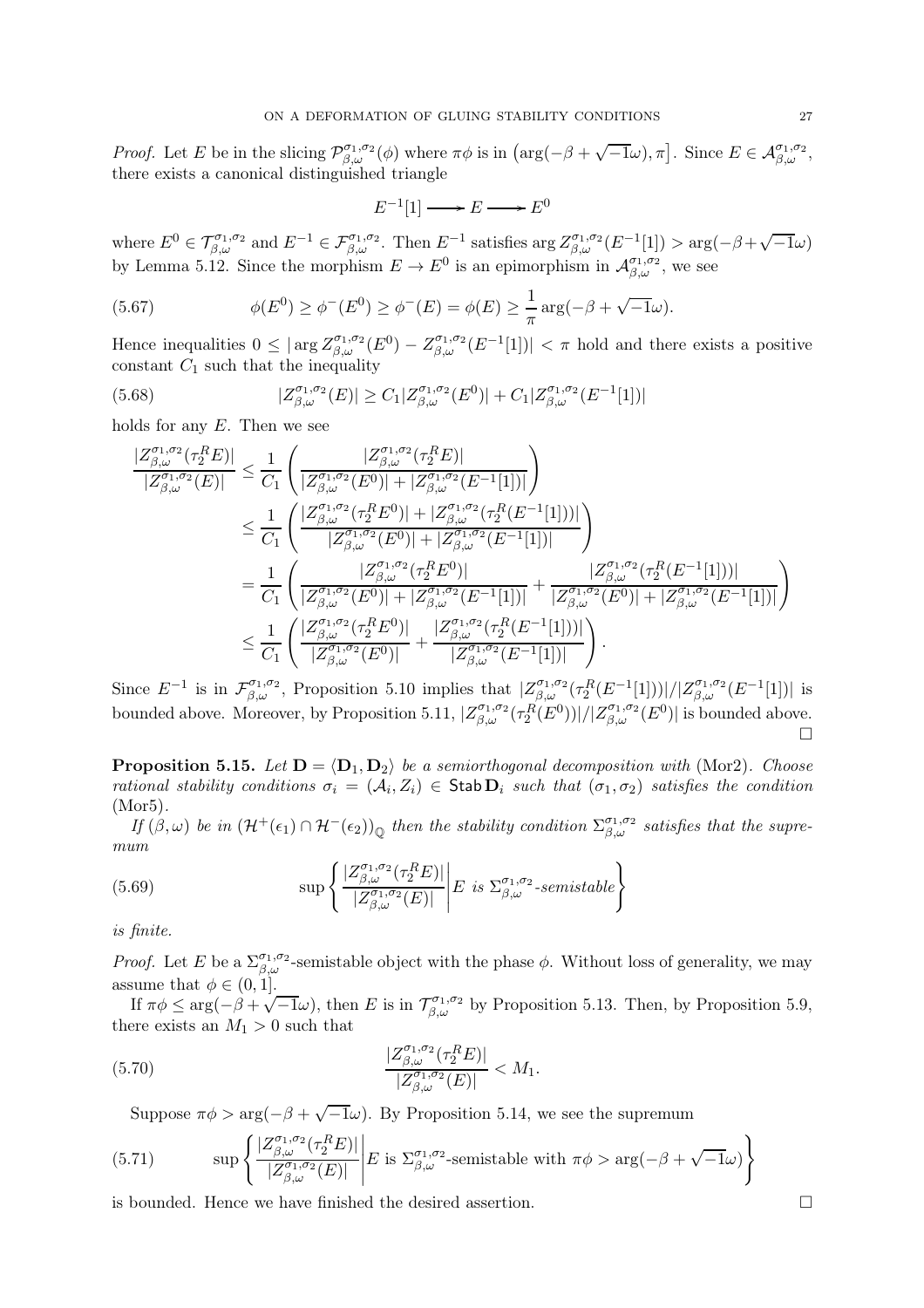*Proof.* Let $E$ be in the slicing $\mathcal{P}^{\sigma_1,\sigma_2}_{\beta,\omega}(\phi)$ where $\pi\phi$ is in $\left(\arg(-\beta+\sqrt{-1}\omega),\pi\right]$. Since $E \in \mathcal{A}^{\sigma_1,\sigma_2}_{\beta,\omega}$, there exists a canonical distinguished triangle

$$E^{-1}[1] \longrightarrow E \longrightarrow E^0$$

where $E^0 \in \mathcal{T}^{\sigma_1,\sigma_2}_{\beta,\omega}$ and $E^{-1} \in \mathcal{F}^{\sigma_1,\sigma_2}_{\beta,\omega}$. Then $E^{-1}$ satisfies $\arg Z^{\sigma_1,\sigma_2}_{\beta,\omega}(E^{-1}[1]) > \arg(-\beta+\sqrt{-1}\omega)$ by Lemma 5.12. Since the morphism $E \to E^0$ is an epimorphism in $\mathcal{A}^{\sigma_1,\sigma_2}_{\beta,\omega}$, we see

$$\phi(E^0) \geq \phi^-(E^0) \geq \phi^-(E) = \phi(E) \geq \frac{1}{\pi}\arg(-\beta+\sqrt{-1}\omega). \tag{5.67}$$

Hence inequalities $0 \leq |\arg Z^{\sigma_1,\sigma_2}_{\beta,\omega}(E^0) - Z^{\sigma_1,\sigma_2}_{\beta,\omega}(E^{-1}[1])| < \pi$ hold and there exists a positive constant $C_1$ such that the inequality

$$|Z^{\sigma_1,\sigma_2}_{\beta,\omega}(E)| \geq C_1|Z^{\sigma_1,\sigma_2}_{\beta,\omega}(E^0)| + C_1|Z^{\sigma_1,\sigma_2}_{\beta,\omega}(E^{-1}[1])| \tag{5.68}$$

holds for any $E$. Then we see

$$\begin{aligned}
\frac{|Z^{\sigma_1,\sigma_2}_{\beta,\omega}(\tau_2^R E)|}{|Z^{\sigma_1,\sigma_2}_{\beta,\omega}(E)|} &\leq \frac{1}{C_1}\left(\frac{|Z^{\sigma_1,\sigma_2}_{\beta,\omega}(\tau_2^R E)|}{|Z^{\sigma_1,\sigma_2}_{\beta,\omega}(E^0)| + |Z^{\sigma_1,\sigma_2}_{\beta,\omega}(E^{-1}[1])|}\right) \\
&\leq \frac{1}{C_1}\left(\frac{|Z^{\sigma_1,\sigma_2}_{\beta,\omega}(\tau_2^R E^0)| + |Z^{\sigma_1,\sigma_2}_{\beta,\omega}(\tau_2^R(E^{-1}[1]))|}{|Z^{\sigma_1,\sigma_2}_{\beta,\omega}(E^0)| + |Z^{\sigma_1,\sigma_2}_{\beta,\omega}(E^{-1}[1])|}\right) \\
&= \frac{1}{C_1}\left(\frac{|Z^{\sigma_1,\sigma_2}_{\beta,\omega}(\tau_2^R E^0)|}{|Z^{\sigma_1,\sigma_2}_{\beta,\omega}(E^0)| + |Z^{\sigma_1,\sigma_2}_{\beta,\omega}(E^{-1}[1])|} + \frac{|Z^{\sigma_1,\sigma_2}_{\beta,\omega}(\tau_2^R(E^{-1}[1]))|}{|Z^{\sigma_1,\sigma_2}_{\beta,\omega}(E^0)| + |Z^{\sigma_1,\sigma_2}_{\beta,\omega}(E^{-1}[1])|}\right) \\
&\leq \frac{1}{C_1}\left(\frac{|Z^{\sigma_1,\sigma_2}_{\beta,\omega}(\tau_2^R E^0)|}{|Z^{\sigma_1,\sigma_2}_{\beta,\omega}(E^0)|} + \frac{|Z^{\sigma_1,\sigma_2}_{\beta,\omega}(\tau_2^R(E^{-1}[1]))|}{|Z^{\sigma_1,\sigma_2}_{\beta,\omega}(E^{-1}[1])|}\right).
\end{aligned}$$

Since $E^{-1}$ is in $\mathcal{F}^{\sigma_1,\sigma_2}_{\beta,\omega}$, Proposition 5.10 implies that $|Z^{\sigma_1,\sigma_2}_{\beta,\omega}(\tau_2^R(E^{-1}[1]))|/|Z^{\sigma_1,\sigma_2}_{\beta,\omega}(E^{-1}[1])|$ is bounded above. Moreover, by Proposition 5.11, $|Z^{\sigma_1,\sigma_2}_{\beta,\omega}(\tau_2^R(E^0))|/|Z^{\sigma_1,\sigma_2}_{\beta,\omega}(E^0)|$ is bounded above. □

**Proposition 5.15.** *Let $\mathbf{D} = \langle \mathbf{D}_1, \mathbf{D}_2\rangle$ be a semiorthogonal decomposition with* (Mor2)*. Choose rational stability conditions $\sigma_i = (\mathcal{A}_i, Z_i) \in \mathsf{Stab}\,\mathbf{D}_i$ such that $(\sigma_1,\sigma_2)$ satisfies the condition* (Mor5)*.*

*If $(\beta,\omega)$ be in $(\mathcal{H}^+(\epsilon_1)\cap\mathcal{H}^-(\epsilon_2))_{\mathbb{Q}}$ then the stability condition $\Sigma^{\sigma_1,\sigma_2}_{\beta,\omega}$ satisfies that the supremum*

$$\sup\left\{\frac{|Z^{\sigma_1,\sigma_2}_{\beta,\omega}(\tau_2^R E)|}{|Z^{\sigma_1,\sigma_2}_{\beta,\omega}(E)|}\,\middle|\, E \text{ is } \Sigma^{\sigma_1,\sigma_2}_{\beta,\omega}\text{-semistable}\right\} \tag{5.69}$$

*is finite.*

*Proof.* Let $E$ be a $\Sigma^{\sigma_1,\sigma_2}_{\beta,\omega}$-semistable object with the phase $\phi$. Without loss of generality, we may assume that $\phi \in (0,1]$.

If $\pi\phi \leq \arg(-\beta+\sqrt{-1}\omega)$, then $E$ is in $\mathcal{T}^{\sigma_1,\sigma_2}_{\beta,\omega}$ by Proposition 5.13. Then, by Proposition 5.9, there exists an $M_1 > 0$ such that

$$\frac{|Z^{\sigma_1,\sigma_2}_{\beta,\omega}(\tau_2^R E)|}{|Z^{\sigma_1,\sigma_2}_{\beta,\omega}(E)|} < M_1. \tag{5.70}$$

Suppose $\pi\phi > \arg(-\beta+\sqrt{-1}\omega)$. By Proposition 5.14, we see the supremum

$$\sup\left\{\frac{|Z^{\sigma_1,\sigma_2}_{\beta,\omega}(\tau_2^R E)|}{|Z^{\sigma_1,\sigma_2}_{\beta,\omega}(E)|}\,\middle|\, E \text{ is } \Sigma^{\sigma_1,\sigma_2}_{\beta,\omega}\text{-semistable with } \pi\phi > \arg(-\beta+\sqrt{-1}\omega)\right\} \tag{5.71}$$

is bounded. Hence we have finished the desired assertion. □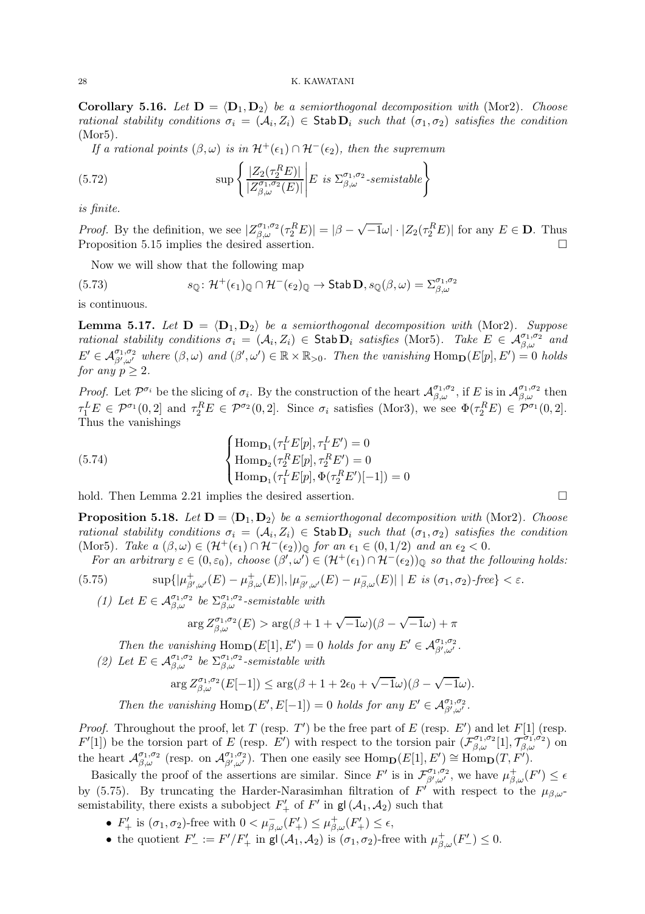**Corollary 5.16.** *Let $\mathbf{D} = \langle \mathbf{D}_1, \mathbf{D}_2\rangle$ be a semiorthogonal decomposition with* (Mor2)*. Choose rational stability conditions $\sigma_i = (\mathcal{A}_i, Z_i) \in \mathsf{Stab}\,\mathbf{D}_i$ such that $(\sigma_1, \sigma_2)$ satisfies the condition* (Mor5)*.*

*If a rational points $(\beta, \omega)$ is in $\mathcal{H}^+(\epsilon_1) \cap \mathcal{H}^-(\epsilon_2)$, then the supremum*

$$\sup\left\{ \frac{|Z_2(\tau_2^R E)|}{|Z^{\sigma_1,\sigma_2}_{\beta,\omega}(E)|} \middle| E \text{ is } \Sigma^{\sigma_1,\sigma_2}_{\beta,\omega}\text{-semistable} \right\} \tag{5.72}$$

*is finite.*

*Proof.* By the definition, we see $|Z^{\sigma_1,\sigma_2}_{\beta,\omega}(\tau_2^R E)| = |\beta - \sqrt{-1}\omega| \cdot |Z_2(\tau_2^R E)|$ for any $E \in \mathbf{D}$. Thus Proposition 5.15 implies the desired assertion. $\square$

Now we will show that the following map

$$s_{\mathbb{Q}} \colon \mathcal{H}^+(\epsilon_1)_{\mathbb{Q}} \cap \mathcal{H}^-(\epsilon_2)_{\mathbb{Q}} \to \mathsf{Stab}\,\mathbf{D}, s_{\mathbb{Q}}(\beta,\omega) = \Sigma^{\sigma_1,\sigma_2}_{\beta,\omega} \tag{5.73}$$

is continuous.

**Lemma 5.17.** *Let $\mathbf{D} = \langle \mathbf{D}_1, \mathbf{D}_2\rangle$ be a semiorthogonal decomposition with* (Mor2)*. Suppose rational stability conditions $\sigma_i = (\mathcal{A}_i, Z_i) \in \mathsf{Stab}\,\mathbf{D}_i$ satisfies* (Mor5)*. Take $E \in \mathcal{A}^{\sigma_1,\sigma_2}_{\beta,\omega}$ and $E' \in \mathcal{A}^{\sigma_1,\sigma_2}_{\beta',\omega'}$ where $(\beta,\omega)$ and $(\beta',\omega') \in \mathbb{R} \times \mathbb{R}_{>0}$. Then the vanishing $\mathrm{Hom}_{\mathbf{D}}(E[p], E') = 0$ holds for any $p \geq 2$.*

*Proof.* Let $\mathcal{P}^{\sigma_i}$ be the slicing of $\sigma_i$. By the construction of the heart $\mathcal{A}^{\sigma_1,\sigma_2}_{\beta,\omega}$, if $E$ is in $\mathcal{A}^{\sigma_1,\sigma_2}_{\beta,\omega}$ then $\tau_1^L E \in \mathcal{P}^{\sigma_1}(0,2]$ and $\tau_2^R E \in \mathcal{P}^{\sigma_2}(0,2]$. Since $\sigma_i$ satisfies (Mor3), we see $\Phi(\tau_2^R E) \in \mathcal{P}^{\sigma_1}(0,2]$. Thus the vanishings

$$\begin{cases} \mathrm{Hom}_{\mathbf{D}_1}(\tau_1^L E[p], \tau_1^L E') = 0 \\ \mathrm{Hom}_{\mathbf{D}_2}(\tau_2^R E[p], \tau_2^R E') = 0 \\ \mathrm{Hom}_{\mathbf{D}_1}(\tau_1^L E[p], \Phi(\tau_2^R E')[-1]) = 0 \end{cases} \tag{5.74}$$

hold. Then Lemma 2.21 implies the desired assertion. $\square$

**Proposition 5.18.** *Let $\mathbf{D} = \langle \mathbf{D}_1, \mathbf{D}_2\rangle$ be a semiorthogonal decomposition with* (Mor2)*. Choose rational stability conditions $\sigma_i = (\mathcal{A}_i, Z_i) \in \mathsf{Stab}\,\mathbf{D}_i$ such that $(\sigma_1, \sigma_2)$ satisfies the condition* (Mor5)*. Take a $(\beta,\omega) \in (\mathcal{H}^+(\epsilon_1) \cap \mathcal{H}^-(\epsilon_2))_{\mathbb{Q}}$ for an $\epsilon_1 \in (0, 1/2)$ and an $\epsilon_2 < 0$.*

*For an arbitrary $\varepsilon \in (0, \varepsilon_0)$, choose $(\beta',\omega') \in (\mathcal{H}^+(\epsilon_1) \cap \mathcal{H}^-(\epsilon_2))_{\mathbb{Q}}$ so that the following holds:*

$$\sup\{|\mu^+_{\beta',\omega'}(E) - \mu^+_{\beta,\omega}(E)|, |\mu^-_{\beta',\omega'}(E) - \mu^-_{\beta,\omega}(E)| \mid E \text{ is } (\sigma_1,\sigma_2)\text{-free}\} < \varepsilon. \tag{5.75}$$

*(1) Let $E \in \mathcal{A}^{\sigma_1,\sigma_2}_{\beta,\omega}$ be $\Sigma^{\sigma_1,\sigma_2}_{\beta,\omega}$-semistable with*

$$\arg Z^{\sigma_1,\sigma_2}_{\beta,\omega}(E) > \arg(\beta + 1 + \sqrt{-1}\omega)(\beta - \sqrt{-1}\omega) + \pi$$

*Then the vanishing $\mathrm{Hom}_{\mathbf{D}}(E[1], E') = 0$ holds for any $E' \in \mathcal{A}^{\sigma_1,\sigma_2}_{\beta',\omega'}$.*

*(2) Let $E \in \mathcal{A}^{\sigma_1,\sigma_2}_{\beta,\omega}$ be $\Sigma^{\sigma_1,\sigma_2}_{\beta,\omega}$-semistable with*

$$\arg Z^{\sigma_1,\sigma_2}_{\beta,\omega}(E[-1]) \leq \arg(\beta + 1 + 2\epsilon_0 + \sqrt{-1}\omega)(\beta - \sqrt{-1}\omega).$$

*Then the vanishing $\mathrm{Hom}_{\mathbf{D}}(E', E[-1]) = 0$ holds for any $E' \in \mathcal{A}^{\sigma_1,\sigma_2}_{\beta',\omega'}$.*

*Proof.* Throughout the proof, let $T$ (resp. $T'$) be the free part of $E$ (resp. $E'$) and let $F[1]$ (resp. $F'[1]$) be the torsion part of $E$ (resp. $E'$) with respect to the torsion pair $(\mathcal{F}^{\sigma_1,\sigma_2}_{\beta,\omega}[1], \mathcal{T}^{\sigma_1,\sigma_2}_{\beta,\omega})$ on the heart $\mathcal{A}^{\sigma_1,\sigma_2}_{\beta,\omega}$ (resp. on $\mathcal{A}^{\sigma_1,\sigma_2}_{\beta',\omega'}$). Then one easily see $\mathrm{Hom}_{\mathbf{D}}(E[1], E') \cong \mathrm{Hom}_{\mathbf{D}}(T, F')$.

Basically the proof of the assertions are similar. Since $F'$ is in $\mathcal{F}^{\sigma_1,\sigma_2}_{\beta',\omega'}$, we have $\mu^+_{\beta,\omega}(F') \leq \epsilon$ by (5.75). By truncating the Harder-Narasimhan filtration of $F'$ with respect to the $\mu_{\beta,\omega}$-semistability, there exists a subobject $F'_+$ of $F'$ in $\mathsf{gl}\,(\mathcal{A}_1, \mathcal{A}_2)$ such that

- $F'_+$ is $(\sigma_1,\sigma_2)$-free with $0 < \mu^-_{\beta,\omega}(F'_+) \leq \mu^+_{\beta,\omega}(F'_+) \leq \epsilon$,
- the quotient $F'_- := F'/F'_+$ in $\mathsf{gl}\,(\mathcal{A}_1, \mathcal{A}_2)$ is $(\sigma_1,\sigma_2)$-free with $\mu^+_{\beta,\omega}(F'_-) \leq 0$.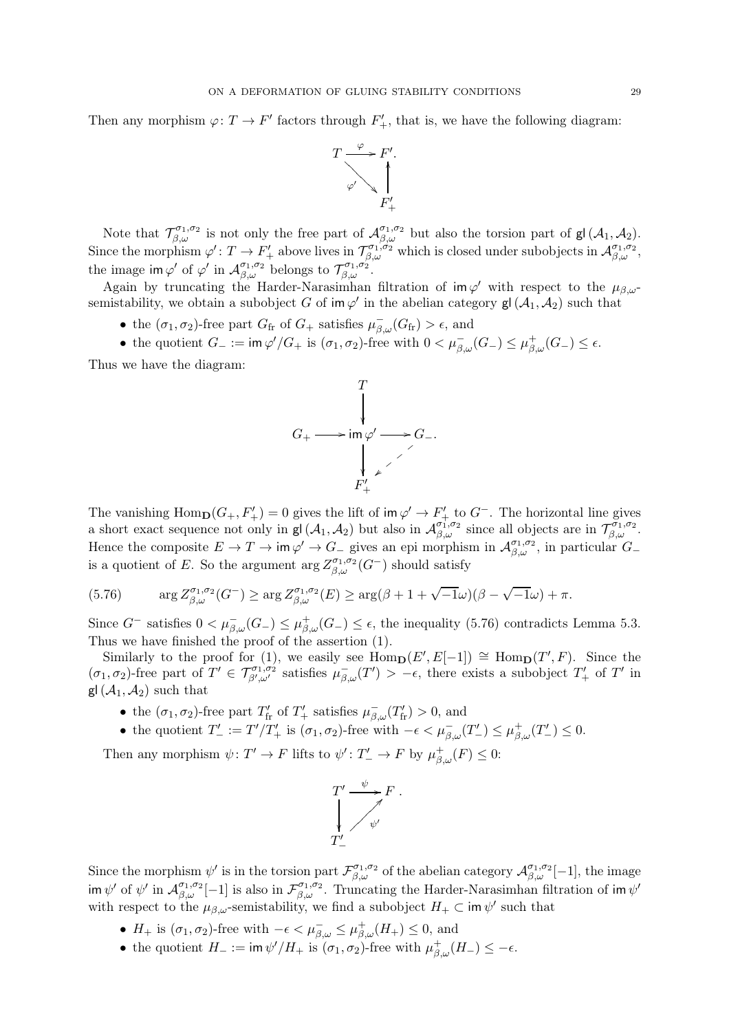Then any morphism $\varphi\colon T \to F'$ factors through $F'_+$, that is, we have the following diagram:

$$\begin{array}{ccc} T & \xrightarrow{\varphi} & F'. \\ & \searrow^{\varphi'} & \uparrow \\ & & F'_+ \end{array}$$

Note that $\mathcal{T}^{\sigma_1,\sigma_2}_{\beta,\omega}$ is not only the free part of $\mathcal{A}^{\sigma_1,\sigma_2}_{\beta,\omega}$ but also the torsion part of $\mathsf{gl}(\mathcal{A}_1, \mathcal{A}_2)$. Since the morphism $\varphi'\colon T \to F'_+$ above lives in $\mathcal{T}^{\sigma_1,\sigma_2}_{\beta,\omega}$ which is closed under subobjects in $\mathcal{A}^{\sigma_1,\sigma_2}_{\beta,\omega}$, the image $\mathsf{im}\,\varphi'$ of $\varphi'$ in $\mathcal{A}^{\sigma_1,\sigma_2}_{\beta,\omega}$ belongs to $\mathcal{T}^{\sigma_1,\sigma_2}_{\beta,\omega}$.

Again by truncating the Harder-Narasimhan filtration of $\mathsf{im}\,\varphi'$ with respect to the $\mu_{\beta,\omega}$-semistability, we obtain a subobject $G$ of $\mathsf{im}\,\varphi'$ in the abelian category $\mathsf{gl}(\mathcal{A}_1, \mathcal{A}_2)$ such that

- the $(\sigma_1, \sigma_2)$-free part $G_{\mathrm{fr}}$ of $G_+$ satisfies $\mu^-_{\beta,\omega}(G_{\mathrm{fr}}) > \epsilon$, and
- the quotient $G_- := \mathsf{im}\,\varphi'/G_+$ is $(\sigma_1, \sigma_2)$-free with $0 < \mu^-_{\beta,\omega}(G_-) \le \mu^+_{\beta,\omega}(G_-) \le \epsilon$.

Thus we have the diagram:

$$\begin{array}{ccccc} & & T & & \\ & & \downarrow & & \\ G_+ & \longrightarrow & \mathsf{im}\,\varphi' & \longrightarrow & G_-. \\ & & \downarrow & \swarrow & \\ & & F'_+ & & \end{array}$$

The vanishing $\mathrm{Hom}_{\mathbf{D}}(G_+, F'_+) = 0$ gives the lift of $\mathsf{im}\,\varphi' \to F'_+$ to $G^-$. The horizontal line gives a short exact sequence not only in $\mathsf{gl}(\mathcal{A}_1, \mathcal{A}_2)$ but also in $\mathcal{A}^{\sigma_1,\sigma_2}_{\beta,\omega}$ since all objects are in $\mathcal{T}^{\sigma_1,\sigma_2}_{\beta,\omega}$. Hence the composite $E \to T \to \mathsf{im}\,\varphi' \to G_-$ gives an epi morphism in $\mathcal{A}^{\sigma_1,\sigma_2}_{\beta,\omega}$, in particular $G_-$ is a quotient of $E$. So the argument $\arg Z^{\sigma_1,\sigma_2}_{\beta,\omega}(G^-)$ should satisfy

$$\arg Z^{\sigma_1,\sigma_2}_{\beta,\omega}(G^-) \ge \arg Z^{\sigma_1,\sigma_2}_{\beta,\omega}(E) \ge \arg(\beta + 1 + \sqrt{-1}\omega)(\beta - \sqrt{-1}\omega) + \pi. \tag{5.76}$$

Since $G^-$ satisfies $0 < \mu^-_{\beta,\omega}(G_-) \le \mu^+_{\beta,\omega}(G_-) \le \epsilon$, the inequality (5.76) contradicts Lemma 5.3. Thus we have finished the proof of the assertion (1).

Similarly to the proof for (1), we easily see $\mathrm{Hom}_{\mathbf{D}}(E', E[-1]) \cong \mathrm{Hom}_{\mathbf{D}}(T', F)$. Since the $(\sigma_1, \sigma_2)$-free part of $T' \in \mathcal{T}^{\sigma_1,\sigma_2}_{\beta',\omega'}$ satisfies $\mu^-_{\beta,\omega}(T') > -\epsilon$, there exists a subobject $T'_+$ of $T'$ in $\mathsf{gl}(\mathcal{A}_1, \mathcal{A}_2)$ such that

- the $(\sigma_1, \sigma_2)$-free part $T'_{\mathrm{fr}}$ of $T'_+$ satisfies $\mu^-_{\beta,\omega}(T'_{\mathrm{fr}}) > 0$, and
- the quotient $T'_- := T'/T'_+$ is $(\sigma_1, \sigma_2)$-free with $-\epsilon < \mu^-_{\beta,\omega}(T'_-) \le \mu^+_{\beta,\omega}(T'_-) \le 0$.

Then any morphism $\psi\colon T' \to F$ lifts to $\psi'\colon T'_- \to F$ by $\mu^+_{\beta,\omega}(F) \le 0$:

$$\begin{array}{ccc} T' & \xrightarrow{\psi} & F\,. \\ \downarrow & \nearrow_{\psi'} & \\ T'_- & & \end{array}$$

Since the morphism $\psi'$ is in the torsion part $\mathcal{F}^{\sigma_1,\sigma_2}_{\beta,\omega}$ of the abelian category $\mathcal{A}^{\sigma_1,\sigma_2}_{\beta,\omega}[-1]$, the image $\mathsf{im}\,\psi'$ of $\psi'$ in $\mathcal{A}^{\sigma_1,\sigma_2}_{\beta,\omega}[-1]$ is also in $\mathcal{F}^{\sigma_1,\sigma_2}_{\beta,\omega}$. Truncating the Harder-Narasimhan filtration of $\mathsf{im}\,\psi'$ with respect to the $\mu_{\beta,\omega}$-semistability, we find a subobject $H_+ \subset \mathsf{im}\,\psi'$ such that

- $H_+$ is $(\sigma_1, \sigma_2)$-free with $-\epsilon < \mu^-_{\beta,\omega} \le \mu^+_{\beta,\omega}(H_+) \le 0$, and
- the quotient $H_- := \mathsf{im}\,\psi'/H_+$ is $(\sigma_1, \sigma_2)$-free with $\mu^+_{\beta,\omega}(H_-) \le -\epsilon$.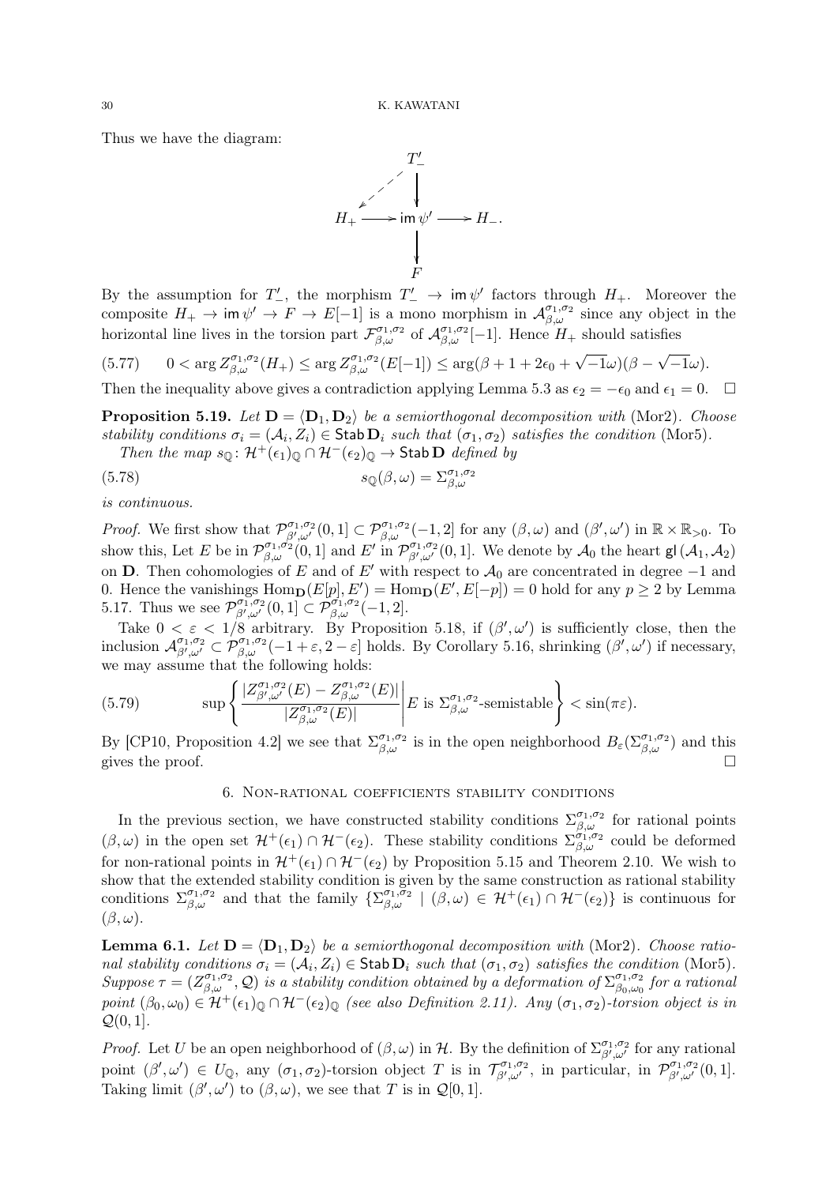Thus we have the diagram:

$$
\begin{array}{ccccc}
 & & T'_- & & \\
 & \swarrow & \downarrow & & \\
H_+ & \longrightarrow & \operatorname{im}\psi' & \longrightarrow & H_- . \\
 & & \downarrow & & \\
 & & F & &
\end{array}
$$

By the assumption for $T'_-$, the morphism $T'_- \to \operatorname{im}\psi'$ factors through $H_+$. Moreover the composite $H_+ \to \operatorname{im}\psi' \to F \to E[-1]$ is a mono morphism in $\mathcal{A}^{\sigma_1,\sigma_2}_{\beta,\omega}$ since any object in the horizontal line lives in the torsion part $\mathcal{F}^{\sigma_1,\sigma_2}_{\beta,\omega}$ of $\mathcal{A}^{\sigma_1,\sigma_2}_{\beta,\omega}[-1]$. Hence $H_+$ should satisfies

$$
0 < \arg Z^{\sigma_1,\sigma_2}_{\beta,\omega}(H_+) \leq \arg Z^{\sigma_1,\sigma_2}_{\beta,\omega}(E[-1]) \leq \arg(\beta + 1 + 2\epsilon_0 + \sqrt{-1}\omega)(\beta - \sqrt{-1}\omega). \tag{5.77}
$$

Then the inequality above gives a contradiction applying Lemma 5.3 as $\epsilon_2 = -\epsilon_0$ and $\epsilon_1 = 0$. $\square$

**Proposition 5.19.** *Let $\mathbf{D} = \langle \mathbf{D}_1, \mathbf{D}_2 \rangle$ be a semiorthogonal decomposition with* (Mor2). *Choose stability conditions $\sigma_i = (\mathcal{A}_i, Z_i) \in \mathsf{Stab}\,\mathbf{D}_i$ such that $(\sigma_1, \sigma_2)$ satisfies the condition* (Mor5).

*Then the map $s_{\mathbb{Q}} \colon \mathcal{H}^+(\epsilon_1)_{\mathbb{Q}} \cap \mathcal{H}^-(\epsilon_2)_{\mathbb{Q}} \to \mathsf{Stab}\,\mathbf{D}$ defined by*

$$
s_{\mathbb{Q}}(\beta,\omega) = \Sigma^{\sigma_1,\sigma_2}_{\beta,\omega} \tag{5.78}
$$

*is continuous.*

*Proof.* We first show that $\mathcal{P}^{\sigma_1,\sigma_2}_{\beta',\omega'}(0,1] \subset \mathcal{P}^{\sigma_1,\sigma_2}_{\beta,\omega}(-1,2]$ for any $(\beta,\omega)$ and $(\beta',\omega')$ in $\mathbb{R} \times \mathbb{R}_{>0}$. To show this, Let $E$ be in $\mathcal{P}^{\sigma_1,\sigma_2}_{\beta,\omega}(0,1]$ and $E'$ in $\mathcal{P}^{\sigma_1,\sigma_2}_{\beta',\omega'}(0,1]$. We denote by $\mathcal{A}_0$ the heart $\mathsf{gl}\,(\mathcal{A}_1, \mathcal{A}_2)$ on $\mathbf{D}$. Then cohomologies of $E$ and of $E'$ with respect to $\mathcal{A}_0$ are concentrated in degree $-1$ and $0$. Hence the vanishings $\operatorname{Hom}_{\mathbf{D}}(E[p], E') = \operatorname{Hom}_{\mathbf{D}}(E', E[-p]) = 0$ hold for any $p \geq 2$ by Lemma 5.17. Thus we see $\mathcal{P}^{\sigma_1,\sigma_2}_{\beta',\omega'}(0,1] \subset \mathcal{P}^{\sigma_1,\sigma_2}_{\beta,\omega}(-1,2]$.

Take $0 < \varepsilon < 1/8$ arbitrary. By Proposition 5.18, if $(\beta',\omega')$ is sufficiently close, then the inclusion $\mathcal{A}^{\sigma_1,\sigma_2}_{\beta',\omega'} \subset \mathcal{P}^{\sigma_1,\sigma_2}_{\beta,\omega}(-1+\varepsilon, 2-\varepsilon]$ holds. By Corollary 5.16, shrinking $(\beta',\omega')$ if necessary, we may assume that the following holds:

$$
\sup \left\{ \frac{|Z^{\sigma_1,\sigma_2}_{\beta',\omega'}(E) - Z^{\sigma_1,\sigma_2}_{\beta,\omega}(E)|}{|Z^{\sigma_1,\sigma_2}_{\beta,\omega}(E)|} \,\middle|\, E \text{ is } \Sigma^{\sigma_1,\sigma_2}_{\beta,\omega}\text{-semistable} \right\} < \sin(\pi\varepsilon). \tag{5.79}
$$

By [CP10, Proposition 4.2] we see that $\Sigma^{\sigma_1,\sigma_2}_{\beta,\omega}$ is in the open neighborhood $B_\varepsilon(\Sigma^{\sigma_1,\sigma_2}_{\beta,\omega})$ and this gives the proof. $\square$

## 6. Non-rational coefficients stability conditions

In the previous section, we have constructed stability conditions $\Sigma^{\sigma_1,\sigma_2}_{\beta,\omega}$ for rational points $(\beta,\omega)$ in the open set $\mathcal{H}^+(\epsilon_1) \cap \mathcal{H}^-(\epsilon_2)$. These stability conditions $\Sigma^{\sigma_1,\sigma_2}_{\beta,\omega}$ could be deformed for non-rational points in $\mathcal{H}^+(\epsilon_1) \cap \mathcal{H}^-(\epsilon_2)$ by Proposition 5.15 and Theorem 2.10. We wish to show that the extended stability condition is given by the same construction as rational stability conditions $\Sigma^{\sigma_1,\sigma_2}_{\beta,\omega}$ and that the family $\{\Sigma^{\sigma_1,\sigma_2}_{\beta,\omega} \mid (\beta,\omega) \in \mathcal{H}^+(\epsilon_1) \cap \mathcal{H}^-(\epsilon_2)\}$ is continuous for $(\beta,\omega)$.

**Lemma 6.1.** *Let $\mathbf{D} = \langle \mathbf{D}_1, \mathbf{D}_2 \rangle$ be a semiorthogonal decomposition with* (Mor2). *Choose rational stability conditions $\sigma_i = (\mathcal{A}_i, Z_i) \in \mathsf{Stab}\,\mathbf{D}_i$ such that $(\sigma_1, \sigma_2)$ satisfies the condition* (Mor5). *Suppose $\tau = (Z^{\sigma_1,\sigma_2}_{\beta,\omega}, \mathcal{Q})$ is a stability condition obtained by a deformation of $\Sigma^{\sigma_1,\sigma_2}_{\beta_0,\omega_0}$ for a rational point $(\beta_0,\omega_0) \in \mathcal{H}^+(\epsilon_1)_{\mathbb{Q}} \cap \mathcal{H}^-(\epsilon_2)_{\mathbb{Q}}$ (see also Definition 2.11). Any $(\sigma_1,\sigma_2)$-torsion object is in $\mathcal{Q}(0,1]$.*

*Proof.* Let $U$ be an open neighborhood of $(\beta,\omega)$ in $\mathcal{H}$. By the definition of $\Sigma^{\sigma_1,\sigma_2}_{\beta',\omega'}$ for any rational point $(\beta',\omega') \in U_{\mathbb{Q}}$, any $(\sigma_1,\sigma_2)$-torsion object $T$ is in $\mathcal{T}^{\sigma_1,\sigma_2}_{\beta',\omega'}$, in particular, in $\mathcal{P}^{\sigma_1,\sigma_2}_{\beta',\omega'}(0,1]$. Taking limit $(\beta',\omega')$ to $(\beta,\omega)$, we see that $T$ is in $\mathcal{Q}[0,1]$.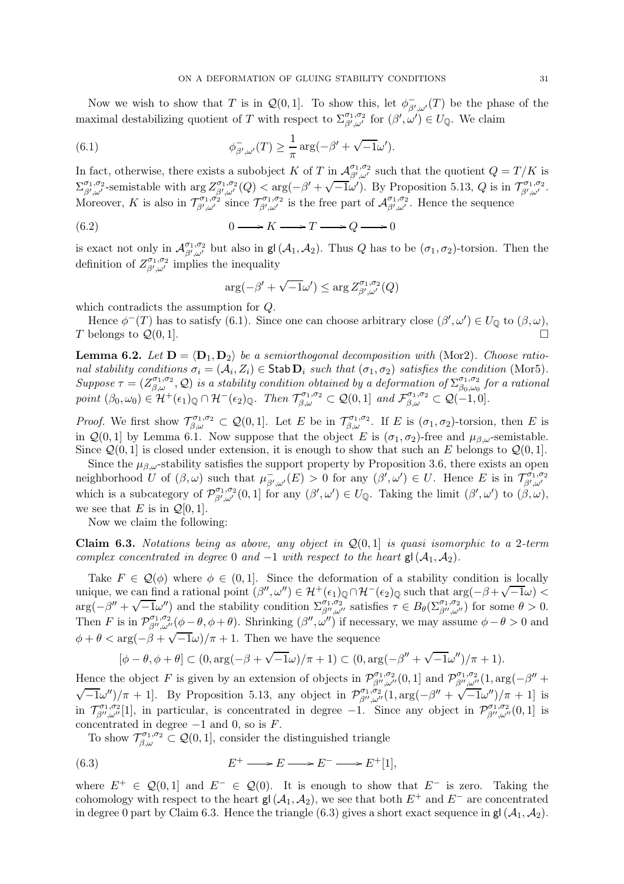Now we wish to show that $T$ is in $\mathcal{Q}(0,1]$. To show this, let $\phi^-_{\beta',\omega'}(T)$ be the phase of the maximal destabilizing quotient of $T$ with respect to $\Sigma^{\sigma_1,\sigma_2}_{\beta',\omega'}$ for $(\beta',\omega') \in U_{\mathbb{Q}}$. We claim

$$\phi^-_{\beta',\omega'}(T) \geq \frac{1}{\pi}\arg(-\beta' + \sqrt{-1}\omega'). \tag{6.1}$$

In fact, otherwise, there exists a subobject $K$ of $T$ in $\mathcal{A}^{\sigma_1,\sigma_2}_{\beta',\omega'}$ such that the quotient $Q = T/K$ is $\Sigma^{\sigma_1,\sigma_2}_{\beta',\omega'}$-semistable with $\arg Z^{\sigma_1,\sigma_2}_{\beta',\omega'}(Q) < \arg(-\beta' + \sqrt{-1}\omega')$. By Proposition 5.13, $Q$ is in $\mathcal{T}^{\sigma_1,\sigma_2}_{\beta',\omega'}$. Moreover, $K$ is also in $\mathcal{T}^{\sigma_1,\sigma_2}_{\beta',\omega'}$ since $\mathcal{T}^{\sigma_1,\sigma_2}_{\beta',\omega'}$ is the free part of $\mathcal{A}^{\sigma_1,\sigma_2}_{\beta',\omega'}$. Hence the sequence

$$0 \longrightarrow K \longrightarrow T \longrightarrow Q \longrightarrow 0 \tag{6.2}$$

is exact not only in $\mathcal{A}^{\sigma_1,\sigma_2}_{\beta',\omega'}$ but also in $\mathsf{gl}(\mathcal{A}_1,\mathcal{A}_2)$. Thus $Q$ has to be $(\sigma_1,\sigma_2)$-torsion. Then the definition of $Z^{\sigma_1,\sigma_2}_{\beta',\omega'}$ implies the inequality

$$\arg(-\beta' + \sqrt{-1}\omega') \leq \arg Z^{\sigma_1,\sigma_2}_{\beta',\omega'}(Q)$$

which contradicts the assumption for $Q$.

Hence $\phi^-(T)$ has to satisfy (6.1). Since one can choose arbitrary close $(\beta',\omega') \in U_{\mathbb{Q}}$ to $(\beta,\omega)$, $T$ belongs to $\mathcal{Q}(0,1]$. $\square$

**Lemma 6.2.** *Let $\mathbf{D} = \langle \mathbf{D}_1, \mathbf{D}_2\rangle$ be a semiorthogonal decomposition with* (Mor2)*. Choose rational stability conditions $\sigma_i = (\mathcal{A}_i, Z_i) \in \mathsf{Stab}\,\mathbf{D}_i$ such that $(\sigma_1,\sigma_2)$ satisfies the condition* (Mor5)*. Suppose $\tau = (Z^{\sigma_1,\sigma_2}_{\beta,\omega}, \mathcal{Q})$ is a stability condition obtained by a deformation of $\Sigma^{\sigma_1,\sigma_2}_{\beta_0,\omega_0}$ for a rational point $(\beta_0,\omega_0) \in \mathcal{H}^+(\epsilon_1)_{\mathbb{Q}} \cap \mathcal{H}^-(\epsilon_2)_{\mathbb{Q}}$. Then $\mathcal{T}^{\sigma_1,\sigma_2}_{\beta,\omega} \subset \mathcal{Q}(0,1]$ and $\mathcal{F}^{\sigma_1,\sigma_2}_{\beta,\omega} \subset \mathcal{Q}(-1,0]$.*

*Proof.* We first show $\mathcal{T}^{\sigma_1,\sigma_2}_{\beta,\omega} \subset \mathcal{Q}(0,1]$. Let $E$ be in $\mathcal{T}^{\sigma_1,\sigma_2}_{\beta,\omega}$. If $E$ is $(\sigma_1,\sigma_2)$-torsion, then $E$ is in $\mathcal{Q}(0,1]$ by Lemma 6.1. Now suppose that the object $E$ is $(\sigma_1,\sigma_2)$-free and $\mu_{\beta,\omega}$-semistable. Since $\mathcal{Q}(0,1]$ is closed under extension, it is enough to show that such an $E$ belongs to $\mathcal{Q}(0,1]$.

Since the $\mu_{\beta,\omega}$-stability satisfies the support property by Proposition 3.6, there exists an open neighborhood $U$ of $(\beta,\omega)$ such that $\mu^-_{\beta',\omega'}(E) > 0$ for any $(\beta',\omega') \in U$. Hence $E$ is in $\mathcal{T}^{\sigma_1,\sigma_2}_{\beta',\omega'}$ which is a subcategory of $\mathcal{P}^{\sigma_1,\sigma_2}_{\beta',\omega'}(0,1]$ for any $(\beta',\omega') \in U_{\mathbb{Q}}$. Taking the limit $(\beta',\omega')$ to $(\beta,\omega)$, we see that $E$ is in $\mathcal{Q}[0,1]$.

Now we claim the following:

**Claim 6.3.** *Notations being as above, any object in $\mathcal{Q}(0,1]$ is quasi isomorphic to a 2-term complex concentrated in degree 0 and $-1$ with respect to the heart $\mathsf{gl}(\mathcal{A}_1,\mathcal{A}_2)$.*

Take $F \in \mathcal{Q}(\phi)$ where $\phi \in (0,1]$. Since the deformation of a stability condition is locally unique, we can find a rational point $(\beta'',\omega'') \in \mathcal{H}^+(\epsilon_1)_{\mathbb{Q}} \cap \mathcal{H}^-(\epsilon_2)_{\mathbb{Q}}$ such that $\arg(-\beta + \sqrt{-1}\omega) < \arg(-\beta'' + \sqrt{-1}\omega'')$ and the stability condition $\Sigma^{\sigma_1,\sigma_2}_{\beta'',\omega''}$ satisfies $\tau \in B_\theta(\Sigma^{\sigma_1,\sigma_2}_{\beta'',\omega''})$ for some $\theta > 0$. Then $F$ is in $\mathcal{P}^{\sigma_1,\sigma_2}_{\beta'',\omega''}(\phi - \theta, \phi + \theta)$. Shrinking $(\beta'',\omega'')$ if necessary, we may assume $\phi - \theta > 0$ and $\phi + \theta < \arg(-\beta + \sqrt{-1}\omega)/\pi + 1$. Then we have the sequence

$$[\phi - \theta, \phi + \theta] \subset (0, \arg(-\beta + \sqrt{-1}\omega)/\pi + 1) \subset (0, \arg(-\beta'' + \sqrt{-1}\omega'')/\pi + 1).$$

Hence the object $F$ is given by an extension of objects in $\mathcal{P}^{\sigma_1,\sigma_2}_{\beta'',\omega''}(0,1]$ and $\mathcal{P}^{\sigma_1,\sigma_2}_{\beta'',\omega''}(1, \arg(-\beta'' + \sqrt{-1}\omega'')/\pi + 1]$. By Proposition 5.13, any object in $\mathcal{P}^{\sigma_1,\sigma_2}_{\beta'',\omega''}(1, \arg(-\beta'' + \sqrt{-1}\omega'')/\pi + 1]$ is in $\mathcal{T}^{\sigma_1,\sigma_2}_{\beta'',\omega''}[1]$, in particular, is concentrated in degree $-1$. Since any object in $\mathcal{P}^{\sigma_1,\sigma_2}_{\beta'',\omega''}(0,1]$ is concentrated in degree $-1$ and 0, so is $F$.

To show $\mathcal{T}^{\sigma_1,\sigma_2}_{\beta,\omega} \subset \mathcal{Q}(0,1]$, consider the distinguished triangle

$$E^+ \longrightarrow E \longrightarrow E^- \longrightarrow E^+[1], \tag{6.3}$$

where $E^+ \in \mathcal{Q}(0,1]$ and $E^- \in \mathcal{Q}(0)$. It is enough to show that $E^-$ is zero. Taking the cohomology with respect to the heart $\mathsf{gl}(\mathcal{A}_1,\mathcal{A}_2)$, we see that both $E^+$ and $E^-$ are concentrated in degree 0 part by Claim 6.3. Hence the triangle (6.3) gives a short exact sequence in $\mathsf{gl}(\mathcal{A}_1,\mathcal{A}_2)$.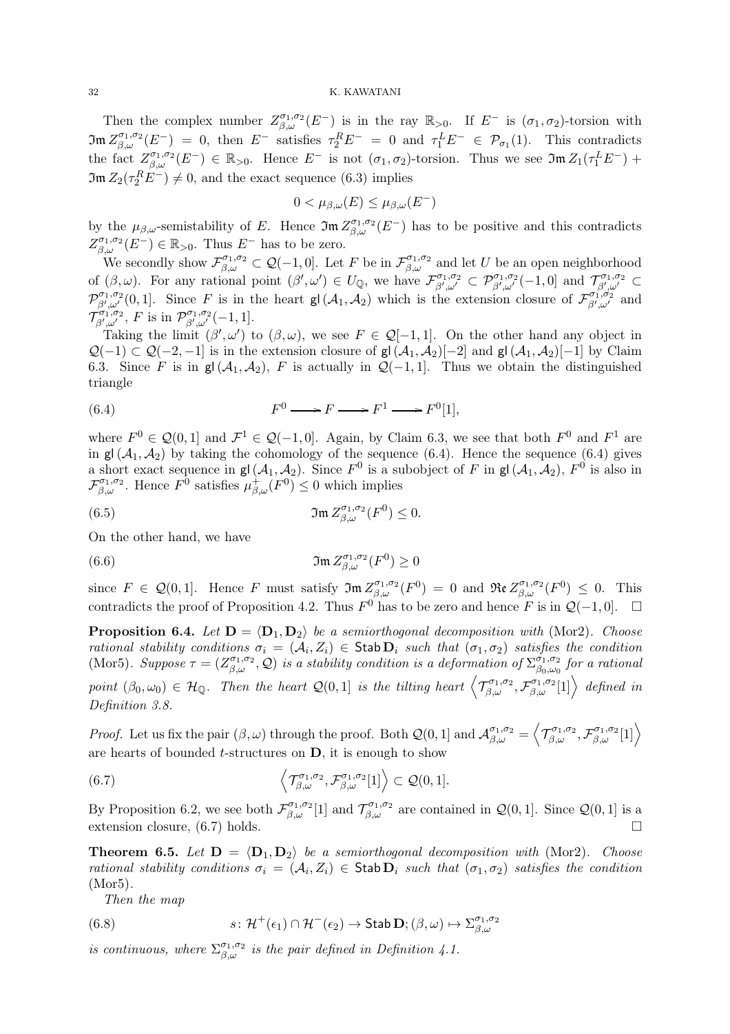Then the complex number $Z^{\sigma_1,\sigma_2}_{\beta,\omega}(E^-)$ is in the ray $\mathbb{R}_{>0}$. If $E^-$ is $(\sigma_1,\sigma_2)$-torsion with $\mathfrak{Im}\, Z^{\sigma_1,\sigma_2}_{\beta,\omega}(E^-) = 0$, then $E^-$ satisfies $\tau_2^R E^- = 0$ and $\tau_1^L E^- \in \mathcal{P}_{\sigma_1}(1)$. This contradicts the fact $Z^{\sigma_1,\sigma_2}_{\beta,\omega}(E^-) \in \mathbb{R}_{>0}$. Hence $E^-$ is not $(\sigma_1,\sigma_2)$-torsion. Thus we see $\mathfrak{Im}\, Z_1(\tau_1^L E^-) + \mathfrak{Im}\, Z_2(\tau_2^R E^-) \neq 0$, and the exact sequence (6.3) implies

$$0 < \mu_{\beta,\omega}(E) \leq \mu_{\beta,\omega}(E^-)$$

by the $\mu_{\beta,\omega}$-semistability of $E$. Hence $\mathfrak{Im}\, Z^{\sigma_1,\sigma_2}_{\beta,\omega}(E^-)$ has to be positive and this contradicts $Z^{\sigma_1,\sigma_2}_{\beta,\omega}(E^-) \in \mathbb{R}_{>0}$. Thus $E^-$ has to be zero.

We secondly show $\mathcal{F}^{\sigma_1,\sigma_2}_{\beta,\omega} \subset \mathcal{Q}(-1,0]$. Let $F$ be in $\mathcal{F}^{\sigma_1,\sigma_2}_{\beta,\omega}$ and let $U$ be an open neighborhood of $(\beta,\omega)$. For any rational point $(\beta',\omega') \in U_{\mathbb{Q}}$, we have $\mathcal{F}^{\sigma_1,\sigma_2}_{\beta',\omega'} \subset \mathcal{P}^{\sigma_1,\sigma_2}_{\beta',\omega'}(-1,0]$ and $\mathcal{T}^{\sigma_1,\sigma_2}_{\beta',\omega'} \subset \mathcal{P}^{\sigma_1,\sigma_2}_{\beta',\omega'}(0,1]$. Since $F$ is in the heart $\mathsf{gl}(\mathcal{A}_1,\mathcal{A}_2)$ which is the extension closure of $\mathcal{F}^{\sigma_1,\sigma_2}_{\beta',\omega'}$ and $\mathcal{T}^{\sigma_1,\sigma_2}_{\beta',\omega'}$, $F$ is in $\mathcal{P}^{\sigma_1,\sigma_2}_{\beta',\omega'}(-1,1]$.

Taking the limit $(\beta',\omega')$ to $(\beta,\omega)$, we see $F \in \mathcal{Q}[-1,1]$. On the other hand any object in $\mathcal{Q}(-1) \subset \mathcal{Q}(-2,-1]$ is in the extension closure of $\mathsf{gl}(\mathcal{A}_1,\mathcal{A}_2)[-2]$ and $\mathsf{gl}(\mathcal{A}_1,\mathcal{A}_2)[-1]$ by Claim 6.3. Since $F$ is in $\mathsf{gl}(\mathcal{A}_1,\mathcal{A}_2)$, $F$ is actually in $\mathcal{Q}(-1,1]$. Thus we obtain the distinguished triangle

$$F^0 \longrightarrow F \longrightarrow F^1 \longrightarrow F^0[1], \tag{6.4}$$

where $F^0 \in \mathcal{Q}(0,1]$ and $\mathcal{F}^1 \in \mathcal{Q}(-1,0]$. Again, by Claim 6.3, we see that both $F^0$ and $F^1$ are in $\mathsf{gl}(\mathcal{A}_1,\mathcal{A}_2)$ by taking the cohomology of the sequence (6.4). Hence the sequence (6.4) gives a short exact sequence in $\mathsf{gl}(\mathcal{A}_1,\mathcal{A}_2)$. Since $F^0$ is a subobject of $F$ in $\mathsf{gl}(\mathcal{A}_1,\mathcal{A}_2)$, $F^0$ is also in $\mathcal{F}^{\sigma_1,\sigma_2}_{\beta,\omega}$. Hence $F^0$ satisfies $\mu^+_{\beta,\omega}(F^0) \leq 0$ which implies

$$\mathfrak{Im}\, Z^{\sigma_1,\sigma_2}_{\beta,\omega}(F^0) \leq 0. \tag{6.5}$$

On the other hand, we have

$$\mathfrak{Im}\, Z^{\sigma_1,\sigma_2}_{\beta,\omega}(F^0) \geq 0 \tag{6.6}$$

since $F \in \mathcal{Q}(0,1]$. Hence $F$ must satisfy $\mathfrak{Im}\, Z^{\sigma_1,\sigma_2}_{\beta,\omega}(F^0) = 0$ and $\mathfrak{Re}\, Z^{\sigma_1,\sigma_2}_{\beta,\omega}(F^0) \leq 0$. This contradicts the proof of Proposition 4.2. Thus $F^0$ has to be zero and hence $F$ is in $\mathcal{Q}(-1,0]$. $\square$

**Proposition 6.4.** *Let $\mathbf{D} = \langle \mathbf{D}_1, \mathbf{D}_2\rangle$ be a semiorthogonal decomposition with* (Mor2)*. Choose rational stability conditions $\sigma_i = (\mathcal{A}_i, Z_i) \in \mathsf{Stab}\,\mathbf{D}_i$ such that $(\sigma_1,\sigma_2)$ satisfies the condition* (Mor5)*. Suppose $\tau = (Z^{\sigma_1,\sigma_2}_{\beta,\omega}, \mathcal{Q})$ is a stability condition is a deformation of $\Sigma^{\sigma_1,\sigma_2}_{\beta_0,\omega_0}$ for a rational point $(\beta_0,\omega_0) \in \mathcal{H}_{\mathbb{Q}}$. Then the heart $\mathcal{Q}(0,1]$ is the tilting heart $\left\langle \mathcal{T}^{\sigma_1,\sigma_2}_{\beta,\omega}, \mathcal{F}^{\sigma_1,\sigma_2}_{\beta,\omega}[1]\right\rangle$ defined in Definition 3.8.*

*Proof.* Let us fix the pair $(\beta,\omega)$ through the proof. Both $\mathcal{Q}(0,1]$ and $\mathcal{A}^{\sigma_1,\sigma_2}_{\beta,\omega} = \left\langle \mathcal{T}^{\sigma_1,\sigma_2}_{\beta,\omega}, \mathcal{F}^{\sigma_1,\sigma_2}_{\beta,\omega}[1]\right\rangle$ are hearts of bounded $t$-structures on $\mathbf{D}$, it is enough to show

$$\left\langle \mathcal{T}^{\sigma_1,\sigma_2}_{\beta,\omega}, \mathcal{F}^{\sigma_1,\sigma_2}_{\beta,\omega}[1]\right\rangle \subset \mathcal{Q}(0,1]. \tag{6.7}$$

By Proposition 6.2, we see both $\mathcal{F}^{\sigma_1,\sigma_2}_{\beta,\omega}[1]$ and $\mathcal{T}^{\sigma_1,\sigma_2}_{\beta,\omega}$ are contained in $\mathcal{Q}(0,1]$. Since $\mathcal{Q}(0,1]$ is a extension closure, (6.7) holds. $\square$

**Theorem 6.5.** *Let $\mathbf{D} = \langle \mathbf{D}_1, \mathbf{D}_2\rangle$ be a semiorthogonal decomposition with* (Mor2)*. Choose rational stability conditions $\sigma_i = (\mathcal{A}_i, Z_i) \in \mathsf{Stab}\,\mathbf{D}_i$ such that $(\sigma_1,\sigma_2)$ satisfies the condition* (Mor5)*.*

*Then the map*

$$s \colon \mathcal{H}^+(\epsilon_1) \cap \mathcal{H}^-(\epsilon_2) \to \mathsf{Stab}\,\mathbf{D}; (\beta,\omega) \mapsto \Sigma^{\sigma_1,\sigma_2}_{\beta,\omega} \tag{6.8}$$

*is continuous, where $\Sigma^{\sigma_1,\sigma_2}_{\beta,\omega}$ is the pair defined in Definition 4.1.*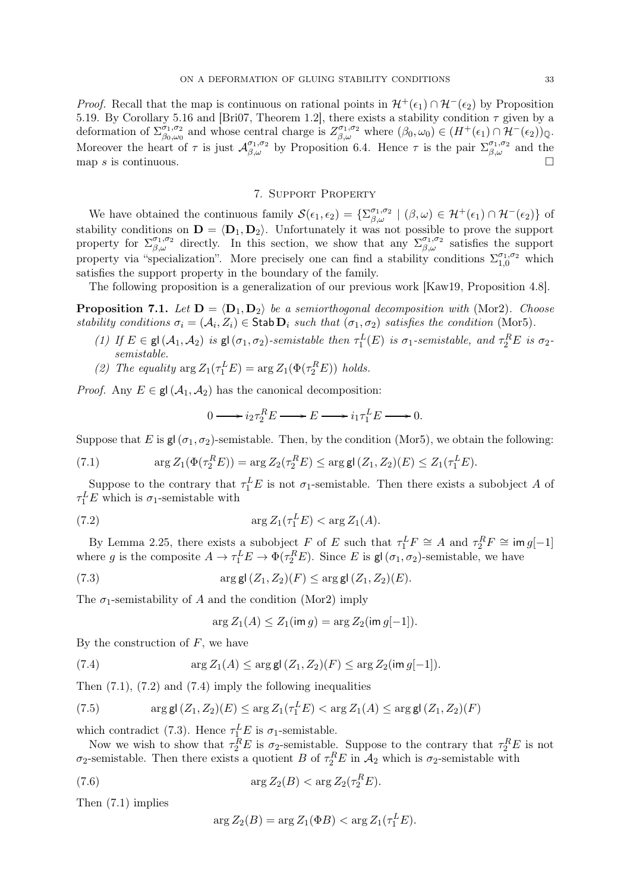*Proof.* Recall that the map is continuous on rational points in $\mathcal{H}^+(\epsilon_1) \cap \mathcal{H}^-(\epsilon_2)$ by Proposition 5.19. By Corollary 5.16 and [Bri07, Theorem 1.2], there exists a stability condition $\tau$ given by a deformation of $\Sigma^{\sigma_1,\sigma_2}_{\beta_0,\omega_0}$ and whose central charge is $Z^{\sigma_1,\sigma_2}_{\beta,\omega}$ where $(\beta_0, \omega_0) \in (H^+(\epsilon_1) \cap \mathcal{H}^-(\epsilon_2))_{\mathbb{Q}}$. Moreover the heart of $\tau$ is just $\mathcal{A}^{\sigma_1,\sigma_2}_{\beta,\omega}$ by Proposition 6.4. Hence $\tau$ is the pair $\Sigma^{\sigma_1,\sigma_2}_{\beta,\omega}$ and the map $s$ is continuous. □

## 7. Support Property

We have obtained the continuous family $\mathcal{S}(\epsilon_1, \epsilon_2) = \{\Sigma^{\sigma_1,\sigma_2}_{\beta,\omega} \mid (\beta, \omega) \in \mathcal{H}^+(\epsilon_1) \cap \mathcal{H}^-(\epsilon_2)\}$ of stability conditions on $\mathbf{D} = \langle \mathbf{D}_1, \mathbf{D}_2 \rangle$. Unfortunately it was not possible to prove the support property for $\Sigma^{\sigma_1,\sigma_2}_{\beta,\omega}$ directly. In this section, we show that any $\Sigma^{\sigma_1,\sigma_2}_{\beta,\omega}$ satisfies the support property via "specialization". More precisely one can find a stability conditions $\Sigma^{\sigma_1,\sigma_2}_{1,0}$ which satisfies the support property in the boundary of the family.

The following proposition is a generalization of our previous work [Kaw19, Proposition 4.8].

**Proposition 7.1.** *Let $\mathbf{D} = \langle \mathbf{D}_1, \mathbf{D}_2 \rangle$ be a semiorthogonal decomposition with* (Mor2)*. Choose stability conditions $\sigma_i = (\mathcal{A}_i, Z_i) \in \mathsf{Stab}\,\mathbf{D}_i$ such that $(\sigma_1, \sigma_2)$ satisfies the condition* (Mor5)*.*

*(1) If $E \in \mathsf{gl}(\mathcal{A}_1, \mathcal{A}_2)$ is $\mathsf{gl}(\sigma_1, \sigma_2)$-semistable then $\tau_1^L(E)$ is $\sigma_1$-semistable, and $\tau_2^R E$ is $\sigma_2$-semistable.*

*(2) The equality $\arg Z_1(\tau_1^L E) = \arg Z_1(\Phi(\tau_2^R E))$ holds.*

*Proof.* Any $E \in \mathsf{gl}(\mathcal{A}_1, \mathcal{A}_2)$ has the canonical decomposition:

$$0 \longrightarrow i_2\tau_2^R E \longrightarrow E \longrightarrow i_1\tau_1^L E \longrightarrow 0.$$

Suppose that $E$ is $\mathsf{gl}(\sigma_1, \sigma_2)$-semistable. Then, by the condition (Mor5), we obtain the following:

$$\arg Z_1(\Phi(\tau_2^R E)) = \arg Z_2(\tau_2^R E) \leq \arg \mathsf{gl}(Z_1, Z_2)(E) \leq Z_1(\tau_1^L E). \tag{7.1}$$

Suppose to the contrary that $\tau_1^L E$ is not $\sigma_1$-semistable. Then there exists a subobject $A$ of $\tau_1^L E$ which is $\sigma_1$-semistable with

$$\arg Z_1(\tau_1^L E) < \arg Z_1(A). \tag{7.2}$$

By Lemma 2.25, there exists a subobject $F$ of $E$ such that $\tau_1^L F \cong A$ and $\tau_2^R F \cong \mathsf{im}\, g[-1]$ where $g$ is the composite $A \to \tau_1^L E \to \Phi(\tau_2^R E)$. Since $E$ is $\mathsf{gl}(\sigma_1, \sigma_2)$-semistable, we have

$$\arg \mathsf{gl}(Z_1, Z_2)(F) \leq \arg \mathsf{gl}(Z_1, Z_2)(E). \tag{7.3}$$

The $\sigma_1$-semistability of $A$ and the condition (Mor2) imply

$$\arg Z_1(A) \leq Z_1(\mathsf{im}\, g) = \arg Z_2(\mathsf{im}\, g[-1]).$$

By the construction of $F$, we have

$$\arg Z_1(A) \leq \arg \mathsf{gl}(Z_1, Z_2)(F) \leq \arg Z_2(\mathsf{im}\, g[-1]). \tag{7.4}$$

Then (7.1), (7.2) and (7.4) imply the following inequalities

$$\arg \mathsf{gl}(Z_1, Z_2)(E) \leq \arg Z_1(\tau_1^L E) < \arg Z_1(A) \leq \arg \mathsf{gl}(Z_1, Z_2)(F) \tag{7.5}$$

which contradict (7.3). Hence $\tau_1^L E$ is $\sigma_1$-semistable.

Now we wish to show that $\tau_2^R E$ is $\sigma_2$-semistable. Suppose to the contrary that $\tau_2^R E$ is not $\sigma_2$-semistable. Then there exists a quotient $B$ of $\tau_2^R E$ in $\mathcal{A}_2$ which is $\sigma_2$-semistable with

$$\arg Z_2(B) < \arg Z_2(\tau_2^R E). \tag{7.6}$$

Then (7.1) implies

$$\arg Z_2(B) = \arg Z_1(\Phi B) < \arg Z_1(\tau_1^L E).$$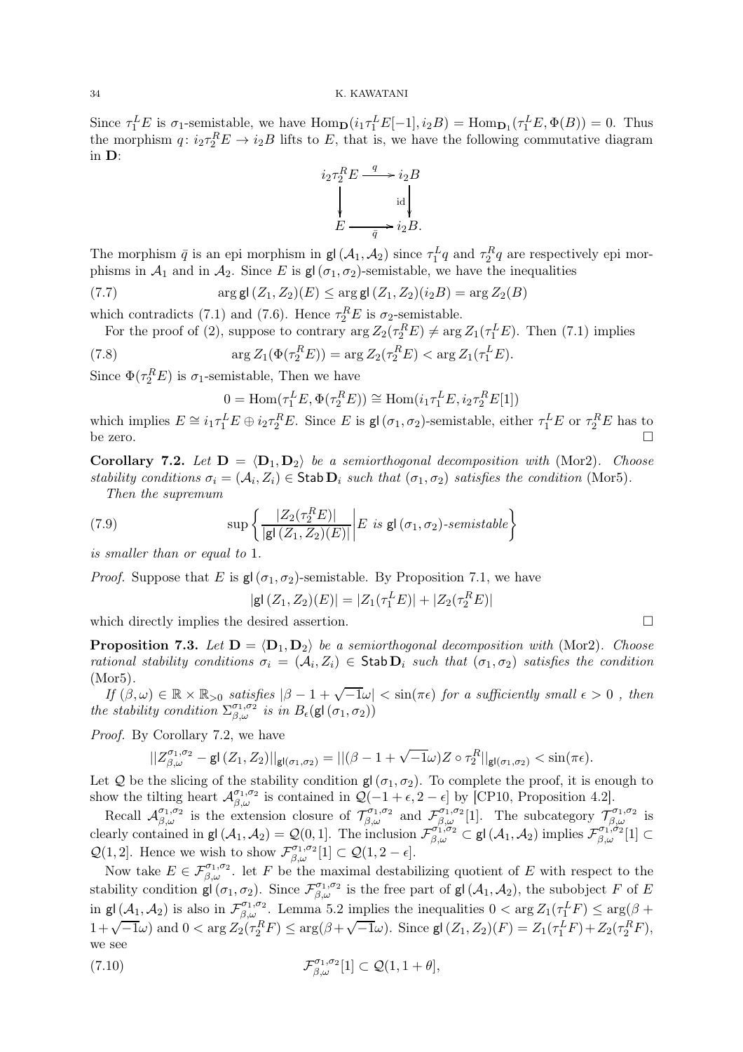Since $\tau_1^L E$ is $\sigma_1$-semistable, we have $\mathrm{Hom}_{\mathbf{D}}(i_1\tau_1^L E[-1], i_2 B) = \mathrm{Hom}_{\mathbf{D}_1}(\tau_1^L E, \Phi(B)) = 0$. Thus the morphism $q\colon i_2\tau_2^R E \to i_2 B$ lifts to $E$, that is, we have the following commutative diagram in $\mathbf{D}$:

$$\begin{array}{ccc} i_2\tau_2^R E & \xrightarrow{q} & i_2 B \\ \downarrow & & \downarrow \mathrm{id} \\ E & \xrightarrow[\bar{q}]{} & i_2 B. \end{array}$$

The morphism $\bar{q}$ is an epi morphism in $\mathsf{gl}(\mathcal{A}_1, \mathcal{A}_2)$ since $\tau_1^L q$ and $\tau_2^R q$ are respectively epi morphisms in $\mathcal{A}_1$ and in $\mathcal{A}_2$. Since $E$ is $\mathsf{gl}(\sigma_1, \sigma_2)$-semistable, we have the inequalities

$$\arg \mathsf{gl}(Z_1, Z_2)(E) \le \arg \mathsf{gl}(Z_1, Z_2)(i_2 B) = \arg Z_2(B) \tag{7.7}$$

which contradicts (7.1) and (7.6). Hence $\tau_2^R E$ is $\sigma_2$-semistable.

For the proof of (2), suppose to contrary $\arg Z_2(\tau_2^R E) \neq \arg Z_1(\tau_1^L E)$. Then (7.1) implies

$$\arg Z_1(\Phi(\tau_2^R E)) = \arg Z_2(\tau_2^R E) < \arg Z_1(\tau_1^L E). \tag{7.8}$$

Since $\Phi(\tau_2^R E)$ is $\sigma_1$-semistable, Then we have

$$0 = \mathrm{Hom}(\tau_1^L E, \Phi(\tau_2^R E)) \cong \mathrm{Hom}(i_1\tau_1^L E, i_2\tau_2^R E[1])$$

which implies $E \cong i_1\tau_1^L E \oplus i_2\tau_2^R E$. Since $E$ is $\mathsf{gl}(\sigma_1, \sigma_2)$-semistable, either $\tau_1^L E$ or $\tau_2^R E$ has to be zero. □

**Corollary 7.2.** *Let $\mathbf{D} = \langle \mathbf{D}_1, \mathbf{D}_2 \rangle$ be a semiorthogonal decomposition with* (Mor2)*. Choose stability conditions $\sigma_i = (\mathcal{A}_i, Z_i) \in \mathsf{Stab}\,\mathbf{D}_i$ such that $(\sigma_1, \sigma_2)$ satisfies the condition* (Mor5)*.*

*Then the supremum*

$$\sup\left\{ \frac{|Z_2(\tau_2^R E)|}{|\mathsf{gl}(Z_1, Z_2)(E)|} \,\middle|\, E \text{ is } \mathsf{gl}(\sigma_1, \sigma_2)\text{-semistable} \right\} \tag{7.9}$$

*is smaller than or equal to* 1*.*

*Proof.* Suppose that $E$ is $\mathsf{gl}(\sigma_1, \sigma_2)$-semistable. By Proposition 7.1, we have

$$|\mathsf{gl}(Z_1, Z_2)(E)| = |Z_1(\tau_1^L E)| + |Z_2(\tau_2^R E)|$$

which directly implies the desired assertion. □

**Proposition 7.3.** *Let $\mathbf{D} = \langle \mathbf{D}_1, \mathbf{D}_2 \rangle$ be a semiorthogonal decomposition with* (Mor2)*. Choose rational stability conditions $\sigma_i = (\mathcal{A}_i, Z_i) \in \mathsf{Stab}\,\mathbf{D}_i$ such that $(\sigma_1, \sigma_2)$ satisfies the condition* (Mor5)*.*

*If $(\beta, \omega) \in \mathbb{R} \times \mathbb{R}_{>0}$ satisfies $|\beta - 1 + \sqrt{-1}\omega| < \sin(\pi\epsilon)$ for a sufficiently small $\epsilon > 0$ , then the stability condition $\Sigma_{\beta,\omega}^{\sigma_1,\sigma_2}$ is in $B_\epsilon(\mathsf{gl}(\sigma_1, \sigma_2))$*

*Proof.* By Corollary 7.2, we have

$$||Z_{\beta,\omega}^{\sigma_1,\sigma_2} - \mathsf{gl}(Z_1, Z_2)||_{\mathsf{gl}(\sigma_1,\sigma_2)} = ||(\beta - 1 + \sqrt{-1}\omega)Z \circ \tau_2^R||_{\mathsf{gl}(\sigma_1,\sigma_2)} < \sin(\pi\epsilon).$$

Let $\mathcal{Q}$ be the slicing of the stability condition $\mathsf{gl}(\sigma_1, \sigma_2)$. To complete the proof, it is enough to show the tilting heart $\mathcal{A}_{\beta,\omega}^{\sigma_1,\sigma_2}$ is contained in $\mathcal{Q}(-1+\epsilon, 2-\epsilon]$ by [CP10, Proposition 4.2].

Recall $\mathcal{A}_{\beta,\omega}^{\sigma_1,\sigma_2}$ is the extension closure of $\mathcal{T}_{\beta,\omega}^{\sigma_1,\sigma_2}$ and $\mathcal{F}_{\beta,\omega}^{\sigma_1,\sigma_2}[1]$. The subcategory $\mathcal{T}_{\beta,\omega}^{\sigma_1,\sigma_2}$ is clearly contained in $\mathsf{gl}(\mathcal{A}_1, \mathcal{A}_2) = \mathcal{Q}(0, 1]$. The inclusion $\mathcal{F}_{\beta,\omega}^{\sigma_1,\sigma_2} \subset \mathsf{gl}(\mathcal{A}_1, \mathcal{A}_2)$ implies $\mathcal{F}_{\beta,\omega}^{\sigma_1,\sigma_2}[1] \subset \mathcal{Q}(1, 2]$. Hence we wish to show $\mathcal{F}_{\beta,\omega}^{\sigma_1,\sigma_2}[1] \subset \mathcal{Q}(1, 2-\epsilon]$.

Now take $E \in \mathcal{F}_{\beta,\omega}^{\sigma_1,\sigma_2}$. let $F$ be the maximal destabilizing quotient of $E$ with respect to the stability condition $\mathsf{gl}(\sigma_1, \sigma_2)$. Since $\mathcal{F}_{\beta,\omega}^{\sigma_1,\sigma_2}$ is the free part of $\mathsf{gl}(\mathcal{A}_1, \mathcal{A}_2)$, the subobject $F$ of $E$ in $\mathsf{gl}(\mathcal{A}_1, \mathcal{A}_2)$ is also in $\mathcal{F}_{\beta,\omega}^{\sigma_1,\sigma_2}$. Lemma 5.2 implies the inequalities $0 < \arg Z_1(\tau_1^L F) \le \arg(\beta + 1 + \sqrt{-1}\omega)$ and $0 < \arg Z_2(\tau_2^R F) \le \arg(\beta + \sqrt{-1}\omega)$. Since $\mathsf{gl}(Z_1, Z_2)(F) = Z_1(\tau_1^L F) + Z_2(\tau_2^R F)$, we see

$$\mathcal{F}_{\beta,\omega}^{\sigma_1,\sigma_2}[1] \subset \mathcal{Q}(1, 1+\theta], \tag{7.10}$$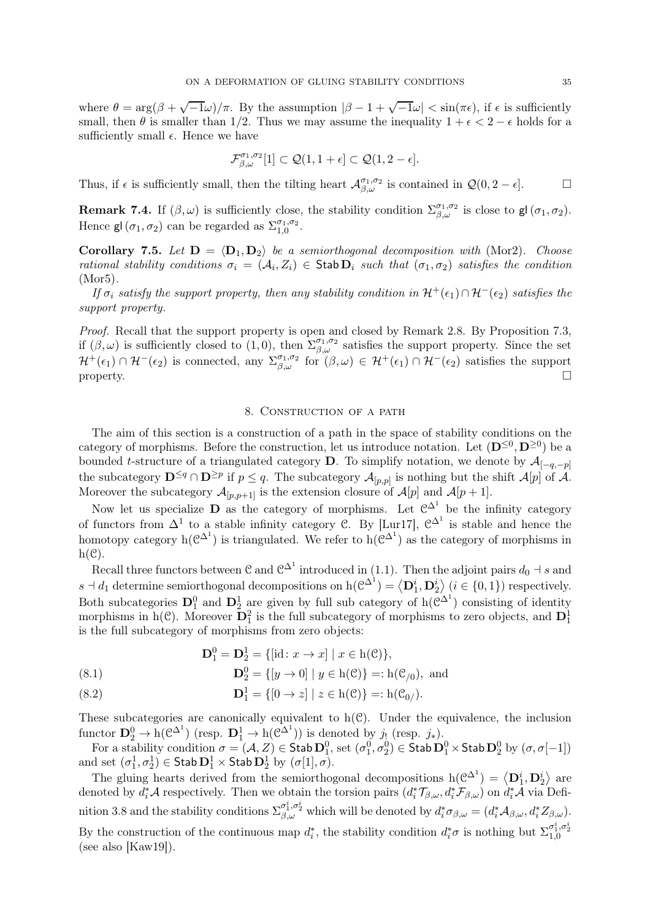where $\theta = \arg(\beta + \sqrt{-1}\omega)/\pi$. By the assumption $|\beta - 1 + \sqrt{-1}\omega| < \sin(\pi\epsilon)$, if $\epsilon$ is sufficiently small, then $\theta$ is smaller than $1/2$. Thus we may assume the inequality $1 + \epsilon < 2 - \epsilon$ holds for a sufficiently small $\epsilon$. Hence we have

$$\mathcal{F}^{\sigma_1,\sigma_2}_{\beta,\omega}[1] \subset \mathcal{Q}(1, 1+\epsilon] \subset \mathcal{Q}(1, 2-\epsilon].$$

Thus, if $\epsilon$ is sufficiently small, then the tilting heart $\mathcal{A}^{\sigma_1,\sigma_2}_{\beta,\omega}$ is contained in $\mathcal{Q}(0, 2-\epsilon]$. □

**Remark 7.4.** If $(\beta, \omega)$ is sufficiently close, the stability condition $\Sigma^{\sigma_1,\sigma_2}_{\beta,\omega}$ is close to $\mathsf{gl}(\sigma_1, \sigma_2)$. Hence $\mathsf{gl}(\sigma_1, \sigma_2)$ can be regarded as $\Sigma^{\sigma_1,\sigma_2}_{1,0}$.

**Corollary 7.5.** *Let $\mathbf{D} = \langle \mathbf{D}_1, \mathbf{D}_2 \rangle$ be a semiorthogonal decomposition with* (Mor2)*. Choose rational stability conditions $\sigma_i = (\mathcal{A}_i, Z_i) \in \mathsf{Stab}\,\mathbf{D}_i$ such that $(\sigma_1, \sigma_2)$ satisfies the condition* (Mor5)*.*

*If $\sigma_i$ satisfy the support property, then any stability condition in $\mathcal{H}^+(\epsilon_1) \cap \mathcal{H}^-(\epsilon_2)$ satisfies the support property.*

*Proof.* Recall that the support property is open and closed by Remark 2.8. By Proposition 7.3, if $(\beta, \omega)$ is sufficiently closed to $(1, 0)$, then $\Sigma^{\sigma_1,\sigma_2}_{\beta,\omega}$ satisfies the support property. Since the set $\mathcal{H}^+(\epsilon_1) \cap \mathcal{H}^-(\epsilon_2)$ is connected, any $\Sigma^{\sigma_1,\sigma_2}_{\beta,\omega}$ for $(\beta, \omega) \in \mathcal{H}^+(\epsilon_1) \cap \mathcal{H}^-(\epsilon_2)$ satisfies the support property. □

## 8. Construction of a path

The aim of this section is a construction of a path in the space of stability conditions on the category of morphisms. Before the construction, let us introduce notation. Let $(\mathbf{D}^{\leq 0}, \mathbf{D}^{\geq 0})$ be a bounded $t$-structure of a triangulated category $\mathbf{D}$. To simplify notation, we denote by $\mathcal{A}_{[-q,-p]}$ the subcategory $\mathbf{D}^{\leq q} \cap \mathbf{D}^{\geq p}$ if $p \leq q$. The subcategory $\mathcal{A}_{[p,p]}$ is nothing but the shift $\mathcal{A}[p]$ of $\mathcal{A}$. Moreover the subcategory $\mathcal{A}_{[p,p+1]}$ is the extension closure of $\mathcal{A}[p]$ and $\mathcal{A}[p+1]$.

Now let us specialize $\mathbf{D}$ as the category of morphisms. Let $\mathcal{C}^{\Delta^1}$ be the infinity category of functors from $\Delta^1$ to a stable infinity category $\mathcal{C}$. By [Lur17], $\mathcal{C}^{\Delta^1}$ is stable and hence the homotopy category $\mathrm{h}(\mathcal{C}^{\Delta^1})$ is triangulated. We refer to $\mathrm{h}(\mathcal{C}^{\Delta^1})$ as the category of morphisms in $\mathrm{h}(\mathcal{C})$.

Recall three functors between $\mathcal{C}$ and $\mathcal{C}^{\Delta^1}$ introduced in (1.1). Then the adjoint pairs $d_0 \dashv s$ and $s \dashv d_1$ determine semiorthogonal decompositions on $\mathrm{h}(\mathcal{C}^{\Delta^1}) = \langle \mathbf{D}^i_1, \mathbf{D}^i_2 \rangle$ $(i \in \{0, 1\})$ respectively. Both subcategories $\mathbf{D}^0_1$ and $\mathbf{D}^1_2$ are given by full sub category of $\mathrm{h}(\mathcal{C}^{\Delta^1})$ consisting of identity morphisms in $\mathrm{h}(\mathcal{C})$. Moreover $\mathbf{D}^2_1$ is the full subcategory of morphisms to zero objects, and $\mathbf{D}^1_1$ is the full subcategory of morphisms from zero objects:

$$\mathbf{D}^0_1 = \mathbf{D}^1_2 = \{[\mathrm{id}\colon x \to x] \mid x \in \mathrm{h}(\mathcal{C})\},$$

$$\mathbf{D}^0_2 = \{[y \to 0] \mid y \in \mathrm{h}(\mathcal{C})\} =: \mathrm{h}(\mathcal{C}_{/0}), \text{ and} \tag{8.1}$$

$$\mathbf{D}^1_1 = \{[0 \to z] \mid z \in \mathrm{h}(\mathcal{C})\} =: \mathrm{h}(\mathcal{C}_{0/}). \tag{8.2}$$

These subcategories are canonically equivalent to $\mathrm{h}(\mathcal{C})$. Under the equivalence, the inclusion functor $\mathbf{D}^0_2 \to \mathrm{h}(\mathcal{C}^{\Delta^1})$ (resp. $\mathbf{D}^1_1 \to \mathrm{h}(\mathcal{C}^{\Delta^1})$) is denoted by $j_!$ (resp. $j_*$).

For a stability condition $\sigma = (\mathcal{A}, Z) \in \mathsf{Stab}\,\mathbf{D}^0_1$, set $(\sigma^0_1, \sigma^0_2) \in \mathsf{Stab}\,\mathbf{D}^0_1 \times \mathsf{Stab}\,\mathbf{D}^0_2$ by $(\sigma, \sigma[-1])$ and set $(\sigma^1_1, \sigma^1_2) \in \mathsf{Stab}\,\mathbf{D}^1_1 \times \mathsf{Stab}\,\mathbf{D}^1_2$ by $(\sigma[1], \sigma)$.

The gluing hearts derived from the semiorthogonal decompositions $\mathrm{h}(\mathcal{C}^{\Delta^1}) = \langle \mathbf{D}^i_1, \mathbf{D}^i_2 \rangle$ are denoted by $d^*_i\mathcal{A}$ respectively. Then we obtain the torsion pairs $(d^*_i\mathcal{T}_{\beta,\omega}, d^*_i\mathcal{F}_{\beta,\omega})$ on $d^*_i\mathcal{A}$ via Definition 3.8 and the stability conditions $\Sigma^{\sigma^i_1,\sigma^i_2}_{\beta,\omega}$ which will be denoted by $d^*_i\sigma_{\beta,\omega} = (d^*_i\mathcal{A}_{\beta,\omega}, d^*_iZ_{\beta,\omega})$. By the construction of the continuous map $d^*_i$, the stability condition $d^*_i\sigma$ is nothing but $\Sigma^{\sigma^i_1,\sigma^i_2}_{1,0}$ (see also [Kaw19]).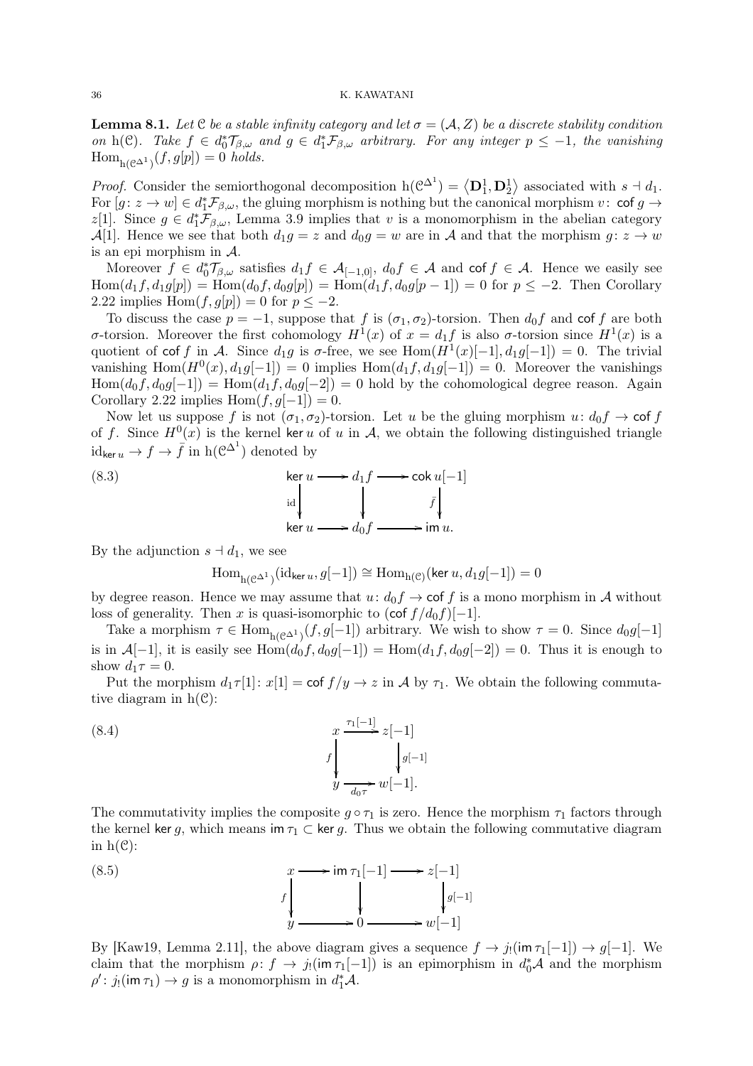**Lemma 8.1.** *Let $\mathcal{C}$ be a stable infinity category and let $\sigma = (\mathcal{A}, Z)$ be a discrete stability condition on $\mathrm{h}(\mathcal{C})$. Take $f \in d_0^*\mathcal{T}_{\beta,\omega}$ and $g \in d_1^*\mathcal{F}_{\beta,\omega}$ arbitrary. For any integer $p \le -1$, the vanishing $\mathrm{Hom}_{\mathrm{h}(\mathcal{C}^{\Delta^1})}(f, g[p]) = 0$ holds.*

*Proof.* Consider the semiorthogonal decomposition $\mathrm{h}(\mathcal{C}^{\Delta^1}) = \langle \mathbf{D}_1^1, \mathbf{D}_2^1 \rangle$ associated with $s \dashv d_1$. For $[g\colon z \to w] \in d_1^*\mathcal{F}_{\beta,\omega}$, the gluing morphism is nothing but the canonical morphism $v\colon \mathsf{cof}\, g \to z[1]$. Since $g \in d_1^*\mathcal{F}_{\beta,\omega}$, Lemma 3.9 implies that $v$ is a monomorphism in the abelian category $\mathcal{A}[1]$. Hence we see that both $d_1 g = z$ and $d_0 g = w$ are in $\mathcal{A}$ and that the morphism $g\colon z \to w$ is an epi morphism in $\mathcal{A}$.

Moreover $f \in d_0^*\mathcal{T}_{\beta,\omega}$ satisfies $d_1 f \in \mathcal{A}_{[-1,0]}$, $d_0 f \in \mathcal{A}$ and $\mathsf{cof}\, f \in \mathcal{A}$. Hence we easily see $\mathrm{Hom}(d_1 f, d_1 g[p]) = \mathrm{Hom}(d_0 f, d_0 g[p]) = \mathrm{Hom}(d_1 f, d_0 g[p-1]) = 0$ for $p \le -2$. Then Corollary 2.22 implies $\mathrm{Hom}(f, g[p]) = 0$ for $p \le -2$.

To discuss the case $p = -1$, suppose that $f$ is $(\sigma_1, \sigma_2)$-torsion. Then $d_0 f$ and $\mathsf{cof}\, f$ are both $\sigma$-torsion. Moreover the first cohomology $H^1(x)$ of $x = d_1 f$ is also $\sigma$-torsion since $H^1(x)$ is a quotient of $\mathsf{cof}\, f$ in $\mathcal{A}$. Since $d_1 g$ is $\sigma$-free, we see $\mathrm{Hom}(H^1(x)[-1], d_1 g[-1]) = 0$. The trivial vanishing $\mathrm{Hom}(H^0(x), d_1 g[-1]) = 0$ implies $\mathrm{Hom}(d_1 f, d_1 g[-1]) = 0$. Moreover the vanishings $\mathrm{Hom}(d_0 f, d_0 g[-1]) = \mathrm{Hom}(d_1 f, d_0 g[-2]) = 0$ hold by the cohomological degree reason. Again Corollary 2.22 implies $\mathrm{Hom}(f, g[-1]) = 0$.

Now let us suppose $f$ is not $(\sigma_1, \sigma_2)$-torsion. Let $u$ be the gluing morphism $u\colon d_0 f \to \mathsf{cof}\, f$ of $f$. Since $H^0(x)$ is the kernel $\ker u$ of $u$ in $\mathcal{A}$, we obtain the following distinguished triangle $\mathrm{id}_{\ker u} \to f \to \bar{f}$ in $\mathrm{h}(\mathcal{C}^{\Delta^1})$ denoted by

$$
\begin{array}{ccccc}
\ker u & \longrightarrow & d_1 f & \longrightarrow & \mathsf{cok}\, u[-1] \\
{\scriptstyle \mathrm{id}}\downarrow & & \downarrow & & \downarrow{\scriptstyle \bar{f}} \\
\ker u & \longrightarrow & d_0 f & \longrightarrow & \mathsf{im}\, u.
\end{array}
\tag{8.3}
$$

By the adjunction $s \dashv d_1$, we see

$$\mathrm{Hom}_{\mathrm{h}(\mathcal{C}^{\Delta^1})}(\mathrm{id}_{\ker u}, g[-1]) \cong \mathrm{Hom}_{\mathrm{h}(\mathcal{C})}(\ker u, d_1 g[-1]) = 0$$

by degree reason. Hence we may assume that $u\colon d_0 f \to \mathsf{cof}\, f$ is a mono morphism in $\mathcal{A}$ without loss of generality. Then $x$ is quasi-isomorphic to $(\mathsf{cof}\, f / d_0 f)[-1]$.

Take a morphism $\tau \in \mathrm{Hom}_{\mathrm{h}(\mathcal{C}^{\Delta^1})}(f, g[-1])$ arbitrary. We wish to show $\tau = 0$. Since $d_0 g[-1]$ is in $\mathcal{A}[-1]$, it is easily see $\mathrm{Hom}(d_0 f, d_0 g[-1]) = \mathrm{Hom}(d_1 f, d_0 g[-2]) = 0$. Thus it is enough to show $d_1 \tau = 0$.

Put the morphism $d_1\tau[1]\colon x[1] = \mathsf{cof}\, f / y \to z$ in $\mathcal{A}$ by $\tau_1$. We obtain the following commutative diagram in $\mathrm{h}(\mathcal{C})$:

$$
\begin{array}{ccc}
x & \xrightarrow{\tau_1[-1]} & z[-1] \\
{\scriptstyle f}\downarrow & & \downarrow{\scriptstyle g[-1]} \\
y & \xrightarrow[d_0\tau]{} & w[-1].
\end{array}
\tag{8.4}
$$

The commutativity implies the composite $g \circ \tau_1$ is zero. Hence the morphism $\tau_1$ factors through the kernel $\ker g$, which means $\mathsf{im}\, \tau_1 \subset \ker g$. Thus we obtain the following commutative diagram in $\mathrm{h}(\mathcal{C})$:

$$
\begin{array}{ccccc}
x & \longrightarrow & \mathsf{im}\, \tau_1[-1] & \longrightarrow & z[-1] \\
{\scriptstyle f}\downarrow & & \downarrow & & \downarrow{\scriptstyle g[-1]} \\
y & \longrightarrow & 0 & \longrightarrow & w[-1]
\end{array}
\tag{8.5}
$$

By [Kaw19, Lemma 2.11], the above diagram gives a sequence $f \to j_!(\mathsf{im}\, \tau_1[-1]) \to g[-1]$. We claim that the morphism $\rho\colon f \to j_!(\mathsf{im}\, \tau_1[-1])$ is an epimorphism in $d_0^*\mathcal{A}$ and the morphism $\rho'\colon j_!(\mathsf{im}\, \tau_1) \to g$ is a monomorphism in $d_1^*\mathcal{A}$.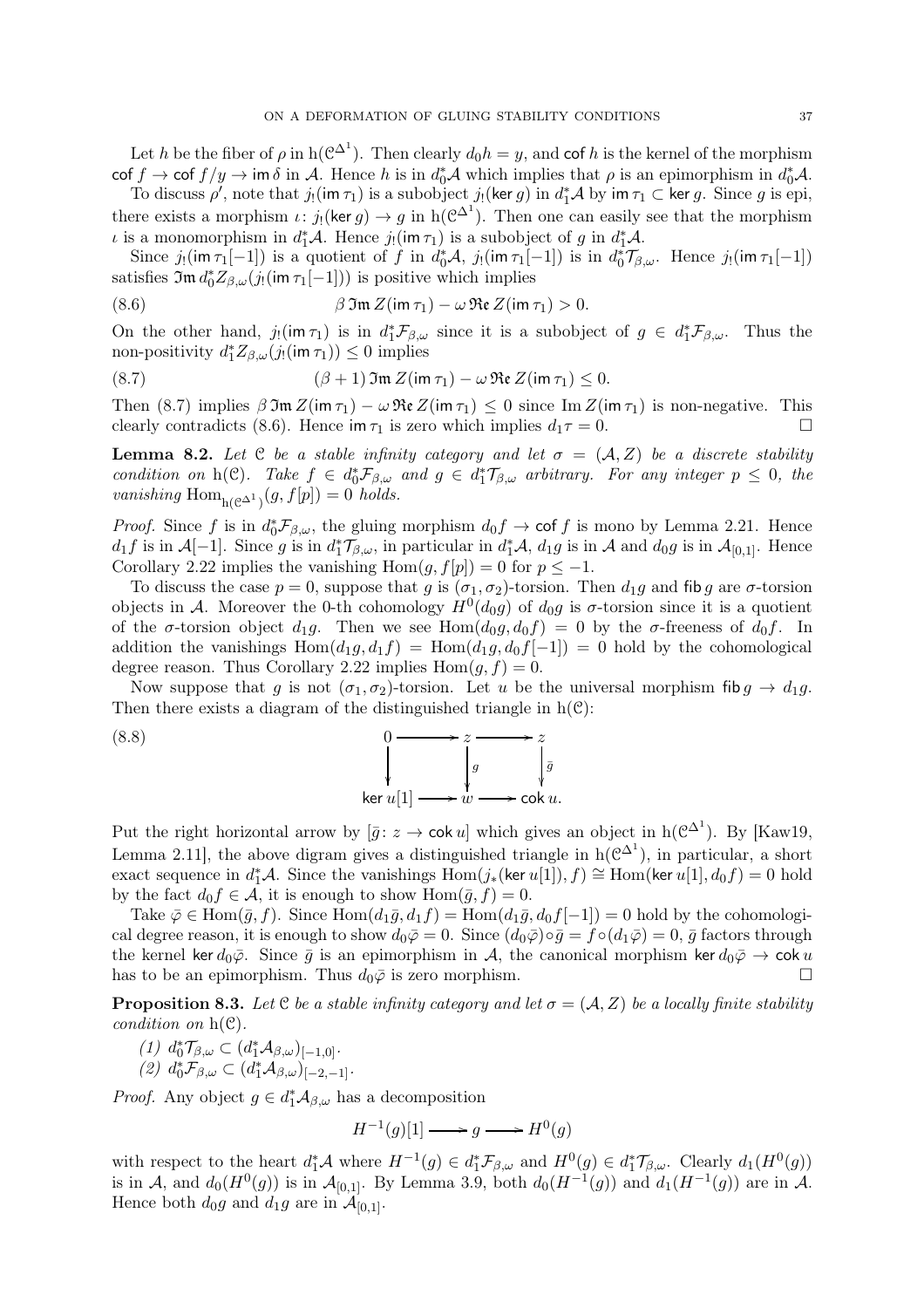Let $h$ be the fiber of $\rho$ in $\mathrm{h}(\mathcal{C}^{\Delta^1})$. Then clearly $d_0 h = y$, and $\mathsf{cof}\, h$ is the kernel of the morphism $\mathsf{cof}\, f \to \mathsf{cof}\, f/y \to \mathsf{im}\, \delta$ in $\mathcal{A}$. Hence $h$ is in $d_0^*\mathcal{A}$ which implies that $\rho$ is an epimorphism in $d_0^*\mathcal{A}$.

To discuss $\rho'$, note that $j_!(\mathsf{im}\, \tau_1)$ is a subobject $j_!(\mathsf{ker}\, g)$ in $d_1^*\mathcal{A}$ by $\mathsf{im}\, \tau_1 \subset \mathsf{ker}\, g$. Since $g$ is epi, there exists a morphism $\iota\colon j_!(\mathsf{ker}\, g) \to g$ in $\mathrm{h}(\mathcal{C}^{\Delta^1})$. Then one can easily see that the morphism $\iota$ is a monomorphism in $d_1^*\mathcal{A}$. Hence $j_!(\mathsf{im}\, \tau_1)$ is a subobject of $g$ in $d_1^*\mathcal{A}$.

Since $j_!(\mathsf{im}\, \tau_1[-1])$ is a quotient of $f$ in $d_0^*\mathcal{A}$, $j_!(\mathsf{im}\, \tau_1[-1])$ is in $d_0^*\mathcal{T}_{\beta,\omega}$. Hence $j_!(\mathsf{im}\, \tau_1[-1])$ satisfies $\mathfrak{Im}\, d_0^* Z_{\beta,\omega}(j_!(\mathsf{im}\, \tau_1[-1]))$ is positive which implies

$$\beta\, \mathfrak{Im}\, Z(\mathsf{im}\, \tau_1) - \omega\, \mathfrak{Re}\, Z(\mathsf{im}\, \tau_1) > 0. \tag{8.6}$$

On the other hand, $j_!(\mathsf{im}\, \tau_1)$ is in $d_1^*\mathcal{F}_{\beta,\omega}$ since it is a subobject of $g \in d_1^*\mathcal{F}_{\beta,\omega}$. Thus the non-positivity $d_1^* Z_{\beta,\omega}(j_!(\mathsf{im}\, \tau_1)) \leq 0$ implies

$$(\beta+1)\, \mathfrak{Im}\, Z(\mathsf{im}\, \tau_1) - \omega\, \mathfrak{Re}\, Z(\mathsf{im}\, \tau_1) \leq 0. \tag{8.7}$$

Then (8.7) implies $\beta\, \mathfrak{Im}\, Z(\mathsf{im}\, \tau_1) - \omega\, \mathfrak{Re}\, Z(\mathsf{im}\, \tau_1) \leq 0$ since $\mathrm{Im}\, Z(\mathsf{im}\, \tau_1)$ is non-negative. This clearly contradicts (8.6). Hence $\mathsf{im}\, \tau_1$ is zero which implies $d_1 \tau = 0$. $\square$

**Lemma 8.2.** *Let $\mathcal{C}$ be a stable infinity category and let $\sigma = (\mathcal{A}, Z)$ be a discrete stability condition on $\mathrm{h}(\mathcal{C})$. Take $f \in d_0^*\mathcal{F}_{\beta,\omega}$ and $g \in d_1^*\mathcal{T}_{\beta,\omega}$ arbitrary. For any integer $p \leq 0$, the vanishing $\mathrm{Hom}_{\mathrm{h}(\mathcal{C}^{\Delta^1})}(g, f[p]) = 0$ holds.*

*Proof.* Since $f$ is in $d_0^*\mathcal{F}_{\beta,\omega}$, the gluing morphism $d_0 f \to \mathsf{cof}\, f$ is mono by Lemma 2.21. Hence $d_1 f$ is in $\mathcal{A}[-1]$. Since $g$ is in $d_1^*\mathcal{T}_{\beta,\omega}$, in particular in $d_1^*\mathcal{A}$, $d_1 g$ is in $\mathcal{A}$ and $d_0 g$ is in $\mathcal{A}_{[0,1]}$. Hence Corollary 2.22 implies the vanishing $\mathrm{Hom}(g, f[p]) = 0$ for $p \leq -1$.

To discuss the case $p = 0$, suppose that $g$ is $(\sigma_1, \sigma_2)$-torsion. Then $d_1 g$ and $\mathsf{fib}\, g$ are $\sigma$-torsion objects in $\mathcal{A}$. Moreover the 0-th cohomology $H^0(d_0 g)$ of $d_0 g$ is $\sigma$-torsion since it is a quotient of the $\sigma$-torsion object $d_1 g$. Then we see $\mathrm{Hom}(d_0 g, d_0 f) = 0$ by the $\sigma$-freeness of $d_0 f$. In addition the vanishings $\mathrm{Hom}(d_1 g, d_1 f) = \mathrm{Hom}(d_1 g, d_0 f[-1]) = 0$ hold by the cohomological degree reason. Thus Corollary 2.22 implies $\mathrm{Hom}(g, f) = 0$.

Now suppose that $g$ is not $(\sigma_1, \sigma_2)$-torsion. Let $u$ be the universal morphism $\mathsf{fib}\, g \to d_1 g$. Then there exists a diagram of the distinguished triangle in $\mathrm{h}(\mathcal{C})$:

$$\begin{array}{ccccc} 0 & \longrightarrow & z & \longrightarrow & z \\ \big\downarrow & & \big\downarrow{\scriptstyle g} & & \big\downarrow{\scriptstyle \bar{g}} \\ \mathsf{ker}\, u[1] & \longrightarrow & w & \longrightarrow & \mathsf{cok}\, u. \end{array} \tag{8.8}$$

Put the right horizontal arrow by $[\bar{g}\colon z \to \mathsf{cok}\, u]$ which gives an object in $\mathrm{h}(\mathcal{C}^{\Delta^1})$. By [Kaw19, Lemma 2.11], the above digram gives a distinguished triangle in $\mathrm{h}(\mathcal{C}^{\Delta^1})$, in particular, a short exact sequence in $d_1^*\mathcal{A}$. Since the vanishings $\mathrm{Hom}(j_*(\mathsf{ker}\, u[1]), f) \cong \mathrm{Hom}(\mathsf{ker}\, u[1], d_0 f) = 0$ hold by the fact $d_0 f \in \mathcal{A}$, it is enough to show $\mathrm{Hom}(\bar{g}, f) = 0$.

Take $\bar{\varphi} \in \mathrm{Hom}(\bar{g}, f)$. Since $\mathrm{Hom}(d_1 \bar{g}, d_1 f) = \mathrm{Hom}(d_1 \bar{g}, d_0 f[-1]) = 0$ hold by the cohomological degree reason, it is enough to show $d_0 \bar{\varphi} = 0$. Since $(d_0 \bar{\varphi}) \circ \bar{g} = f \circ (d_1 \bar{\varphi}) = 0$, $\bar{g}$ factors through the kernel $\mathsf{ker}\, d_0 \bar{\varphi}$. Since $\bar{g}$ is an epimorphism in $\mathcal{A}$, the canonical morphism $\mathsf{ker}\, d_0 \bar{\varphi} \to \mathsf{cok}\, u$ has to be an epimorphism. Thus $d_0 \bar{\varphi}$ is zero morphism. $\square$

**Proposition 8.3.** *Let $\mathcal{C}$ be a stable infinity category and let $\sigma = (\mathcal{A}, Z)$ be a locally finite stability condition on $\mathrm{h}(\mathcal{C})$.*

*(1) $d_0^*\mathcal{T}_{\beta,\omega} \subset (d_1^*\mathcal{A}_{\beta,\omega})_{[-1,0]}$.*

*(2) $d_0^*\mathcal{F}_{\beta,\omega} \subset (d_1^*\mathcal{A}_{\beta,\omega})_{[-2,-1]}$.*

*Proof.* Any object $g \in d_1^*\mathcal{A}_{\beta,\omega}$ has a decomposition

$$H^{-1}(g)[1] \longrightarrow g \longrightarrow H^0(g)$$

with respect to the heart $d_1^*\mathcal{A}$ where $H^{-1}(g) \in d_1^*\mathcal{F}_{\beta,\omega}$ and $H^0(g) \in d_1^*\mathcal{T}_{\beta,\omega}$. Clearly $d_1(H^0(g))$ is in $\mathcal{A}$, and $d_0(H^0(g))$ is in $\mathcal{A}_{[0,1]}$. By Lemma 3.9, both $d_0(H^{-1}(g))$ and $d_1(H^{-1}(g))$ are in $\mathcal{A}$. Hence both $d_0 g$ and $d_1 g$ are in $\mathcal{A}_{[0,1]}$.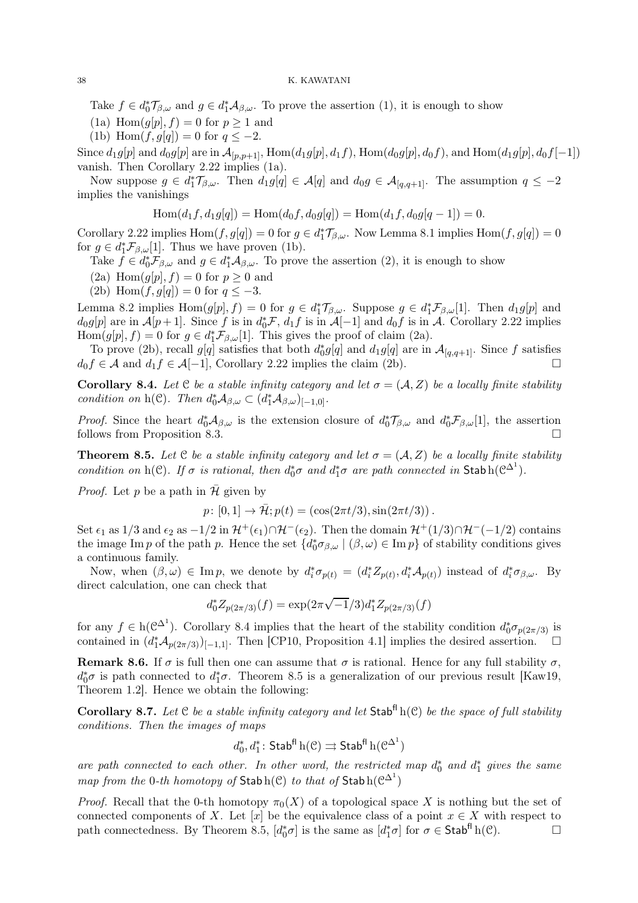Take $f \in d_0^*\mathcal{T}_{\beta,\omega}$ and $g \in d_1^*\mathcal{A}_{\beta,\omega}$. To prove the assertion (1), it is enough to show

(1a) $\mathrm{Hom}(g[p], f) = 0$ for $p \geq 1$ and

(1b) $\mathrm{Hom}(f, g[q]) = 0$ for $q \leq -2$.

Since $d_1 g[p]$ and $d_0 g[p]$ are in $\mathcal{A}_{[p,p+1]}$, $\mathrm{Hom}(d_1 g[p], d_1 f)$, $\mathrm{Hom}(d_0 g[p], d_0 f)$, and $\mathrm{Hom}(d_1 g[p], d_0 f[-1])$ vanish. Then Corollary 2.22 implies (1a).

Now suppose $g \in d_1^*\mathcal{T}_{\beta,\omega}$. Then $d_1 g[q] \in \mathcal{A}[q]$ and $d_0 g \in \mathcal{A}_{[q,q+1]}$. The assumption $q \leq -2$ implies the vanishings

$$\mathrm{Hom}(d_1 f, d_1 g[q]) = \mathrm{Hom}(d_0 f, d_0 g[q]) = \mathrm{Hom}(d_1 f, d_0 g[q-1]) = 0.$$

Corollary 2.22 implies $\mathrm{Hom}(f, g[q]) = 0$ for $g \in d_1^*\mathcal{T}_{\beta,\omega}$. Now Lemma 8.1 implies $\mathrm{Hom}(f, g[q]) = 0$ for $g \in d_1^*\mathcal{F}_{\beta,\omega}[1]$. Thus we have proven (1b).

Take $f \in d_0^*\mathcal{F}_{\beta,\omega}$ and $g \in d_1^*\mathcal{A}_{\beta,\omega}$. To prove the assertion (2), it is enough to show

(2a) $\mathrm{Hom}(g[p], f) = 0$ for $p \geq 0$ and

(2b) $\mathrm{Hom}(f, g[q]) = 0$ for $q \leq -3$.

Lemma 8.2 implies $\mathrm{Hom}(g[p], f) = 0$ for $g \in d_1^*\mathcal{T}_{\beta,\omega}$. Suppose $g \in d_1^*\mathcal{F}_{\beta,\omega}[1]$. Then $d_1 g[p]$ and $d_0 g[p]$ are in $\mathcal{A}[p+1]$. Since $f$ is in $d_0^*\mathcal{F}$, $d_1 f$ is in $\mathcal{A}[-1]$ and $d_0 f$ is in $\mathcal{A}$. Corollary 2.22 implies $\mathrm{Hom}(g[p], f) = 0$ for $g \in d_1^*\mathcal{F}_{\beta,\omega}[1]$. This gives the proof of claim (2a).

To prove (2b), recall $g[q]$ satisfies that both $d_0^* g[q]$ and $d_1 g[q]$ are in $\mathcal{A}_{[q,q+1]}$. Since $f$ satisfies $d_0 f \in \mathcal{A}$ and $d_1 f \in \mathcal{A}[-1]$, Corollary 2.22 implies the claim (2b). $\square$

**Corollary 8.4.** *Let $\mathcal{C}$ be a stable infinity category and let $\sigma = (\mathcal{A}, Z)$ be a locally finite stability condition on $\mathrm{h}(\mathcal{C})$. Then $d_0^*\mathcal{A}_{\beta,\omega} \subset (d_1^*\mathcal{A}_{\beta,\omega})_{[-1,0]}$.*

*Proof.* Since the heart $d_0^*\mathcal{A}_{\beta,\omega}$ is the extension closure of $d_0^*\mathcal{T}_{\beta,\omega}$ and $d_0^*\mathcal{F}_{\beta,\omega}[1]$, the assertion follows from Proposition 8.3. $\square$

**Theorem 8.5.** *Let $\mathcal{C}$ be a stable infinity category and let $\sigma = (\mathcal{A}, Z)$ be a locally finite stability condition on $\mathrm{h}(\mathcal{C})$. If $\sigma$ is rational, then $d_0^*\sigma$ and $d_1^*\sigma$ are path connected in $\mathsf{Stab}\,\mathrm{h}(\mathcal{C}^{\Delta^1})$.*

*Proof.* Let $p$ be a path in $\bar{\mathcal{H}}$ given by

$$p\colon [0,1] \to \bar{\mathcal{H}}; p(t) = (\cos(2\pi t/3), \sin(2\pi t/3)).$$

Set $\epsilon_1$ as $1/3$ and $\epsilon_2$ as $-1/2$ in $\mathcal{H}^+(\epsilon_1) \cap \mathcal{H}^-(\epsilon_2)$. Then the domain $\mathcal{H}^+(1/3) \cap \mathcal{H}^-(-1/2)$ contains the image $\mathrm{Im}\, p$ of the path $p$. Hence the set $\{d_0^*\sigma_{\beta,\omega} \mid (\beta,\omega) \in \mathrm{Im}\, p\}$ of stability conditions gives a continuous family.

Now, when $(\beta,\omega) \in \mathrm{Im}\, p$, we denote by $d_i^*\sigma_{p(t)} = (d_i^* Z_{p(t)}, d_i^*\mathcal{A}_{p(t)})$ instead of $d_i^*\sigma_{\beta,\omega}$. By direct calculation, one can check that

$$d_0^* Z_{p(2\pi/3)}(f) = \exp(2\pi\sqrt{-1}/3) d_1^* Z_{p(2\pi/3)}(f)$$

for any $f \in \mathrm{h}(\mathcal{C}^{\Delta^1})$. Corollary 8.4 implies that the heart of the stability condition $d_0^*\sigma_{p(2\pi/3)}$ is contained in $(d_1^*\mathcal{A}_{p(2\pi/3)})_{[-1,1]}$. Then [CP10, Proposition 4.1] implies the desired assertion. $\square$

**Remark 8.6.** If $\sigma$ is full then one can assume that $\sigma$ is rational. Hence for any full stability $\sigma$, $d_0^*\sigma$ is path connected to $d_1^*\sigma$. Theorem 8.5 is a generalization of our previous result [Kaw19, Theorem 1.2]. Hence we obtain the following:

**Corollary 8.7.** *Let $\mathcal{C}$ be a stable infinity category and let $\mathsf{Stab}^{\mathsf{fl}}\,\mathrm{h}(\mathcal{C})$ be the space of full stability conditions. Then the images of maps*

$$d_0^*, d_1^* \colon \mathsf{Stab}^{\mathsf{fl}}\,\mathrm{h}(\mathcal{C}) \rightrightarrows \mathsf{Stab}^{\mathsf{fl}}\,\mathrm{h}(\mathcal{C}^{\Delta^1})$$

*are path connected to each other. In other word, the restricted map $d_0^*$ and $d_1^*$ gives the same map from the 0-th homotopy of $\mathsf{Stab}\,\mathrm{h}(\mathcal{C})$ to that of $\mathsf{Stab}\,\mathrm{h}(\mathcal{C}^{\Delta^1})$*

*Proof.* Recall that the 0-th homotopy $\pi_0(X)$ of a topological space $X$ is nothing but the set of connected components of $X$. Let $[x]$ be the equivalence class of a point $x \in X$ with respect to path connectedness. By Theorem 8.5, $[d_0^*\sigma]$ is the same as $[d_1^*\sigma]$ for $\sigma \in \mathsf{Stab}^{\mathsf{fl}}\,\mathrm{h}(\mathcal{C})$. $\square$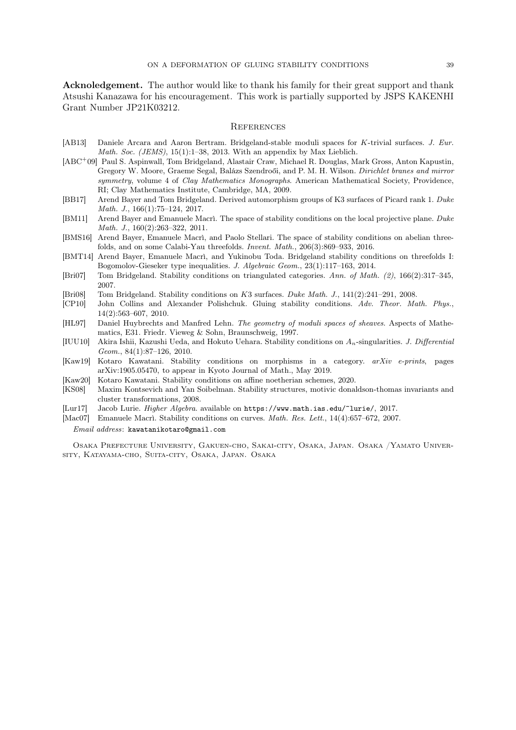**Acknoledgement.** The author would like to thank his family for their great support and thank Atsushi Kanazawa for his encouragement. This work is partially supported by JSPS KAKENHI Grant Number JP21K03212.

## References

[AB13] Daniele Arcara and Aaron Bertram. Bridgeland-stable moduli spaces for $K$-trivial surfaces. *J. Eur. Math. Soc. (JEMS)*, 15(1):1–38, 2013. With an appendix by Max Lieblich.

[ABC+09] Paul S. Aspinwall, Tom Bridgeland, Alastair Craw, Michael R. Douglas, Mark Gross, Anton Kapustin, Gregory W. Moore, Graeme Segal, Balázs Szendrői, and P. M. H. Wilson. *Dirichlet branes and mirror symmetry*, volume 4 of *Clay Mathematics Monographs*. American Mathematical Society, Providence, RI; Clay Mathematics Institute, Cambridge, MA, 2009.

[BB17] Arend Bayer and Tom Bridgeland. Derived automorphism groups of K3 surfaces of Picard rank 1. *Duke Math. J.*, 166(1):75–124, 2017.

[BM11] Arend Bayer and Emanuele Macrì. The space of stability conditions on the local projective plane. *Duke Math. J.*, 160(2):263–322, 2011.

[BMS16] Arend Bayer, Emanuele Macrì, and Paolo Stellari. The space of stability conditions on abelian threefolds, and on some Calabi-Yau threefolds. *Invent. Math.*, 206(3):869–933, 2016.

[BMT14] Arend Bayer, Emanuele Macrì, and Yukinobu Toda. Bridgeland stability conditions on threefolds I: Bogomolov-Gieseker type inequalities. *J. Algebraic Geom.*, 23(1):117–163, 2014.

[Bri07] Tom Bridgeland. Stability conditions on triangulated categories. *Ann. of Math. (2)*, 166(2):317–345, 2007.

[Bri08] Tom Bridgeland. Stability conditions on $K3$ surfaces. *Duke Math. J.*, 141(2):241–291, 2008.

[CP10] John Collins and Alexander Polishchuk. Gluing stability conditions. *Adv. Theor. Math. Phys.*, 14(2):563–607, 2010.

[HL97] Daniel Huybrechts and Manfred Lehn. *The geometry of moduli spaces of sheaves*. Aspects of Mathematics, E31. Friedr. Vieweg & Sohn, Braunschweig, 1997.

[IUU10] Akira Ishii, Kazushi Ueda, and Hokuto Uehara. Stability conditions on $A_n$-singularities. *J. Differential Geom.*, 84(1):87–126, 2010.

[Kaw19] Kotaro Kawatani. Stability conditions on morphisms in a category. *arXiv e-prints*, pages arXiv:1905.05470, to appear in Kyoto Journal of Math., May 2019.

[Kaw20] Kotaro Kawatani. Stability conditions on affine noetherian schemes, 2020.

[KS08] Maxim Kontsevich and Yan Soibelman. Stability structures, motivic donaldson-thomas invariants and cluster transformations, 2008.

[Lur17] Jacob Lurie. *Higher Algebra*. available on `https://www.math.ias.edu/~lurie/`, 2017.

[Mac07] Emanuele Macrì. Stability conditions on curves. *Math. Res. Lett.*, 14(4):657–672, 2007.

*Email address*: `kawatanikotaro@gmail.com`

Osaka Prefecture University, Gakuen-cho, Sakai-city, Osaka, Japan. Osaka /Yamato University, Katayama-cho, Suita-city, Osaka, Japan. Osaka